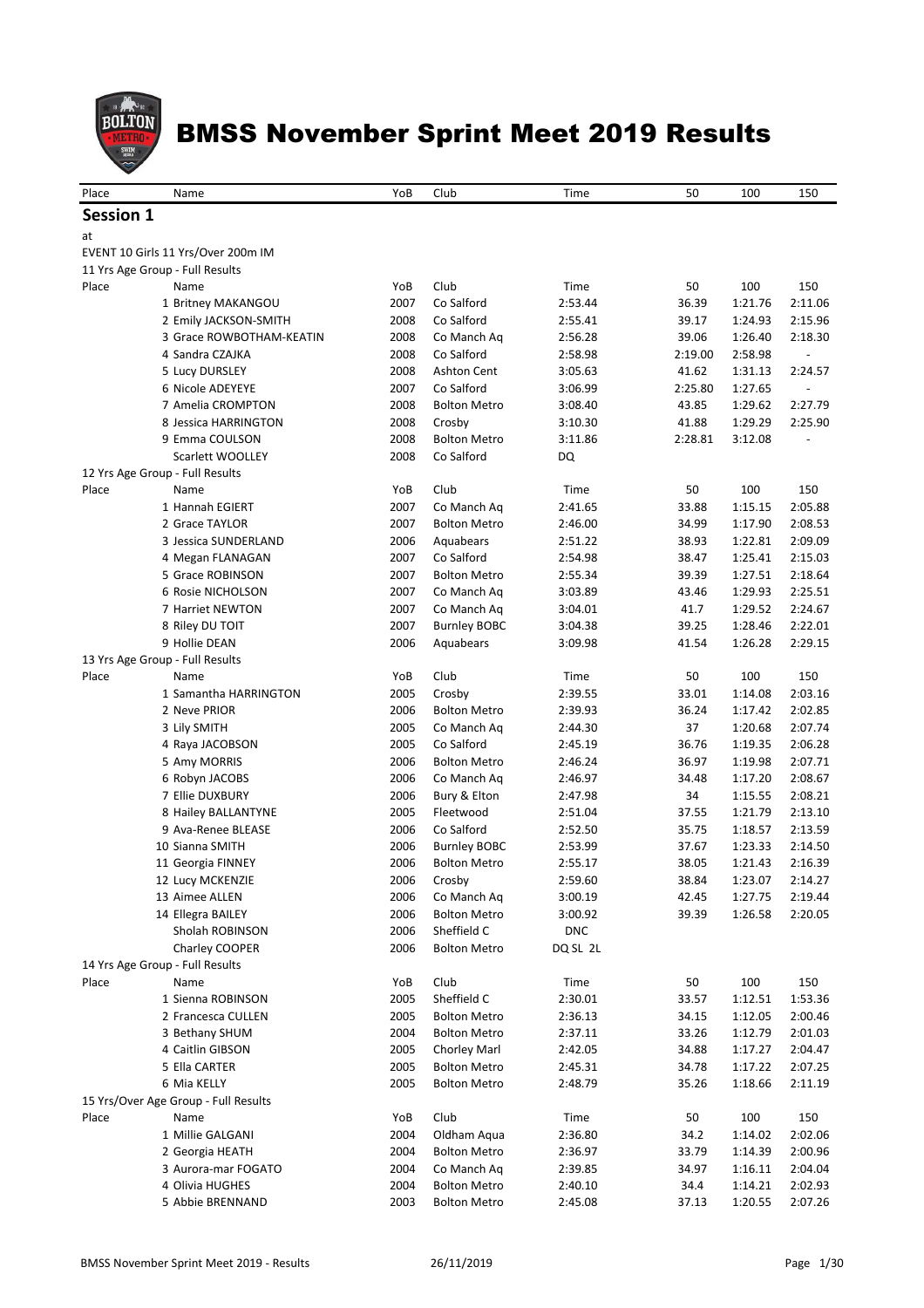# BMSS November Sprint Meet 2019 Results

| Place | Name | YoB | Club | Time | 50 | 100 | 150 |
|---|---|---|---|---|---|---|---|

## Session 1

at

EVENT 10 Girls 11 Yrs/Over 200m IM

11 Yrs Age Group - Full Results

| Place | Name | YoB | Club | Time | 50 | 100 | 150 |
|---|---|---|---|---|---|---|---|
| 1 | Britney MAKANGOU | 2007 | Co Salford | 2:53.44 | 36.39 | 1:21.76 | 2:11.06 |
| 2 | Emily JACKSON-SMITH | 2008 | Co Salford | 2:55.41 | 39.17 | 1:24.93 | 2:15.96 |
| 3 | Grace ROWBOTHAM-KEATIN | 2008 | Co Manch Aq | 2:56.28 | 39.06 | 1:26.40 | 2:18.30 |
| 4 | Sandra CZAJKA | 2008 | Co Salford | 2:58.98 | 2:19.00 | 2:58.98 | - |
| 5 | Lucy DURSLEY | 2008 | Ashton Cent | 3:05.63 | 41.62 | 1:31.13 | 2:24.57 |
| 6 | Nicole ADEYEYE | 2007 | Co Salford | 3:06.99 | 2:25.80 | 1:27.65 | - |
| 7 | Amelia CROMPTON | 2008 | Bolton Metro | 3:08.40 | 43.85 | 1:29.62 | 2:27.79 |
| 8 | Jessica HARRINGTON | 2008 | Crosby | 3:10.30 | 41.88 | 1:29.29 | 2:25.90 |
| 9 | Emma COULSON | 2008 | Bolton Metro | 3:11.86 | 2:28.81 | 3:12.08 | - |
| | Scarlett WOOLLEY | 2008 | Co Salford | DQ | | | |

12 Yrs Age Group - Full Results

| Place | Name | YoB | Club | Time | 50 | 100 | 150 |
|---|---|---|---|---|---|---|---|
| 1 | Hannah EGIERT | 2007 | Co Manch Aq | 2:41.65 | 33.88 | 1:15.15 | 2:05.88 |
| 2 | Grace TAYLOR | 2007 | Bolton Metro | 2:46.00 | 34.99 | 1:17.90 | 2:08.53 |
| 3 | Jessica SUNDERLAND | 2006 | Aquabears | 2:51.22 | 38.93 | 1:22.81 | 2:09.09 |
| 4 | Megan FLANAGAN | 2007 | Co Salford | 2:54.98 | 38.47 | 1:25.41 | 2:15.03 |
| 5 | Grace ROBINSON | 2007 | Bolton Metro | 2:55.34 | 39.39 | 1:27.51 | 2:18.64 |
| 6 | Rosie NICHOLSON | 2007 | Co Manch Aq | 3:03.89 | 43.46 | 1:29.93 | 2:25.51 |
| 7 | Harriet NEWTON | 2007 | Co Manch Aq | 3:04.01 | 41.7 | 1:29.52 | 2:24.67 |
| 8 | Riley DU TOIT | 2007 | Burnley BOBC | 3:04.38 | 39.25 | 1:28.46 | 2:22.01 |
| 9 | Hollie DEAN | 2006 | Aquabears | 3:09.98 | 41.54 | 1:26.28 | 2:29.15 |

13 Yrs Age Group - Full Results

| Place | Name | YoB | Club | Time | 50 | 100 | 150 |
|---|---|---|---|---|---|---|---|
| 1 | Samantha HARRINGTON | 2005 | Crosby | 2:39.55 | 33.01 | 1:14.08 | 2:03.16 |
| 2 | Neve PRIOR | 2006 | Bolton Metro | 2:39.93 | 36.24 | 1:17.42 | 2:02.85 |
| 3 | Lily SMITH | 2005 | Co Manch Aq | 2:44.30 | 37 | 1:20.68 | 2:07.74 |
| 4 | Raya JACOBSON | 2005 | Co Salford | 2:45.19 | 36.76 | 1:19.35 | 2:06.28 |
| 5 | Amy MORRIS | 2006 | Bolton Metro | 2:46.24 | 36.97 | 1:19.98 | 2:07.71 |
| 6 | Robyn JACOBS | 2006 | Co Manch Aq | 2:46.97 | 34.48 | 1:17.20 | 2:08.67 |
| 7 | Ellie DUXBURY | 2006 | Bury & Elton | 2:47.98 | 34 | 1:15.55 | 2:08.21 |
| 8 | Hailey BALLANTYNE | 2005 | Fleetwood | 2:51.04 | 37.55 | 1:21.79 | 2:13.10 |
| 9 | Ava-Renee BLEASE | 2006 | Co Salford | 2:52.50 | 35.75 | 1:18.57 | 2:13.59 |
| 10 | Sianna SMITH | 2006 | Burnley BOBC | 2:53.99 | 37.67 | 1:23.33 | 2:14.50 |
| 11 | Georgia FINNEY | 2006 | Bolton Metro | 2:55.17 | 38.05 | 1:21.43 | 2:16.39 |
| 12 | Lucy MCKENZIE | 2006 | Crosby | 2:59.60 | 38.84 | 1:23.07 | 2:14.27 |
| 13 | Aimee ALLEN | 2006 | Co Manch Aq | 3:00.19 | 42.45 | 1:27.75 | 2:19.44 |
| 14 | Ellegra BAILEY | 2006 | Bolton Metro | 3:00.92 | 39.39 | 1:26.58 | 2:20.05 |
| | Sholah ROBINSON | 2006 | Sheffield C | DNC | | | |
| | Charley COOPER | 2006 | Bolton Metro | DQ SL 2L | | | |

14 Yrs Age Group - Full Results

| Place | Name | YoB | Club | Time | 50 | 100 | 150 |
|---|---|---|---|---|---|---|---|
| 1 | Sienna ROBINSON | 2005 | Sheffield C | 2:30.01 | 33.57 | 1:12.51 | 1:53.36 |
| 2 | Francesca CULLEN | 2005 | Bolton Metro | 2:36.13 | 34.15 | 1:12.05 | 2:00.46 |
| 3 | Bethany SHUM | 2004 | Bolton Metro | 2:37.11 | 33.26 | 1:12.79 | 2:01.03 |
| 4 | Caitlin GIBSON | 2005 | Chorley Marl | 2:42.05 | 34.88 | 1:17.27 | 2:04.47 |
| 5 | Ella CARTER | 2005 | Bolton Metro | 2:45.31 | 34.78 | 1:17.22 | 2:07.25 |
| 6 | Mia KELLY | 2005 | Bolton Metro | 2:48.79 | 35.26 | 1:18.66 | 2:11.19 |

15 Yrs/Over Age Group - Full Results

| Place | Name | YoB | Club | Time | 50 | 100 | 150 |
|---|---|---|---|---|---|---|---|
| 1 | Millie GALGANI | 2004 | Oldham Aqua | 2:36.80 | 34.2 | 1:14.02 | 2:02.06 |
| 2 | Georgia HEATH | 2004 | Bolton Metro | 2:36.97 | 33.79 | 1:14.39 | 2:00.96 |
| 3 | Aurora-mar FOGATO | 2004 | Co Manch Aq | 2:39.85 | 34.97 | 1:16.11 | 2:04.04 |
| 4 | Olivia HUGHES | 2004 | Bolton Metro | 2:40.10 | 34.4 | 1:14.21 | 2:02.93 |
| 5 | Abbie BRENNAND | 2003 | Bolton Metro | 2:45.08 | 37.13 | 1:20.55 | 2:07.26 |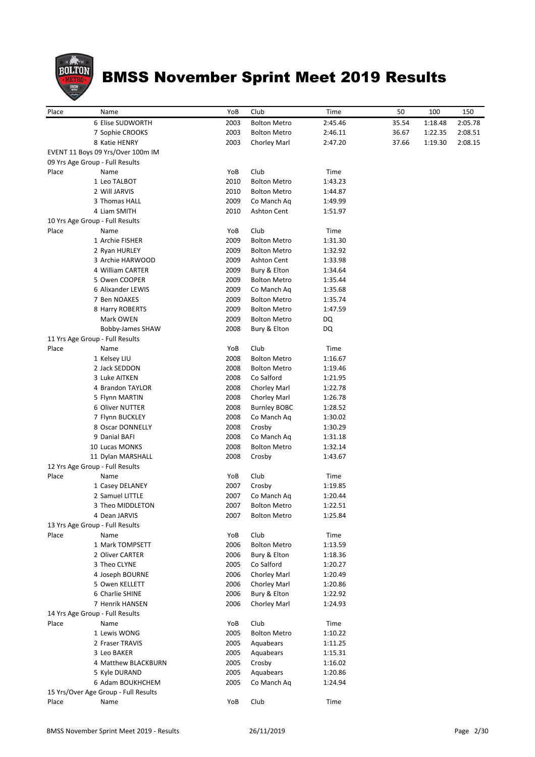# BMSS November Sprint Meet 2019 Results

| Place | Name | YoB | Club | Time | 50 | 100 | 150 |
|---|---|---|---|---|---|---|---|
| 6 | Elise SUDWORTH | 2003 | Bolton Metro | 2:45.46 | 35.54 | 1:18.48 | 2:05.78 |
| 7 | Sophie CROOKS | 2003 | Bolton Metro | 2:46.11 | 36.67 | 1:22.35 | 2:08.51 |
| 8 | Katie HENRY | 2003 | Chorley Marl | 2:47.20 | 37.66 | 1:19.30 | 2:08.15 |

EVENT 11 Boys 09 Yrs/Over 100m IM

09 Yrs Age Group - Full Results

| Place | Name | YoB | Club | Time |
|---|---|---|---|---|
| 1 | Leo TALBOT | 2010 | Bolton Metro | 1:43.23 |
| 2 | Will JARVIS | 2010 | Bolton Metro | 1:44.87 |
| 3 | Thomas HALL | 2009 | Co Manch Aq | 1:49.99 |
| 4 | Liam SMITH | 2010 | Ashton Cent | 1:51.97 |

10 Yrs Age Group - Full Results

| Place | Name | YoB | Club | Time |
|---|---|---|---|---|
| 1 | Archie FISHER | 2009 | Bolton Metro | 1:31.30 |
| 2 | Ryan HURLEY | 2009 | Bolton Metro | 1:32.92 |
| 3 | Archie HARWOOD | 2009 | Ashton Cent | 1:33.98 |
| 4 | William CARTER | 2009 | Bury & Elton | 1:34.64 |
| 5 | Owen COOPER | 2009 | Bolton Metro | 1:35.44 |
| 6 | Alixander LEWIS | 2009 | Co Manch Aq | 1:35.68 |
| 7 | Ben NOAKES | 2009 | Bolton Metro | 1:35.74 |
| 8 | Harry ROBERTS | 2009 | Bolton Metro | 1:47.59 |
| | Mark OWEN | 2009 | Bolton Metro | DQ |
| | Bobby-James SHAW | 2008 | Bury & Elton | DQ |

11 Yrs Age Group - Full Results

| Place | Name | YoB | Club | Time |
|---|---|---|---|---|
| 1 | Kelsey LIU | 2008 | Bolton Metro | 1:16.67 |
| 2 | Jack SEDDON | 2008 | Bolton Metro | 1:19.46 |
| 3 | Luke AITKEN | 2008 | Co Salford | 1:21.95 |
| 4 | Brandon TAYLOR | 2008 | Chorley Marl | 1:22.78 |
| 5 | Flynn MARTIN | 2008 | Chorley Marl | 1:26.78 |
| 6 | Oliver NUTTER | 2008 | Burnley BOBC | 1:28.52 |
| 7 | Flynn BUCKLEY | 2008 | Co Manch Aq | 1:30.02 |
| 8 | Oscar DONNELLY | 2008 | Crosby | 1:30.29 |
| 9 | Danial BAFI | 2008 | Co Manch Aq | 1:31.18 |
| 10 | Lucas MONKS | 2008 | Bolton Metro | 1:32.14 |
| 11 | Dylan MARSHALL | 2008 | Crosby | 1:43.67 |

12 Yrs Age Group - Full Results

| Place | Name | YoB | Club | Time |
|---|---|---|---|---|
| 1 | Casey DELANEY | 2007 | Crosby | 1:19.85 |
| 2 | Samuel LITTLE | 2007 | Co Manch Aq | 1:20.44 |
| 3 | Theo MIDDLETON | 2007 | Bolton Metro | 1:22.51 |
| 4 | Dean JARVIS | 2007 | Bolton Metro | 1:25.84 |

13 Yrs Age Group - Full Results

| Place | Name | YoB | Club | Time |
|---|---|---|---|---|
| 1 | Mark TOMPSETT | 2006 | Bolton Metro | 1:13.59 |
| 2 | Oliver CARTER | 2006 | Bury & Elton | 1:18.36 |
| 3 | Theo CLYNE | 2005 | Co Salford | 1:20.27 |
| 4 | Joseph BOURNE | 2006 | Chorley Marl | 1:20.49 |
| 5 | Owen KELLETT | 2006 | Chorley Marl | 1:20.86 |
| 6 | Charlie SHINE | 2006 | Bury & Elton | 1:22.92 |
| 7 | Henrik HANSEN | 2006 | Chorley Marl | 1:24.93 |

14 Yrs Age Group - Full Results

| Place | Name | YoB | Club | Time |
|---|---|---|---|---|
| 1 | Lewis WONG | 2005 | Bolton Metro | 1:10.22 |
| 2 | Fraser TRAVIS | 2005 | Aquabears | 1:11.25 |
| 3 | Leo BAKER | 2005 | Aquabears | 1:15.31 |
| 4 | Matthew BLACKBURN | 2005 | Crosby | 1:16.02 |
| 5 | Kyle DURAND | 2005 | Aquabears | 1:20.86 |
| 6 | Adam BOUKHCHEM | 2005 | Co Manch Aq | 1:24.94 |

15 Yrs/Over Age Group - Full Results

| Place | Name | YoB | Club | Time |
|---|---|---|---|---|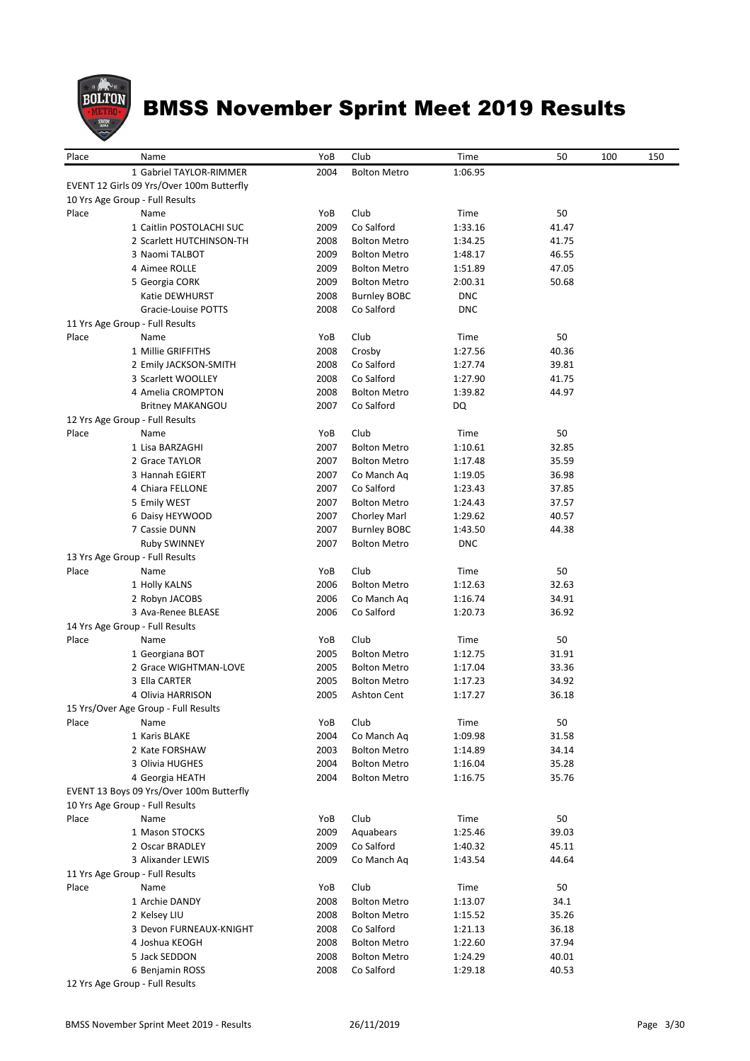# BMSS November Sprint Meet 2019 Results

| Place | Name | YoB | Club | Time | 50 | 100 | 150 |
|---|---|---|---|---|---|---|---|
| 1 | Gabriel TAYLOR-RIMMER | 2004 | Bolton Metro | 1:06.95 | | | |

EVENT 12 Girls 09 Yrs/Over 100m Butterfly

10 Yrs Age Group - Full Results

| Place | Name | YoB | Club | Time | 50 |
|---|---|---|---|---|---|
| 1 | Caitlin POSTOLACHI SUC | 2009 | Co Salford | 1:33.16 | 41.47 |
| 2 | Scarlett HUTCHINSON-TH | 2008 | Bolton Metro | 1:34.25 | 41.75 |
| 3 | Naomi TALBOT | 2009 | Bolton Metro | 1:48.17 | 46.55 |
| 4 | Aimee ROLLE | 2009 | Bolton Metro | 1:51.89 | 47.05 |
| 5 | Georgia CORK | 2009 | Bolton Metro | 2:00.31 | 50.68 |
| | Katie DEWHURST | 2008 | Burnley BOBC | DNC | |
| | Gracie-Louise POTTS | 2008 | Co Salford | DNC | |

11 Yrs Age Group - Full Results

| Place | Name | YoB | Club | Time | 50 |
|---|---|---|---|---|---|
| 1 | Millie GRIFFITHS | 2008 | Crosby | 1:27.56 | 40.36 |
| 2 | Emily JACKSON-SMITH | 2008 | Co Salford | 1:27.74 | 39.81 |
| 3 | Scarlett WOOLLEY | 2008 | Co Salford | 1:27.90 | 41.75 |
| 4 | Amelia CROMPTON | 2008 | Bolton Metro | 1:39.82 | 44.97 |
| | Britney MAKANGOU | 2007 | Co Salford | DQ | |

12 Yrs Age Group - Full Results

| Place | Name | YoB | Club | Time | 50 |
|---|---|---|---|---|---|
| 1 | Lisa BARZAGHI | 2007 | Bolton Metro | 1:10.61 | 32.85 |
| 2 | Grace TAYLOR | 2007 | Bolton Metro | 1:17.48 | 35.59 |
| 3 | Hannah EGIERT | 2007 | Co Manch Aq | 1:19.05 | 36.98 |
| 4 | Chiara FELLONE | 2007 | Co Salford | 1:23.43 | 37.85 |
| 5 | Emily WEST | 2007 | Bolton Metro | 1:24.43 | 37.57 |
| 6 | Daisy HEYWOOD | 2007 | Chorley Marl | 1:29.62 | 40.57 |
| 7 | Cassie DUNN | 2007 | Burnley BOBC | 1:43.50 | 44.38 |
| | Ruby SWINNEY | 2007 | Bolton Metro | DNC | |

13 Yrs Age Group - Full Results

| Place | Name | YoB | Club | Time | 50 |
|---|---|---|---|---|---|
| 1 | Holly KALNS | 2006 | Bolton Metro | 1:12.63 | 32.63 |
| 2 | Robyn JACOBS | 2006 | Co Manch Aq | 1:16.74 | 34.91 |
| 3 | Ava-Renee BLEASE | 2006 | Co Salford | 1:20.73 | 36.92 |

14 Yrs Age Group - Full Results

| Place | Name | YoB | Club | Time | 50 |
|---|---|---|---|---|---|
| 1 | Georgiana BOT | 2005 | Bolton Metro | 1:12.75 | 31.91 |
| 2 | Grace WIGHTMAN-LOVE | 2005 | Bolton Metro | 1:17.04 | 33.36 |
| 3 | Ella CARTER | 2005 | Bolton Metro | 1:17.23 | 34.92 |
| 4 | Olivia HARRISON | 2005 | Ashton Cent | 1:17.27 | 36.18 |

15 Yrs/Over Age Group - Full Results

| Place | Name | YoB | Club | Time | 50 |
|---|---|---|---|---|---|
| 1 | Karis BLAKE | 2004 | Co Manch Aq | 1:09.98 | 31.58 |
| 2 | Kate FORSHAW | 2003 | Bolton Metro | 1:14.89 | 34.14 |
| 3 | Olivia HUGHES | 2004 | Bolton Metro | 1:16.04 | 35.28 |
| 4 | Georgia HEATH | 2004 | Bolton Metro | 1:16.75 | 35.76 |

EVENT 13 Boys 09 Yrs/Over 100m Butterfly

10 Yrs Age Group - Full Results

| Place | Name | YoB | Club | Time | 50 |
|---|---|---|---|---|---|
| 1 | Mason STOCKS | 2009 | Aquabears | 1:25.46 | 39.03 |
| 2 | Oscar BRADLEY | 2009 | Co Salford | 1:40.32 | 45.11 |
| 3 | Alixander LEWIS | 2009 | Co Manch Aq | 1:43.54 | 44.64 |

11 Yrs Age Group - Full Results

| Place | Name | YoB | Club | Time | 50 |
|---|---|---|---|---|---|
| 1 | Archie DANDY | 2008 | Bolton Metro | 1:13.07 | 34.1 |
| 2 | Kelsey LIU | 2008 | Bolton Metro | 1:15.52 | 35.26 |
| 3 | Devon FURNEAUX-KNIGHT | 2008 | Co Salford | 1:21.13 | 36.18 |
| 4 | Joshua KEOGH | 2008 | Bolton Metro | 1:22.60 | 37.94 |
| 5 | Jack SEDDON | 2008 | Bolton Metro | 1:24.29 | 40.01 |
| 6 | Benjamin ROSS | 2008 | Co Salford | 1:29.18 | 40.53 |

12 Yrs Age Group - Full Results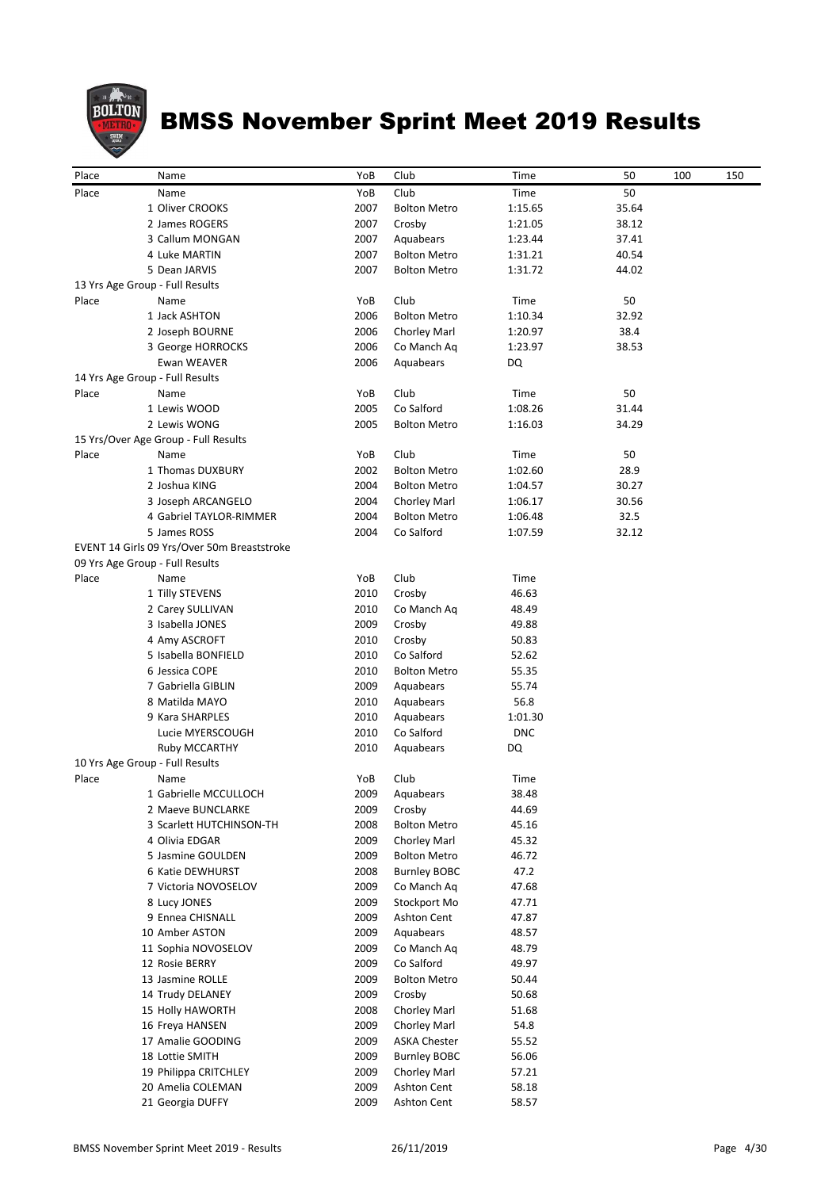# BMSS November Sprint Meet 2019 Results

| Place | Name | YoB | Club | Time | 50 | 100 | 150 |
|---|---|---|---|---|---|---|---|
| Place | Name | YoB | Club | Time | 50 | | |
| 1 | Oliver CROOKS | 2007 | Bolton Metro | 1:15.65 | 35.64 | | |
| 2 | James ROGERS | 2007 | Crosby | 1:21.05 | 38.12 | | |
| 3 | Callum MONGAN | 2007 | Aquabears | 1:23.44 | 37.41 | | |
| 4 | Luke MARTIN | 2007 | Bolton Metro | 1:31.21 | 40.54 | | |
| 5 | Dean JARVIS | 2007 | Bolton Metro | 1:31.72 | 44.02 | | |

13 Yrs Age Group - Full Results

| Place | Name | YoB | Club | Time | 50 |
|---|---|---|---|---|---|
| 1 | Jack ASHTON | 2006 | Bolton Metro | 1:10.34 | 32.92 |
| 2 | Joseph BOURNE | 2006 | Chorley Marl | 1:20.97 | 38.4 |
| 3 | George HORROCKS | 2006 | Co Manch Aq | 1:23.97 | 38.53 |
| | Ewan WEAVER | 2006 | Aquabears | DQ | |

14 Yrs Age Group - Full Results

| Place | Name | YoB | Club | Time | 50 |
|---|---|---|---|---|---|
| 1 | Lewis WOOD | 2005 | Co Salford | 1:08.26 | 31.44 |
| 2 | Lewis WONG | 2005 | Bolton Metro | 1:16.03 | 34.29 |

15 Yrs/Over Age Group - Full Results

| Place | Name | YoB | Club | Time | 50 |
|---|---|---|---|---|---|
| 1 | Thomas DUXBURY | 2002 | Bolton Metro | 1:02.60 | 28.9 |
| 2 | Joshua KING | 2004 | Bolton Metro | 1:04.57 | 30.27 |
| 3 | Joseph ARCANGELO | 2004 | Chorley Marl | 1:06.17 | 30.56 |
| 4 | Gabriel TAYLOR-RIMMER | 2004 | Bolton Metro | 1:06.48 | 32.5 |
| 5 | James ROSS | 2004 | Co Salford | 1:07.59 | 32.12 |

EVENT 14 Girls 09 Yrs/Over 50m Breaststroke

09 Yrs Age Group - Full Results

| Place | Name | YoB | Club | Time |
|---|---|---|---|---|
| 1 | Tilly STEVENS | 2010 | Crosby | 46.63 |
| 2 | Carey SULLIVAN | 2010 | Co Manch Aq | 48.49 |
| 3 | Isabella JONES | 2009 | Crosby | 49.88 |
| 4 | Amy ASCROFT | 2010 | Crosby | 50.83 |
| 5 | Isabella BONFIELD | 2010 | Co Salford | 52.62 |
| 6 | Jessica COPE | 2010 | Bolton Metro | 55.35 |
| 7 | Gabriella GIBLIN | 2009 | Aquabears | 55.74 |
| 8 | Matilda MAYO | 2010 | Aquabears | 56.8 |
| 9 | Kara SHARPLES | 2010 | Aquabears | 1:01.30 |
| | Lucie MYERSCOUGH | 2010 | Co Salford | DNC |
| | Ruby MCCARTHY | 2010 | Aquabears | DQ |

10 Yrs Age Group - Full Results

| Place | Name | YoB | Club | Time |
|---|---|---|---|---|
| 1 | Gabrielle MCCULLOCH | 2009 | Aquabears | 38.48 |
| 2 | Maeve BUNCLARKE | 2009 | Crosby | 44.69 |
| 3 | Scarlett HUTCHINSON-TH | 2008 | Bolton Metro | 45.16 |
| 4 | Olivia EDGAR | 2009 | Chorley Marl | 45.32 |
| 5 | Jasmine GOULDEN | 2009 | Bolton Metro | 46.72 |
| 6 | Katie DEWHURST | 2008 | Burnley BOBC | 47.2 |
| 7 | Victoria NOVOSELOV | 2009 | Co Manch Aq | 47.68 |
| 8 | Lucy JONES | 2009 | Stockport Mo | 47.71 |
| 9 | Ennea CHISNALL | 2009 | Ashton Cent | 47.87 |
| 10 | Amber ASTON | 2009 | Aquabears | 48.57 |
| 11 | Sophia NOVOSELOV | 2009 | Co Manch Aq | 48.79 |
| 12 | Rosie BERRY | 2009 | Co Salford | 49.97 |
| 13 | Jasmine ROLLE | 2009 | Bolton Metro | 50.44 |
| 14 | Trudy DELANEY | 2009 | Crosby | 50.68 |
| 15 | Holly HAWORTH | 2008 | Chorley Marl | 51.68 |
| 16 | Freya HANSEN | 2009 | Chorley Marl | 54.8 |
| 17 | Amalie GOODING | 2009 | ASKA Chester | 55.52 |
| 18 | Lottie SMITH | 2009 | Burnley BOBC | 56.06 |
| 19 | Philippa CRITCHLEY | 2009 | Chorley Marl | 57.21 |
| 20 | Amelia COLEMAN | 2009 | Ashton Cent | 58.18 |
| 21 | Georgia DUFFY | 2009 | Ashton Cent | 58.57 |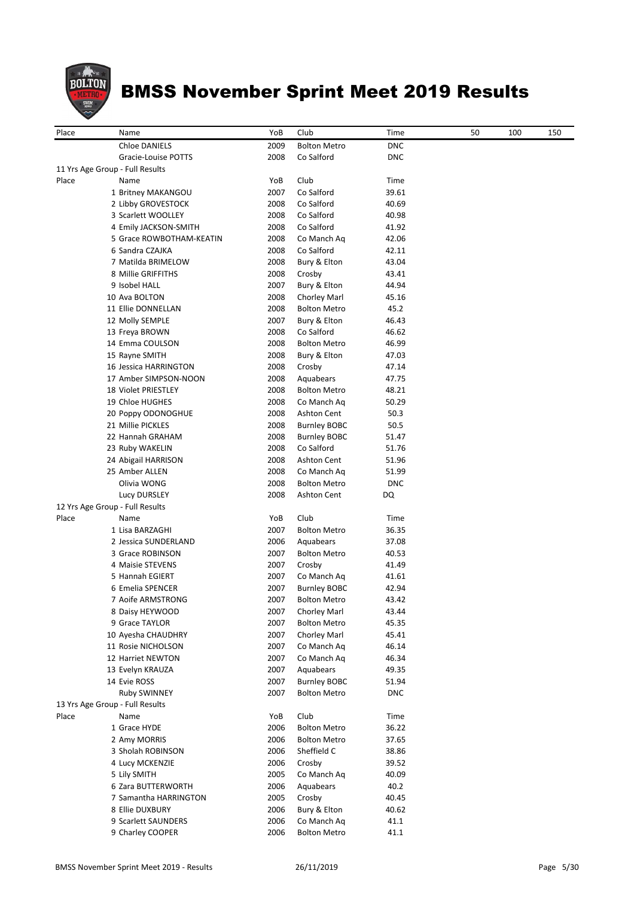# BMSS November Sprint Meet 2019 Results

| Place | Name | YoB | Club | Time | 50 | 100 | 150 |
|---|---|---|---|---|---|---|---|
| | Chloe DANIELS | 2009 | Bolton Metro | DNC | | | |
| | Gracie-Louise POTTS | 2008 | Co Salford | DNC | | | |

11 Yrs Age Group - Full Results

| Place | Name | YoB | Club | Time |
|---|---|---|---|---|
| 1 | Britney MAKANGOU | 2007 | Co Salford | 39.61 |
| 2 | Libby GROVESTOCK | 2008 | Co Salford | 40.69 |
| 3 | Scarlett WOOLLEY | 2008 | Co Salford | 40.98 |
| 4 | Emily JACKSON-SMITH | 2008 | Co Salford | 41.92 |
| 5 | Grace ROWBOTHAM-KEATIN | 2008 | Co Manch Aq | 42.06 |
| 6 | Sandra CZAJKA | 2008 | Co Salford | 42.11 |
| 7 | Matilda BRIMELOW | 2008 | Bury & Elton | 43.04 |
| 8 | Millie GRIFFITHS | 2008 | Crosby | 43.41 |
| 9 | Isobel HALL | 2007 | Bury & Elton | 44.94 |
| 10 | Ava BOLTON | 2008 | Chorley Marl | 45.16 |
| 11 | Ellie DONNELLAN | 2008 | Bolton Metro | 45.2 |
| 12 | Molly SEMPLE | 2007 | Bury & Elton | 46.43 |
| 13 | Freya BROWN | 2008 | Co Salford | 46.62 |
| 14 | Emma COULSON | 2008 | Bolton Metro | 46.99 |
| 15 | Rayne SMITH | 2008 | Bury & Elton | 47.03 |
| 16 | Jessica HARRINGTON | 2008 | Crosby | 47.14 |
| 17 | Amber SIMPSON-NOON | 2008 | Aquabears | 47.75 |
| 18 | Violet PRIESTLEY | 2008 | Bolton Metro | 48.21 |
| 19 | Chloe HUGHES | 2008 | Co Manch Aq | 50.29 |
| 20 | Poppy ODONOGHUE | 2008 | Ashton Cent | 50.3 |
| 21 | Millie PICKLES | 2008 | Burnley BOBC | 50.5 |
| 22 | Hannah GRAHAM | 2008 | Burnley BOBC | 51.47 |
| 23 | Ruby WAKELIN | 2008 | Co Salford | 51.76 |
| 24 | Abigail HARRISON | 2008 | Ashton Cent | 51.96 |
| 25 | Amber ALLEN | 2008 | Co Manch Aq | 51.99 |
| | Olivia WONG | 2008 | Bolton Metro | DNC |
| | Lucy DURSLEY | 2008 | Ashton Cent | DQ |

12 Yrs Age Group - Full Results

| Place | Name | YoB | Club | Time |
|---|---|---|---|---|
| 1 | Lisa BARZAGHI | 2007 | Bolton Metro | 36.35 |
| 2 | Jessica SUNDERLAND | 2006 | Aquabears | 37.08 |
| 3 | Grace ROBINSON | 2007 | Bolton Metro | 40.53 |
| 4 | Maisie STEVENS | 2007 | Crosby | 41.49 |
| 5 | Hannah EGIERT | 2007 | Co Manch Aq | 41.61 |
| 6 | Emelia SPENCER | 2007 | Burnley BOBC | 42.94 |
| 7 | Aoife ARMSTRONG | 2007 | Bolton Metro | 43.42 |
| 8 | Daisy HEYWOOD | 2007 | Chorley Marl | 43.44 |
| 9 | Grace TAYLOR | 2007 | Bolton Metro | 45.35 |
| 10 | Ayesha CHAUDHRY | 2007 | Chorley Marl | 45.41 |
| 11 | Rosie NICHOLSON | 2007 | Co Manch Aq | 46.14 |
| 12 | Harriet NEWTON | 2007 | Co Manch Aq | 46.34 |
| 13 | Evelyn KRAUZA | 2007 | Aquabears | 49.35 |
| 14 | Evie ROSS | 2007 | Burnley BOBC | 51.94 |
| | Ruby SWINNEY | 2007 | Bolton Metro | DNC |

13 Yrs Age Group - Full Results

| Place | Name | YoB | Club | Time |
|---|---|---|---|---|
| 1 | Grace HYDE | 2006 | Bolton Metro | 36.22 |
| 2 | Amy MORRIS | 2006 | Bolton Metro | 37.65 |
| 3 | Sholah ROBINSON | 2006 | Sheffield C | 38.86 |
| 4 | Lucy MCKENZIE | 2006 | Crosby | 39.52 |
| 5 | Lily SMITH | 2005 | Co Manch Aq | 40.09 |
| 6 | Zara BUTTERWORTH | 2006 | Aquabears | 40.2 |
| 7 | Samantha HARRINGTON | 2005 | Crosby | 40.45 |
| 8 | Ellie DUXBURY | 2006 | Bury & Elton | 40.62 |
| 9 | Scarlett SAUNDERS | 2006 | Co Manch Aq | 41.1 |
| 9 | Charley COOPER | 2006 | Bolton Metro | 41.1 |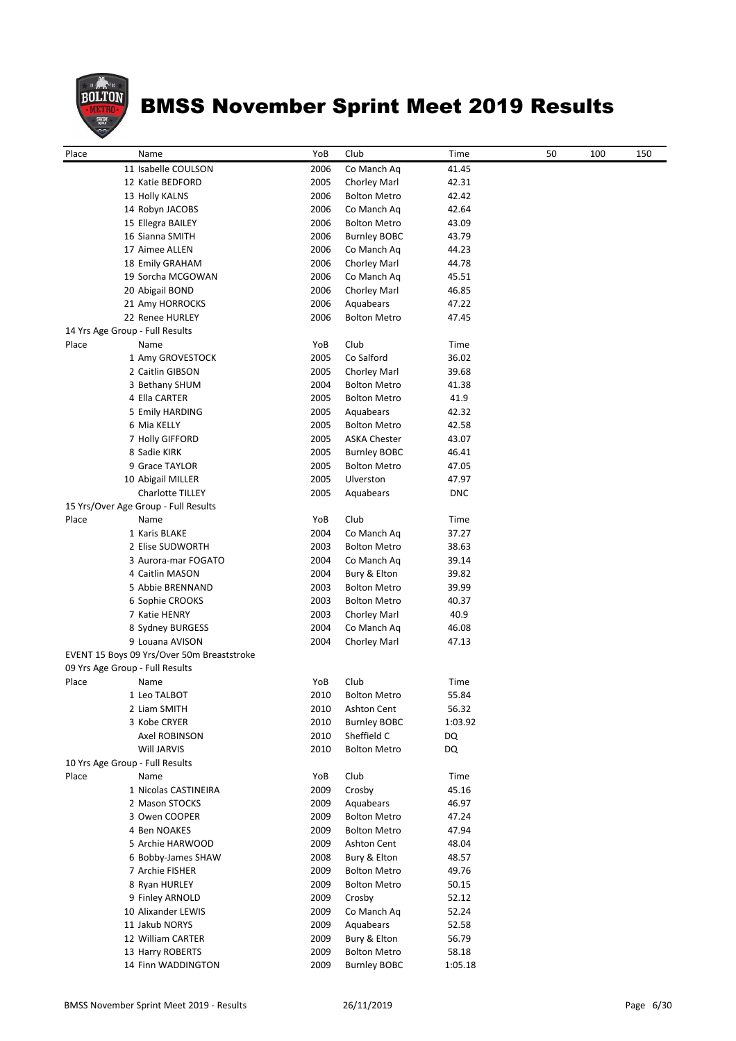# BMSS November Sprint Meet 2019 Results

| Place | Name | YoB | Club | Time | 50 | 100 | 150 |
|---|---|---|---|---|---|---|---|
| 11 | Isabelle COULSON | 2006 | Co Manch Aq | 41.45 | | | |
| 12 | Katie BEDFORD | 2005 | Chorley Marl | 42.31 | | | |
| 13 | Holly KALNS | 2006 | Bolton Metro | 42.42 | | | |
| 14 | Robyn JACOBS | 2006 | Co Manch Aq | 42.64 | | | |
| 15 | Ellegra BAILEY | 2006 | Bolton Metro | 43.09 | | | |
| 16 | Sianna SMITH | 2006 | Burnley BOBC | 43.79 | | | |
| 17 | Aimee ALLEN | 2006 | Co Manch Aq | 44.23 | | | |
| 18 | Emily GRAHAM | 2006 | Chorley Marl | 44.78 | | | |
| 19 | Sorcha MCGOWAN | 2006 | Co Manch Aq | 45.51 | | | |
| 20 | Abigail BOND | 2006 | Chorley Marl | 46.85 | | | |
| 21 | Amy HORROCKS | 2006 | Aquabears | 47.22 | | | |
| 22 | Renee HURLEY | 2006 | Bolton Metro | 47.45 | | | |

14 Yrs Age Group - Full Results

| Place | Name | YoB | Club | Time |
|---|---|---|---|---|
| 1 | Amy GROVESTOCK | 2005 | Co Salford | 36.02 |
| 2 | Caitlin GIBSON | 2005 | Chorley Marl | 39.68 |
| 3 | Bethany SHUM | 2004 | Bolton Metro | 41.38 |
| 4 | Ella CARTER | 2005 | Bolton Metro | 41.9 |
| 5 | Emily HARDING | 2005 | Aquabears | 42.32 |
| 6 | Mia KELLY | 2005 | Bolton Metro | 42.58 |
| 7 | Holly GIFFORD | 2005 | ASKA Chester | 43.07 |
| 8 | Sadie KIRK | 2005 | Burnley BOBC | 46.41 |
| 9 | Grace TAYLOR | 2005 | Bolton Metro | 47.05 |
| 10 | Abigail MILLER | 2005 | Ulverston | 47.97 |
| | Charlotte TILLEY | 2005 | Aquabears | DNC |

15 Yrs/Over Age Group - Full Results

| Place | Name | YoB | Club | Time |
|---|---|---|---|---|
| 1 | Karis BLAKE | 2004 | Co Manch Aq | 37.27 |
| 2 | Elise SUDWORTH | 2003 | Bolton Metro | 38.63 |
| 3 | Aurora-mar FOGATO | 2004 | Co Manch Aq | 39.14 |
| 4 | Caitlin MASON | 2004 | Bury & Elton | 39.82 |
| 5 | Abbie BRENNAND | 2003 | Bolton Metro | 39.99 |
| 6 | Sophie CROOKS | 2003 | Bolton Metro | 40.37 |
| 7 | Katie HENRY | 2003 | Chorley Marl | 40.9 |
| 8 | Sydney BURGESS | 2004 | Co Manch Aq | 46.08 |
| 9 | Louana AVISON | 2004 | Chorley Marl | 47.13 |

EVENT 15 Boys 09 Yrs/Over 50m Breaststroke

09 Yrs Age Group - Full Results

| Place | Name | YoB | Club | Time |
|---|---|---|---|---|
| 1 | Leo TALBOT | 2010 | Bolton Metro | 55.84 |
| 2 | Liam SMITH | 2010 | Ashton Cent | 56.32 |
| 3 | Kobe CRYER | 2010 | Burnley BOBC | 1:03.92 |
| | Axel ROBINSON | 2010 | Sheffield C | DQ |
| | Will JARVIS | 2010 | Bolton Metro | DQ |

10 Yrs Age Group - Full Results

| Place | Name | YoB | Club | Time |
|---|---|---|---|---|
| 1 | Nicolas CASTINEIRA | 2009 | Crosby | 45.16 |
| 2 | Mason STOCKS | 2009 | Aquabears | 46.97 |
| 3 | Owen COOPER | 2009 | Bolton Metro | 47.24 |
| 4 | Ben NOAKES | 2009 | Bolton Metro | 47.94 |
| 5 | Archie HARWOOD | 2009 | Ashton Cent | 48.04 |
| 6 | Bobby-James SHAW | 2008 | Bury & Elton | 48.57 |
| 7 | Archie FISHER | 2009 | Bolton Metro | 49.76 |
| 8 | Ryan HURLEY | 2009 | Bolton Metro | 50.15 |
| 9 | Finley ARNOLD | 2009 | Crosby | 52.12 |
| 10 | Alixander LEWIS | 2009 | Co Manch Aq | 52.24 |
| 11 | Jakub NORYS | 2009 | Aquabears | 52.58 |
| 12 | William CARTER | 2009 | Bury & Elton | 56.79 |
| 13 | Harry ROBERTS | 2009 | Bolton Metro | 58.18 |
| 14 | Finn WADDINGTON | 2009 | Burnley BOBC | 1:05.18 |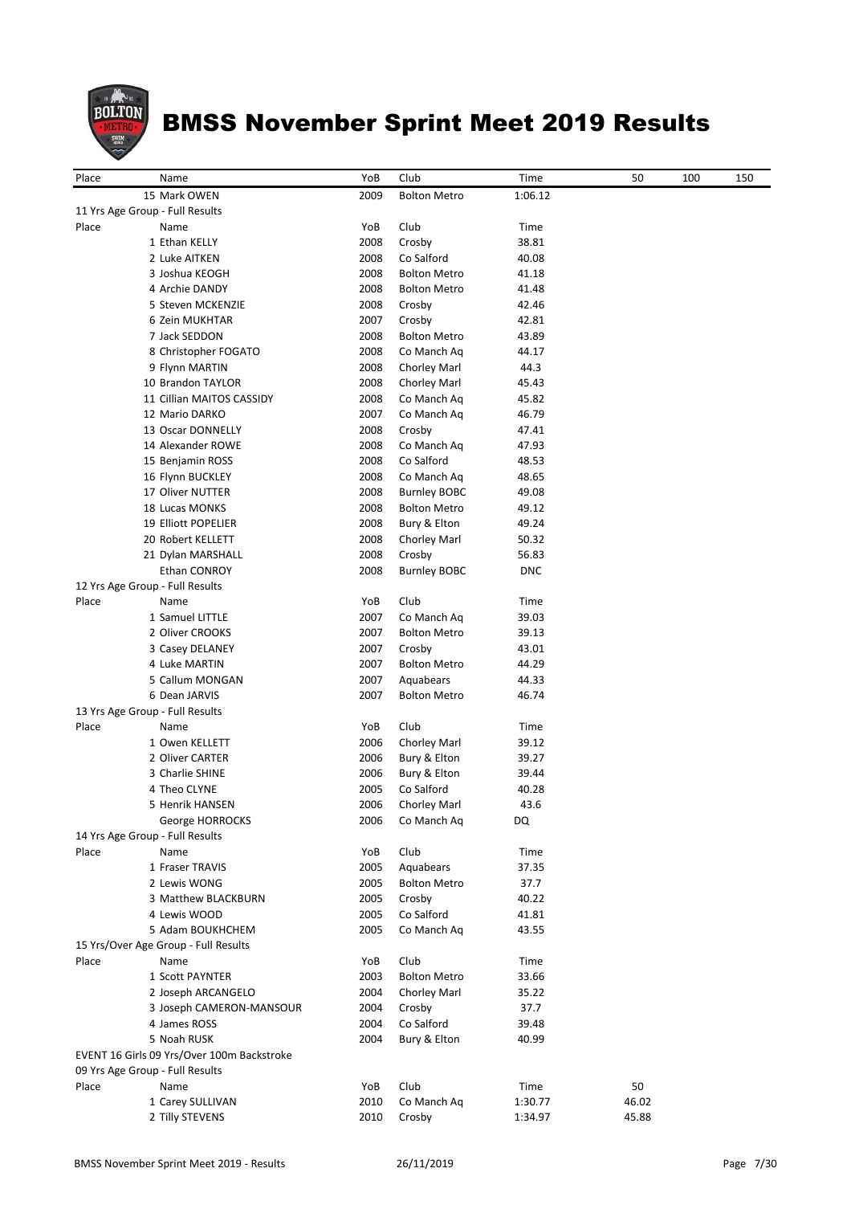# BMSS November Sprint Meet 2019 Results

| Place | Name | YoB | Club | Time | 50 | 100 | 150 |
|---|---|---|---|---|---|---|---|
| 15 | Mark OWEN | 2009 | Bolton Metro | 1:06.12 | | | |

11 Yrs Age Group - Full Results

| Place | Name | YoB | Club | Time |
|---|---|---|---|---|
| 1 | Ethan KELLY | 2008 | Crosby | 38.81 |
| 2 | Luke AITKEN | 2008 | Co Salford | 40.08 |
| 3 | Joshua KEOGH | 2008 | Bolton Metro | 41.18 |
| 4 | Archie DANDY | 2008 | Bolton Metro | 41.48 |
| 5 | Steven MCKENZIE | 2008 | Crosby | 42.46 |
| 6 | Zein MUKHTAR | 2007 | Crosby | 42.81 |
| 7 | Jack SEDDON | 2008 | Bolton Metro | 43.89 |
| 8 | Christopher FOGATO | 2008 | Co Manch Aq | 44.17 |
| 9 | Flynn MARTIN | 2008 | Chorley Marl | 44.3 |
| 10 | Brandon TAYLOR | 2008 | Chorley Marl | 45.43 |
| 11 | Cillian MAITOS CASSIDY | 2008 | Co Manch Aq | 45.82 |
| 12 | Mario DARKO | 2007 | Co Manch Aq | 46.79 |
| 13 | Oscar DONNELLY | 2008 | Crosby | 47.41 |
| 14 | Alexander ROWE | 2008 | Co Manch Aq | 47.93 |
| 15 | Benjamin ROSS | 2008 | Co Salford | 48.53 |
| 16 | Flynn BUCKLEY | 2008 | Co Manch Aq | 48.65 |
| 17 | Oliver NUTTER | 2008 | Burnley BOBC | 49.08 |
| 18 | Lucas MONKS | 2008 | Bolton Metro | 49.12 |
| 19 | Elliott POPELIER | 2008 | Bury & Elton | 49.24 |
| 20 | Robert KELLETT | 2008 | Chorley Marl | 50.32 |
| 21 | Dylan MARSHALL | 2008 | Crosby | 56.83 |
| | Ethan CONROY | 2008 | Burnley BOBC | DNC |

12 Yrs Age Group - Full Results

| Place | Name | YoB | Club | Time |
|---|---|---|---|---|
| 1 | Samuel LITTLE | 2007 | Co Manch Aq | 39.03 |
| 2 | Oliver CROOKS | 2007 | Bolton Metro | 39.13 |
| 3 | Casey DELANEY | 2007 | Crosby | 43.01 |
| 4 | Luke MARTIN | 2007 | Bolton Metro | 44.29 |
| 5 | Callum MONGAN | 2007 | Aquabears | 44.33 |
| 6 | Dean JARVIS | 2007 | Bolton Metro | 46.74 |

13 Yrs Age Group - Full Results

| Place | Name | YoB | Club | Time |
|---|---|---|---|---|
| 1 | Owen KELLETT | 2006 | Chorley Marl | 39.12 |
| 2 | Oliver CARTER | 2006 | Bury & Elton | 39.27 |
| 3 | Charlie SHINE | 2006 | Bury & Elton | 39.44 |
| 4 | Theo CLYNE | 2005 | Co Salford | 40.28 |
| 5 | Henrik HANSEN | 2006 | Chorley Marl | 43.6 |
| | George HORROCKS | 2006 | Co Manch Aq | DQ |

14 Yrs Age Group - Full Results

| Place | Name | YoB | Club | Time |
|---|---|---|---|---|
| 1 | Fraser TRAVIS | 2005 | Aquabears | 37.35 |
| 2 | Lewis WONG | 2005 | Bolton Metro | 37.7 |
| 3 | Matthew BLACKBURN | 2005 | Crosby | 40.22 |
| 4 | Lewis WOOD | 2005 | Co Salford | 41.81 |
| 5 | Adam BOUKHCHEM | 2005 | Co Manch Aq | 43.55 |

15 Yrs/Over Age Group - Full Results

| Place | Name | YoB | Club | Time |
|---|---|---|---|---|
| 1 | Scott PAYNTER | 2003 | Bolton Metro | 33.66 |
| 2 | Joseph ARCANGELO | 2004 | Chorley Marl | 35.22 |
| 3 | Joseph CAMERON-MANSOUR | 2004 | Crosby | 37.7 |
| 4 | James ROSS | 2004 | Co Salford | 39.48 |
| 5 | Noah RUSK | 2004 | Bury & Elton | 40.99 |

EVENT 16 Girls 09 Yrs/Over 100m Backstroke

09 Yrs Age Group - Full Results

| Place | Name | YoB | Club | Time | 50 |
|---|---|---|---|---|---|
| 1 | Carey SULLIVAN | 2010 | Co Manch Aq | 1:30.77 | 46.02 |
| 2 | Tilly STEVENS | 2010 | Crosby | 1:34.97 | 45.88 |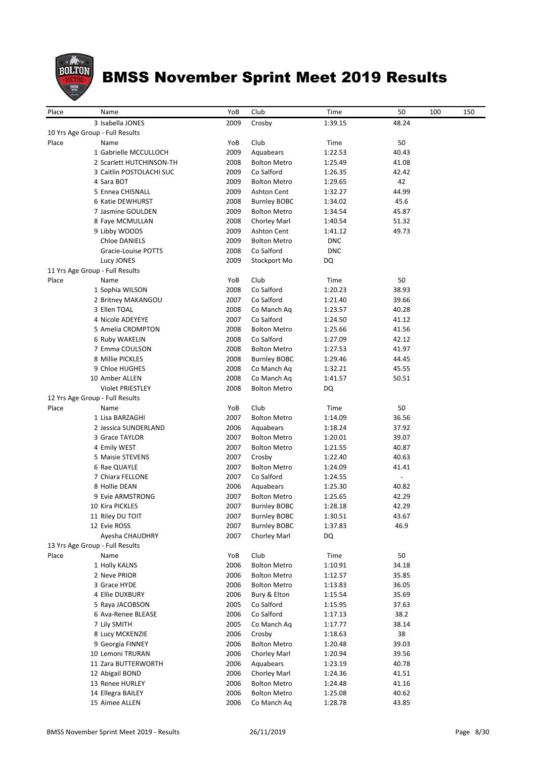# BMSS November Sprint Meet 2019 Results

| Place | Name | YoB | Club | Time | 50 | 100 | 150 |
|---|---|---|---|---|---|---|---|
| 3 | Isabella JONES | 2009 | Crosby | 1:39.15 | 48.24 | | |
| **10 Yrs Age Group - Full Results** | | | | | | | |
| Place | Name | YoB | Club | Time | 50 | | |
| 1 | Gabrielle MCCULLOCH | 2009 | Aquabears | 1:22.53 | 40.43 | | |
| 2 | Scarlett HUTCHINSON-TH | 2008 | Bolton Metro | 1:25.49 | 41.08 | | |
| 3 | Caitlin POSTOLACHI SUC | 2009 | Co Salford | 1:26.35 | 42.42 | | |
| 4 | Sara BOT | 2009 | Bolton Metro | 1:29.65 | 42 | | |
| 5 | Ennea CHISNALL | 2009 | Ashton Cent | 1:32.27 | 44.99 | | |
| 6 | Katie DEWHURST | 2008 | Burnley BOBC | 1:34.02 | 45.6 | | |
| 7 | Jasmine GOULDEN | 2009 | Bolton Metro | 1:34.54 | 45.87 | | |
| 8 | Faye MCMULLAN | 2008 | Chorley Marl | 1:40.54 | 51.32 | | |
| 9 | Libby WOODS | 2009 | Ashton Cent | 1:41.12 | 49.73 | | |
| | Chloe DANIELS | 2009 | Bolton Metro | DNC | | | |
| | Gracie-Louise POTTS | 2008 | Co Salford | DNC | | | |
| | Lucy JONES | 2009 | Stockport Mo | DQ | | | |
| **11 Yrs Age Group - Full Results** | | | | | | | |
| Place | Name | YoB | Club | Time | 50 | | |
| 1 | Sophia WILSON | 2008 | Co Salford | 1:20.23 | 38.93 | | |
| 2 | Britney MAKANGOU | 2007 | Co Salford | 1:21.40 | 39.66 | | |
| 3 | Ellen TOAL | 2008 | Co Manch Aq | 1:23.57 | 40.28 | | |
| 4 | Nicole ADEYEYE | 2007 | Co Salford | 1:24.50 | 41.12 | | |
| 5 | Amelia CROMPTON | 2008 | Bolton Metro | 1:25.66 | 41.56 | | |
| 6 | Ruby WAKELIN | 2008 | Co Salford | 1:27.09 | 42.12 | | |
| 7 | Emma COULSON | 2008 | Bolton Metro | 1:27.53 | 41.97 | | |
| 8 | Millie PICKLES | 2008 | Burnley BOBC | 1:29.46 | 44.45 | | |
| 9 | Chloe HUGHES | 2008 | Co Manch Aq | 1:32.21 | 45.55 | | |
| 10 | Amber ALLEN | 2008 | Co Manch Aq | 1:41.57 | 50.51 | | |
| | Violet PRIESTLEY | 2008 | Bolton Metro | DQ | | | |
| **12 Yrs Age Group - Full Results** | | | | | | | |
| Place | Name | YoB | Club | Time | 50 | | |
| 1 | Lisa BARZAGHI | 2007 | Bolton Metro | 1:14.09 | 36.56 | | |
| 2 | Jessica SUNDERLAND | 2006 | Aquabears | 1:18.24 | 37.92 | | |
| 3 | Grace TAYLOR | 2007 | Bolton Metro | 1:20.01 | 39.07 | | |
| 4 | Emily WEST | 2007 | Bolton Metro | 1:21.55 | 40.87 | | |
| 5 | Maisie STEVENS | 2007 | Crosby | 1:22.40 | 40.63 | | |
| 6 | Rae QUAYLE | 2007 | Bolton Metro | 1:24.09 | 41.41 | | |
| 7 | Chiara FELLONE | 2007 | Co Salford | 1:24.55 | - | | |
| 8 | Hollie DEAN | 2006 | Aquabears | 1:25.30 | 40.82 | | |
| 9 | Evie ARMSTRONG | 2007 | Bolton Metro | 1:25.65 | 42.29 | | |
| 10 | Kira PICKLES | 2007 | Burnley BOBC | 1:28.18 | 42.29 | | |
| 11 | Riley DU TOIT | 2007 | Burnley BOBC | 1:30.51 | 43.67 | | |
| 12 | Evie ROSS | 2007 | Burnley BOBC | 1:37.83 | 46.9 | | |
| | Ayesha CHAUDHRY | 2007 | Chorley Marl | DQ | | | |
| **13 Yrs Age Group - Full Results** | | | | | | | |
| Place | Name | YoB | Club | Time | 50 | | |
| 1 | Holly KALNS | 2006 | Bolton Metro | 1:10.91 | 34.18 | | |
| 2 | Neve PRIOR | 2006 | Bolton Metro | 1:12.57 | 35.85 | | |
| 3 | Grace HYDE | 2006 | Bolton Metro | 1:13.83 | 36.05 | | |
| 4 | Ellie DUXBURY | 2006 | Bury & Elton | 1:15.54 | 35.69 | | |
| 5 | Raya JACOBSON | 2005 | Co Salford | 1:15.95 | 37.63 | | |
| 6 | Ava-Renee BLEASE | 2006 | Co Salford | 1:17.13 | 38.2 | | |
| 7 | Lily SMITH | 2005 | Co Manch Aq | 1:17.77 | 38.14 | | |
| 8 | Lucy MCKENZIE | 2006 | Crosby | 1:18.63 | 38 | | |
| 9 | Georgia FINNEY | 2006 | Bolton Metro | 1:20.48 | 39.03 | | |
| 10 | Lemoni TRURAN | 2006 | Chorley Marl | 1:20.94 | 39.56 | | |
| 11 | Zara BUTTERWORTH | 2006 | Aquabears | 1:23.19 | 40.78 | | |
| 12 | Abigail BOND | 2006 | Chorley Marl | 1:24.36 | 41.51 | | |
| 13 | Renee HURLEY | 2006 | Bolton Metro | 1:24.48 | 41.16 | | |
| 14 | Ellegra BAILEY | 2006 | Bolton Metro | 1:25.08 | 40.62 | | |
| 15 | Aimee ALLEN | 2006 | Co Manch Aq | 1:28.78 | 43.85 | | |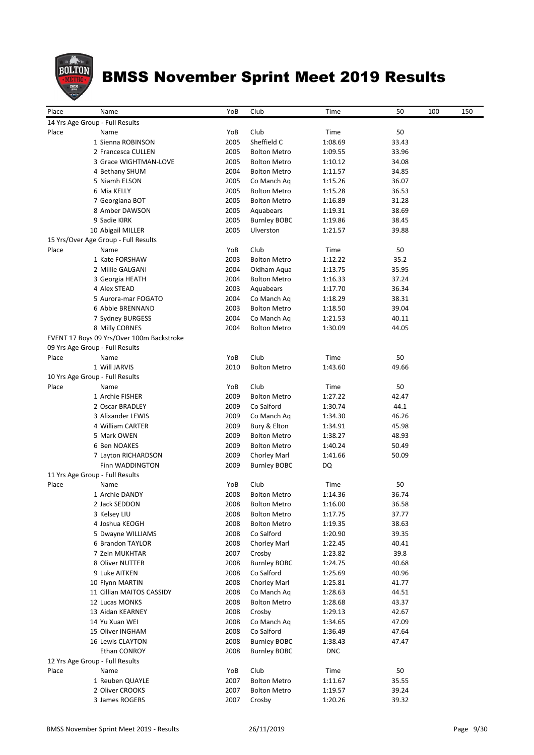# BMSS November Sprint Meet 2019 Results

| Place | Name | YoB | Club | Time | 50 | 100 | 150 |
|---|---|---|---|---|---|---|---|
| 14 Yrs Age Group - Full Results | | | | | | | |
| Place | Name | YoB | Club | Time | 50 | | |
| | 1 Sienna ROBINSON | 2005 | Sheffield C | 1:08.69 | 33.43 | | |
| | 2 Francesca CULLEN | 2005 | Bolton Metro | 1:09.55 | 33.96 | | |
| | 3 Grace WIGHTMAN-LOVE | 2005 | Bolton Metro | 1:10.12 | 34.08 | | |
| | 4 Bethany SHUM | 2004 | Bolton Metro | 1:11.57 | 34.85 | | |
| | 5 Niamh ELSON | 2005 | Co Manch Aq | 1:15.26 | 36.07 | | |
| | 6 Mia KELLY | 2005 | Bolton Metro | 1:15.28 | 36.53 | | |
| | 7 Georgiana BOT | 2005 | Bolton Metro | 1:16.89 | 31.28 | | |
| | 8 Amber DAWSON | 2005 | Aquabears | 1:19.31 | 38.69 | | |
| | 9 Sadie KIRK | 2005 | Burnley BOBC | 1:19.86 | 38.45 | | |
| | 10 Abigail MILLER | 2005 | Ulverston | 1:21.57 | 39.88 | | |
| 15 Yrs/Over Age Group - Full Results | | | | | | | |
| Place | Name | YoB | Club | Time | 50 | | |
| | 1 Kate FORSHAW | 2003 | Bolton Metro | 1:12.22 | 35.2 | | |
| | 2 Millie GALGANI | 2004 | Oldham Aqua | 1:13.75 | 35.95 | | |
| | 3 Georgia HEATH | 2004 | Bolton Metro | 1:16.33 | 37.24 | | |
| | 4 Alex STEAD | 2003 | Aquabears | 1:17.70 | 36.34 | | |
| | 5 Aurora-mar FOGATO | 2004 | Co Manch Aq | 1:18.29 | 38.31 | | |
| | 6 Abbie BRENNAND | 2003 | Bolton Metro | 1:18.50 | 39.04 | | |
| | 7 Sydney BURGESS | 2004 | Co Manch Aq | 1:21.53 | 40.11 | | |
| | 8 Milly CORNES | 2004 | Bolton Metro | 1:30.09 | 44.05 | | |
| EVENT 17 Boys 09 Yrs/Over 100m Backstroke | | | | | | | |
| 09 Yrs Age Group - Full Results | | | | | | | |
| Place | Name | YoB | Club | Time | 50 | | |
| | 1 Will JARVIS | 2010 | Bolton Metro | 1:43.60 | 49.66 | | |
| 10 Yrs Age Group - Full Results | | | | | | | |
| Place | Name | YoB | Club | Time | 50 | | |
| | 1 Archie FISHER | 2009 | Bolton Metro | 1:27.22 | 42.47 | | |
| | 2 Oscar BRADLEY | 2009 | Co Salford | 1:30.74 | 44.1 | | |
| | 3 Alixander LEWIS | 2009 | Co Manch Aq | 1:34.30 | 46.26 | | |
| | 4 William CARTER | 2009 | Bury & Elton | 1:34.91 | 45.98 | | |
| | 5 Mark OWEN | 2009 | Bolton Metro | 1:38.27 | 48.93 | | |
| | 6 Ben NOAKES | 2009 | Bolton Metro | 1:40.24 | 50.49 | | |
| | 7 Layton RICHARDSON | 2009 | Chorley Marl | 1:41.66 | 50.09 | | |
| | Finn WADDINGTON | 2009 | Burnley BOBC | DQ | | | |
| 11 Yrs Age Group - Full Results | | | | | | | |
| Place | Name | YoB | Club | Time | 50 | | |
| | 1 Archie DANDY | 2008 | Bolton Metro | 1:14.36 | 36.74 | | |
| | 2 Jack SEDDON | 2008 | Bolton Metro | 1:16.00 | 36.58 | | |
| | 3 Kelsey LIU | 2008 | Bolton Metro | 1:17.75 | 37.77 | | |
| | 4 Joshua KEOGH | 2008 | Bolton Metro | 1:19.35 | 38.63 | | |
| | 5 Dwayne WILLIAMS | 2008 | Co Salford | 1:20.90 | 39.35 | | |
| | 6 Brandon TAYLOR | 2008 | Chorley Marl | 1:22.45 | 40.41 | | |
| | 7 Zein MUKHTAR | 2007 | Crosby | 1:23.82 | 39.8 | | |
| | 8 Oliver NUTTER | 2008 | Burnley BOBC | 1:24.75 | 40.68 | | |
| | 9 Luke AITKEN | 2008 | Co Salford | 1:25.69 | 40.96 | | |
| | 10 Flynn MARTIN | 2008 | Chorley Marl | 1:25.81 | 41.77 | | |
| | 11 Cillian MAITOS CASSIDY | 2008 | Co Manch Aq | 1:28.63 | 44.51 | | |
| | 12 Lucas MONKS | 2008 | Bolton Metro | 1:28.68 | 43.37 | | |
| | 13 Aidan KEARNEY | 2008 | Crosby | 1:29.13 | 42.67 | | |
| | 14 Yu Xuan WEI | 2008 | Co Manch Aq | 1:34.65 | 47.09 | | |
| | 15 Oliver INGHAM | 2008 | Co Salford | 1:36.49 | 47.64 | | |
| | 16 Lewis CLAYTON | 2008 | Burnley BOBC | 1:38.43 | 47.47 | | |
| | Ethan CONROY | 2008 | Burnley BOBC | DNC | | | |
| 12 Yrs Age Group - Full Results | | | | | | | |
| Place | Name | YoB | Club | Time | 50 | | |
| | 1 Reuben QUAYLE | 2007 | Bolton Metro | 1:11.67 | 35.55 | | |
| | 2 Oliver CROOKS | 2007 | Bolton Metro | 1:19.57 | 39.24 | | |
| | 3 James ROGERS | 2007 | Crosby | 1:20.26 | 39.32 | | |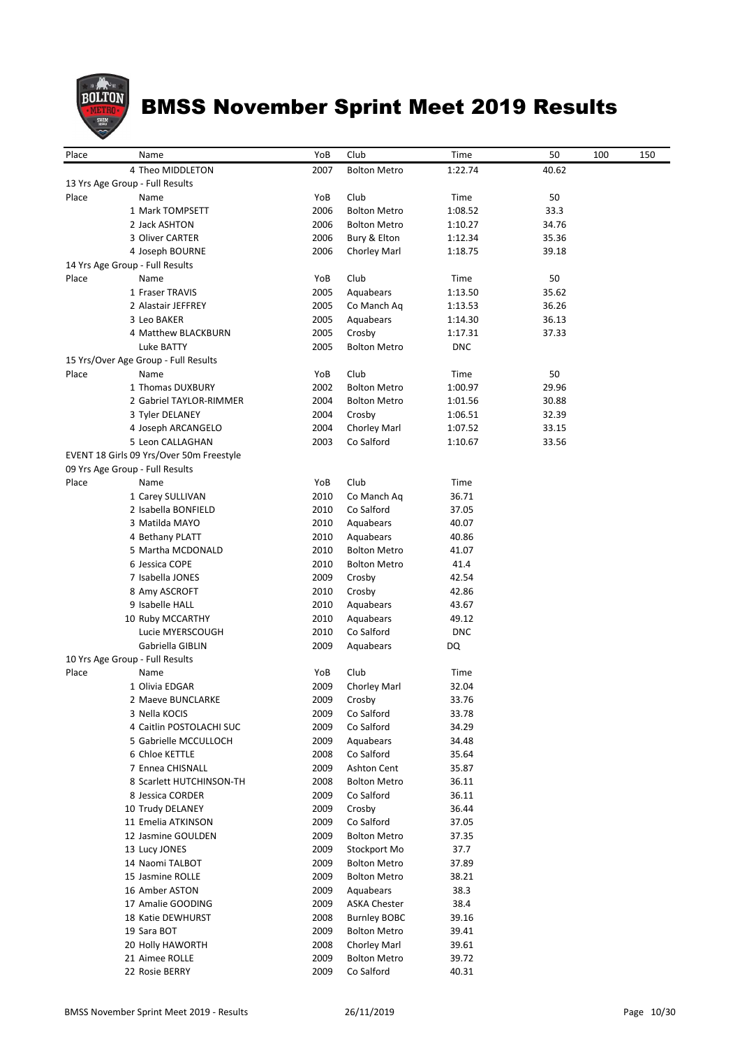# BMSS November Sprint Meet 2019 Results

| Place | Name | YoB | Club | Time | 50 | 100 | 150 |
|---|---|---|---|---|---|---|---|
| 4 | Theo MIDDLETON | 2007 | Bolton Metro | 1:22.74 | 40.62 | | |
| 13 Yrs Age Group - Full Results | | | | | | | |
| Place | Name | YoB | Club | Time | 50 | | |
| 1 | Mark TOMPSETT | 2006 | Bolton Metro | 1:08.52 | 33.3 | | |
| 2 | Jack ASHTON | 2006 | Bolton Metro | 1:10.27 | 34.76 | | |
| 3 | Oliver CARTER | 2006 | Bury & Elton | 1:12.34 | 35.36 | | |
| 4 | Joseph BOURNE | 2006 | Chorley Marl | 1:18.75 | 39.18 | | |
| 14 Yrs Age Group - Full Results | | | | | | | |
| Place | Name | YoB | Club | Time | 50 | | |
| 1 | Fraser TRAVIS | 2005 | Aquabears | 1:13.50 | 35.62 | | |
| 2 | Alastair JEFFREY | 2005 | Co Manch Aq | 1:13.53 | 36.26 | | |
| 3 | Leo BAKER | 2005 | Aquabears | 1:14.30 | 36.13 | | |
| 4 | Matthew BLACKBURN | 2005 | Crosby | 1:17.31 | 37.33 | | |
| | Luke BATTY | 2005 | Bolton Metro | DNC | | | |
| 15 Yrs/Over Age Group - Full Results | | | | | | | |
| Place | Name | YoB | Club | Time | 50 | | |
| 1 | Thomas DUXBURY | 2002 | Bolton Metro | 1:00.97 | 29.96 | | |
| 2 | Gabriel TAYLOR-RIMMER | 2004 | Bolton Metro | 1:01.56 | 30.88 | | |
| 3 | Tyler DELANEY | 2004 | Crosby | 1:06.51 | 32.39 | | |
| 4 | Joseph ARCANGELO | 2004 | Chorley Marl | 1:07.52 | 33.15 | | |
| 5 | Leon CALLAGHAN | 2003 | Co Salford | 1:10.67 | 33.56 | | |

EVENT 18 Girls 09 Yrs/Over 50m Freestyle

| Place | Name | YoB | Club | Time |
|---|---|---|---|---|
| 09 Yrs Age Group - Full Results | | | | |
| 1 | Carey SULLIVAN | 2010 | Co Manch Aq | 36.71 |
| 2 | Isabella BONFIELD | 2010 | Co Salford | 37.05 |
| 3 | Matilda MAYO | 2010 | Aquabears | 40.07 |
| 4 | Bethany PLATT | 2010 | Aquabears | 40.86 |
| 5 | Martha MCDONALD | 2010 | Bolton Metro | 41.07 |
| 6 | Jessica COPE | 2010 | Bolton Metro | 41.4 |
| 7 | Isabella JONES | 2009 | Crosby | 42.54 |
| 8 | Amy ASCROFT | 2010 | Crosby | 42.86 |
| 9 | Isabelle HALL | 2010 | Aquabears | 43.67 |
| 10 | Ruby MCCARTHY | 2010 | Aquabears | 49.12 |
| | Lucie MYERSCOUGH | 2010 | Co Salford | DNC |
| | Gabriella GIBLIN | 2009 | Aquabears | DQ |
| 10 Yrs Age Group - Full Results | | | | |
| Place | Name | YoB | Club | Time |
| 1 | Olivia EDGAR | 2009 | Chorley Marl | 32.04 |
| 2 | Maeve BUNCLARKE | 2009 | Crosby | 33.76 |
| 3 | Nella KOCIS | 2009 | Co Salford | 33.78 |
| 4 | Caitlin POSTOLACHI SUC | 2009 | Co Salford | 34.29 |
| 5 | Gabrielle MCCULLOCH | 2009 | Aquabears | 34.48 |
| 6 | Chloe KETTLE | 2008 | Co Salford | 35.64 |
| 7 | Ennea CHISNALL | 2009 | Ashton Cent | 35.87 |
| 8 | Scarlett HUTCHINSON-TH | 2008 | Bolton Metro | 36.11 |
| 8 | Jessica CORDER | 2009 | Co Salford | 36.11 |
| 10 | Trudy DELANEY | 2009 | Crosby | 36.44 |
| 11 | Emelia ATKINSON | 2009 | Co Salford | 37.05 |
| 12 | Jasmine GOULDEN | 2009 | Bolton Metro | 37.35 |
| 13 | Lucy JONES | 2009 | Stockport Mo | 37.7 |
| 14 | Naomi TALBOT | 2009 | Bolton Metro | 37.89 |
| 15 | Jasmine ROLLE | 2009 | Bolton Metro | 38.21 |
| 16 | Amber ASTON | 2009 | Aquabears | 38.3 |
| 17 | Amalie GOODING | 2009 | ASKA Chester | 38.4 |
| 18 | Katie DEWHURST | 2008 | Burnley BOBC | 39.16 |
| 19 | Sara BOT | 2009 | Bolton Metro | 39.41 |
| 20 | Holly HAWORTH | 2008 | Chorley Marl | 39.61 |
| 21 | Aimee ROLLE | 2009 | Bolton Metro | 39.72 |
| 22 | Rosie BERRY | 2009 | Co Salford | 40.31 |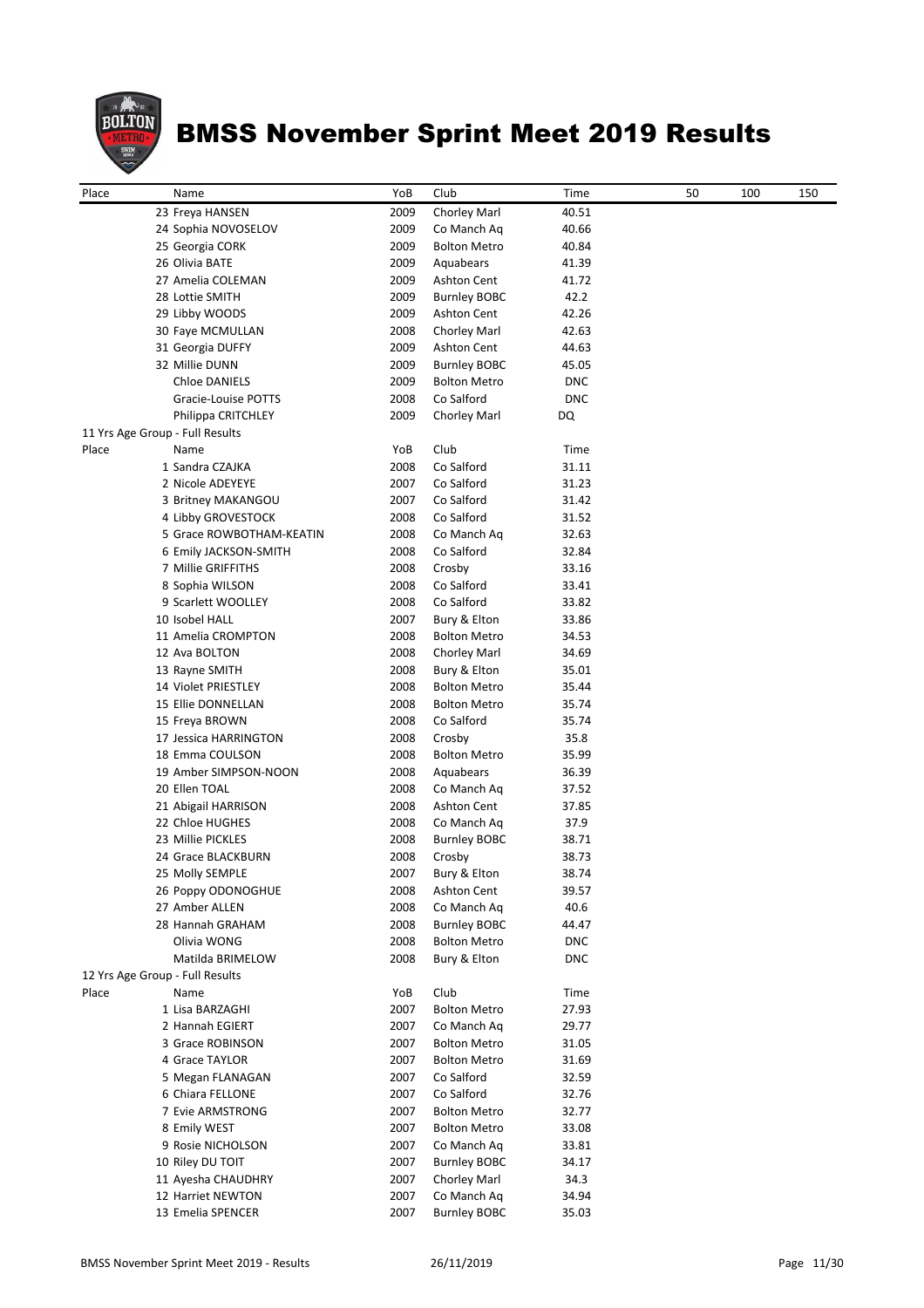# BMSS November Sprint Meet 2019 Results

| Place | Name | YoB | Club | Time | 50 | 100 | 150 |
|---|---|---|---|---|---|---|---|
| 23 | Freya HANSEN | 2009 | Chorley Marl | 40.51 | | | |
| 24 | Sophia NOVOSELOV | 2009 | Co Manch Aq | 40.66 | | | |
| 25 | Georgia CORK | 2009 | Bolton Metro | 40.84 | | | |
| 26 | Olivia BATE | 2009 | Aquabears | 41.39 | | | |
| 27 | Amelia COLEMAN | 2009 | Ashton Cent | 41.72 | | | |
| 28 | Lottie SMITH | 2009 | Burnley BOBC | 42.2 | | | |
| 29 | Libby WOODS | 2009 | Ashton Cent | 42.26 | | | |
| 30 | Faye MCMULLAN | 2008 | Chorley Marl | 42.63 | | | |
| 31 | Georgia DUFFY | 2009 | Ashton Cent | 44.63 | | | |
| 32 | Millie DUNN | 2009 | Burnley BOBC | 45.05 | | | |
| | Chloe DANIELS | 2009 | Bolton Metro | DNC | | | |
| | Gracie-Louise POTTS | 2008 | Co Salford | DNC | | | |
| | Philippa CRITCHLEY | 2009 | Chorley Marl | DQ | | | |

11 Yrs Age Group - Full Results

| Place | Name | YoB | Club | Time |
|---|---|---|---|---|
| 1 | Sandra CZAJKA | 2008 | Co Salford | 31.11 |
| 2 | Nicole ADEYEYE | 2007 | Co Salford | 31.23 |
| 3 | Britney MAKANGOU | 2007 | Co Salford | 31.42 |
| 4 | Libby GROVESTOCK | 2008 | Co Salford | 31.52 |
| 5 | Grace ROWBOTHAM-KEATIN | 2008 | Co Manch Aq | 32.63 |
| 6 | Emily JACKSON-SMITH | 2008 | Co Salford | 32.84 |
| 7 | Millie GRIFFITHS | 2008 | Crosby | 33.16 |
| 8 | Sophia WILSON | 2008 | Co Salford | 33.41 |
| 9 | Scarlett WOOLLEY | 2008 | Co Salford | 33.82 |
| 10 | Isobel HALL | 2007 | Bury & Elton | 33.86 |
| 11 | Amelia CROMPTON | 2008 | Bolton Metro | 34.53 |
| 12 | Ava BOLTON | 2008 | Chorley Marl | 34.69 |
| 13 | Rayne SMITH | 2008 | Bury & Elton | 35.01 |
| 14 | Violet PRIESTLEY | 2008 | Bolton Metro | 35.44 |
| 15 | Ellie DONNELLAN | 2008 | Bolton Metro | 35.74 |
| 15 | Freya BROWN | 2008 | Co Salford | 35.74 |
| 17 | Jessica HARRINGTON | 2008 | Crosby | 35.8 |
| 18 | Emma COULSON | 2008 | Bolton Metro | 35.99 |
| 19 | Amber SIMPSON-NOON | 2008 | Aquabears | 36.39 |
| 20 | Ellen TOAL | 2008 | Co Manch Aq | 37.52 |
| 21 | Abigail HARRISON | 2008 | Ashton Cent | 37.85 |
| 22 | Chloe HUGHES | 2008 | Co Manch Aq | 37.9 |
| 23 | Millie PICKLES | 2008 | Burnley BOBC | 38.71 |
| 24 | Grace BLACKBURN | 2008 | Crosby | 38.73 |
| 25 | Molly SEMPLE | 2007 | Bury & Elton | 38.74 |
| 26 | Poppy ODONOGHUE | 2008 | Ashton Cent | 39.57 |
| 27 | Amber ALLEN | 2008 | Co Manch Aq | 40.6 |
| 28 | Hannah GRAHAM | 2008 | Burnley BOBC | 44.47 |
| | Olivia WONG | 2008 | Bolton Metro | DNC |
| | Matilda BRIMELOW | 2008 | Bury & Elton | DNC |

12 Yrs Age Group - Full Results

| Place | Name | YoB | Club | Time |
|---|---|---|---|---|
| 1 | Lisa BARZAGHI | 2007 | Bolton Metro | 27.93 |
| 2 | Hannah EGIERT | 2007 | Co Manch Aq | 29.77 |
| 3 | Grace ROBINSON | 2007 | Bolton Metro | 31.05 |
| 4 | Grace TAYLOR | 2007 | Bolton Metro | 31.69 |
| 5 | Megan FLANAGAN | 2007 | Co Salford | 32.59 |
| 6 | Chiara FELLONE | 2007 | Co Salford | 32.76 |
| 7 | Evie ARMSTRONG | 2007 | Bolton Metro | 32.77 |
| 8 | Emily WEST | 2007 | Bolton Metro | 33.08 |
| 9 | Rosie NICHOLSON | 2007 | Co Manch Aq | 33.81 |
| 10 | Riley DU TOIT | 2007 | Burnley BOBC | 34.17 |
| 11 | Ayesha CHAUDHRY | 2007 | Chorley Marl | 34.3 |
| 12 | Harriet NEWTON | 2007 | Co Manch Aq | 34.94 |
| 13 | Emelia SPENCER | 2007 | Burnley BOBC | 35.03 |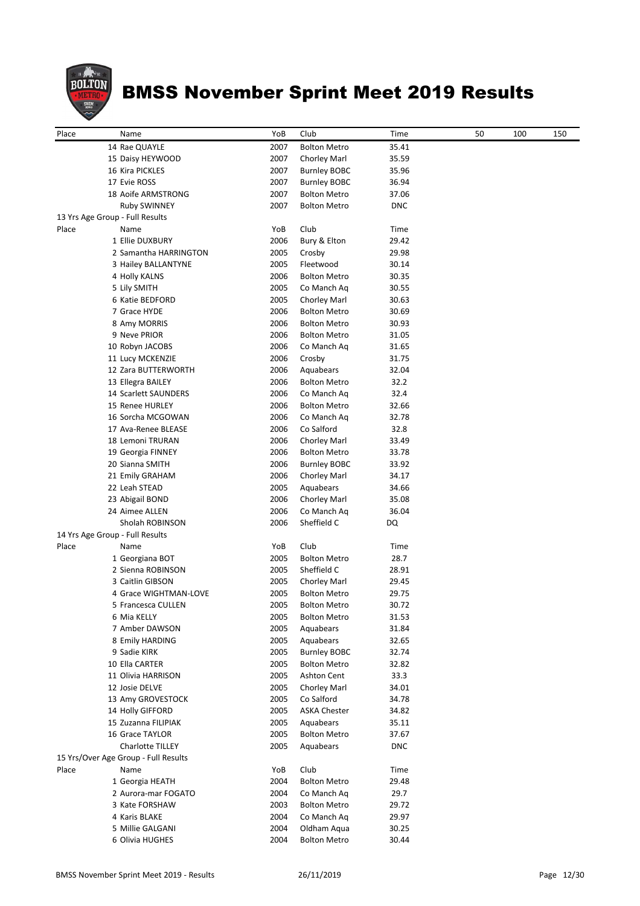# BMSS November Sprint Meet 2019 Results

| Place | Name | YoB | Club | Time | 50 | 100 | 150 |
|---|---|---|---|---|---|---|---|
| 14 | Rae QUAYLE | 2007 | Bolton Metro | 35.41 | | | |
| 15 | Daisy HEYWOOD | 2007 | Chorley Marl | 35.59 | | | |
| 16 | Kira PICKLES | 2007 | Burnley BOBC | 35.96 | | | |
| 17 | Evie ROSS | 2007 | Burnley BOBC | 36.94 | | | |
| 18 | Aoife ARMSTRONG | 2007 | Bolton Metro | 37.06 | | | |
| | Ruby SWINNEY | 2007 | Bolton Metro | DNC | | | |

13 Yrs Age Group - Full Results

| Place | Name | YoB | Club | Time |
|---|---|---|---|---|
| 1 | Ellie DUXBURY | 2006 | Bury & Elton | 29.42 |
| 2 | Samantha HARRINGTON | 2005 | Crosby | 29.98 |
| 3 | Hailey BALLANTYNE | 2005 | Fleetwood | 30.14 |
| 4 | Holly KALNS | 2006 | Bolton Metro | 30.35 |
| 5 | Lily SMITH | 2005 | Co Manch Aq | 30.55 |
| 6 | Katie BEDFORD | 2005 | Chorley Marl | 30.63 |
| 7 | Grace HYDE | 2006 | Bolton Metro | 30.69 |
| 8 | Amy MORRIS | 2006 | Bolton Metro | 30.93 |
| 9 | Neve PRIOR | 2006 | Bolton Metro | 31.05 |
| 10 | Robyn JACOBS | 2006 | Co Manch Aq | 31.65 |
| 11 | Lucy MCKENZIE | 2006 | Crosby | 31.75 |
| 12 | Zara BUTTERWORTH | 2006 | Aquabears | 32.04 |
| 13 | Ellegra BAILEY | 2006 | Bolton Metro | 32.2 |
| 14 | Scarlett SAUNDERS | 2006 | Co Manch Aq | 32.4 |
| 15 | Renee HURLEY | 2006 | Bolton Metro | 32.66 |
| 16 | Sorcha MCGOWAN | 2006 | Co Manch Aq | 32.78 |
| 17 | Ava-Renee BLEASE | 2006 | Co Salford | 32.8 |
| 18 | Lemoni TRURAN | 2006 | Chorley Marl | 33.49 |
| 19 | Georgia FINNEY | 2006 | Bolton Metro | 33.78 |
| 20 | Sianna SMITH | 2006 | Burnley BOBC | 33.92 |
| 21 | Emily GRAHAM | 2006 | Chorley Marl | 34.17 |
| 22 | Leah STEAD | 2005 | Aquabears | 34.66 |
| 23 | Abigail BOND | 2006 | Chorley Marl | 35.08 |
| 24 | Aimee ALLEN | 2006 | Co Manch Aq | 36.04 |
| | Sholah ROBINSON | 2006 | Sheffield C | DQ |

14 Yrs Age Group - Full Results

| Place | Name | YoB | Club | Time |
|---|---|---|---|---|
| 1 | Georgiana BOT | 2005 | Bolton Metro | 28.7 |
| 2 | Sienna ROBINSON | 2005 | Sheffield C | 28.91 |
| 3 | Caitlin GIBSON | 2005 | Chorley Marl | 29.45 |
| 4 | Grace WIGHTMAN-LOVE | 2005 | Bolton Metro | 29.75 |
| 5 | Francesca CULLEN | 2005 | Bolton Metro | 30.72 |
| 6 | Mia KELLY | 2005 | Bolton Metro | 31.53 |
| 7 | Amber DAWSON | 2005 | Aquabears | 31.84 |
| 8 | Emily HARDING | 2005 | Aquabears | 32.65 |
| 9 | Sadie KIRK | 2005 | Burnley BOBC | 32.74 |
| 10 | Ella CARTER | 2005 | Bolton Metro | 32.82 |
| 11 | Olivia HARRISON | 2005 | Ashton Cent | 33.3 |
| 12 | Josie DELVE | 2005 | Chorley Marl | 34.01 |
| 13 | Amy GROVESTOCK | 2005 | Co Salford | 34.78 |
| 14 | Holly GIFFORD | 2005 | ASKA Chester | 34.82 |
| 15 | Zuzanna FILIPIAK | 2005 | Aquabears | 35.11 |
| 16 | Grace TAYLOR | 2005 | Bolton Metro | 37.67 |
| | Charlotte TILLEY | 2005 | Aquabears | DNC |

15 Yrs/Over Age Group - Full Results

| Place | Name | YoB | Club | Time |
|---|---|---|---|---|
| 1 | Georgia HEATH | 2004 | Bolton Metro | 29.48 |
| 2 | Aurora-mar FOGATO | 2004 | Co Manch Aq | 29.7 |
| 3 | Kate FORSHAW | 2003 | Bolton Metro | 29.72 |
| 4 | Karis BLAKE | 2004 | Co Manch Aq | 29.97 |
| 5 | Millie GALGANI | 2004 | Oldham Aqua | 30.25 |
| 6 | Olivia HUGHES | 2004 | Bolton Metro | 30.44 |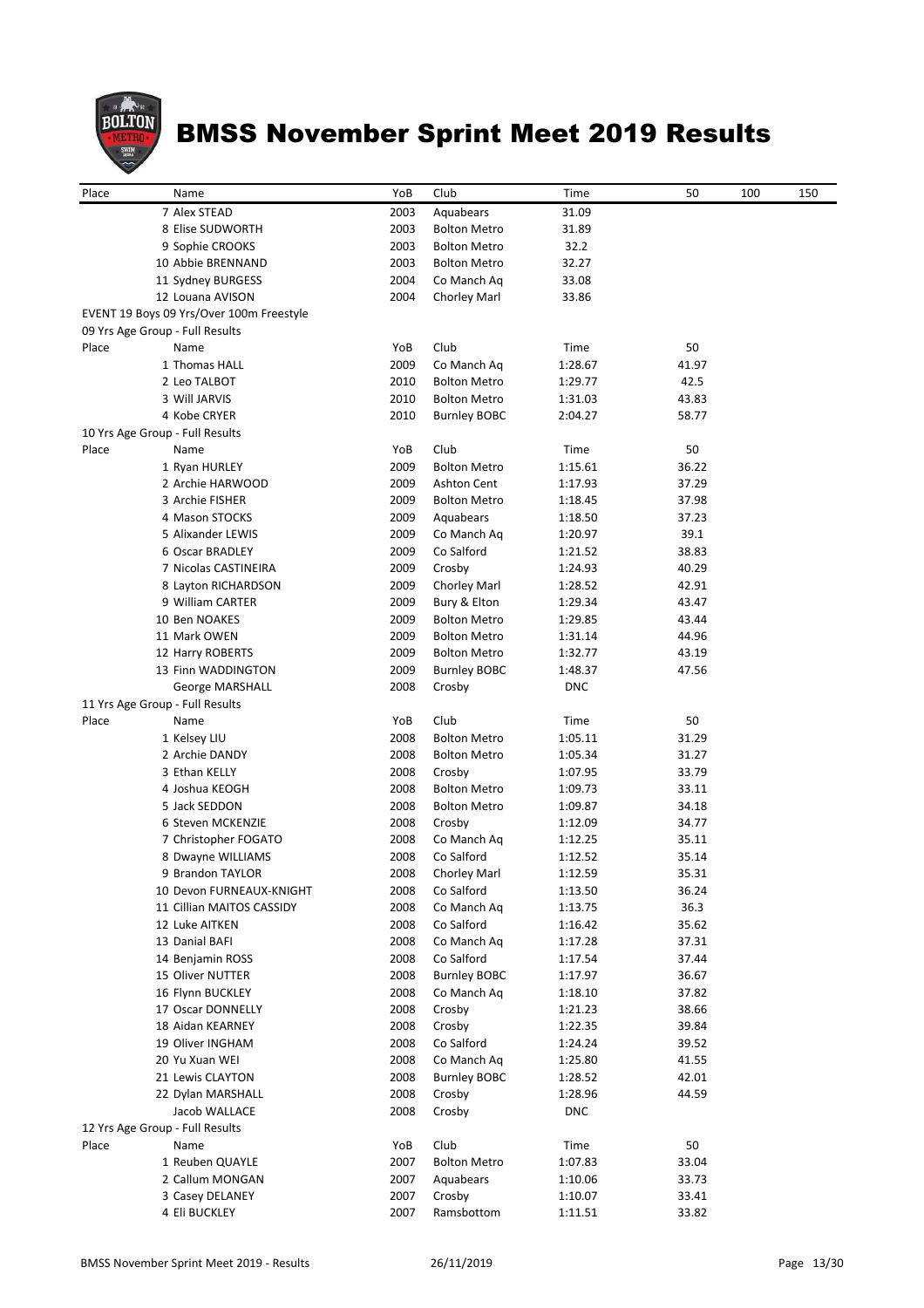# BMSS November Sprint Meet 2019 Results

| Place | Name | YoB | Club | Time | 50 | 100 | 150 |
|---|---|---|---|---|---|---|---|
| 7 | Alex STEAD | 2003 | Aquabears | 31.09 | | | |
| 8 | Elise SUDWORTH | 2003 | Bolton Metro | 31.89 | | | |
| 9 | Sophie CROOKS | 2003 | Bolton Metro | 32.2 | | | |
| 10 | Abbie BRENNAND | 2003 | Bolton Metro | 32.27 | | | |
| 11 | Sydney BURGESS | 2004 | Co Manch Aq | 33.08 | | | |
| 12 | Louana AVISON | 2004 | Chorley Marl | 33.86 | | | |

EVENT 19 Boys 09 Yrs/Over 100m Freestyle

09 Yrs Age Group - Full Results

| Place | Name | YoB | Club | Time | 50 |
|---|---|---|---|---|---|
| 1 | Thomas HALL | 2009 | Co Manch Aq | 1:28.67 | 41.97 |
| 2 | Leo TALBOT | 2010 | Bolton Metro | 1:29.77 | 42.5 |
| 3 | Will JARVIS | 2010 | Bolton Metro | 1:31.03 | 43.83 |
| 4 | Kobe CRYER | 2010 | Burnley BOBC | 2:04.27 | 58.77 |

10 Yrs Age Group - Full Results

| Place | Name | YoB | Club | Time | 50 |
|---|---|---|---|---|---|
| 1 | Ryan HURLEY | 2009 | Bolton Metro | 1:15.61 | 36.22 |
| 2 | Archie HARWOOD | 2009 | Ashton Cent | 1:17.93 | 37.29 |
| 3 | Archie FISHER | 2009 | Bolton Metro | 1:18.45 | 37.98 |
| 4 | Mason STOCKS | 2009 | Aquabears | 1:18.50 | 37.23 |
| 5 | Alixander LEWIS | 2009 | Co Manch Aq | 1:20.97 | 39.1 |
| 6 | Oscar BRADLEY | 2009 | Co Salford | 1:21.52 | 38.83 |
| 7 | Nicolas CASTINEIRA | 2009 | Crosby | 1:24.93 | 40.29 |
| 8 | Layton RICHARDSON | 2009 | Chorley Marl | 1:28.52 | 42.91 |
| 9 | William CARTER | 2009 | Bury & Elton | 1:29.34 | 43.47 |
| 10 | Ben NOAKES | 2009 | Bolton Metro | 1:29.85 | 43.44 |
| 11 | Mark OWEN | 2009 | Bolton Metro | 1:31.14 | 44.96 |
| 12 | Harry ROBERTS | 2009 | Bolton Metro | 1:32.77 | 43.19 |
| 13 | Finn WADDINGTON | 2009 | Burnley BOBC | 1:48.37 | 47.56 |
| | George MARSHALL | 2008 | Crosby | DNC | |

11 Yrs Age Group - Full Results

| Place | Name | YoB | Club | Time | 50 |
|---|---|---|---|---|---|
| 1 | Kelsey LIU | 2008 | Bolton Metro | 1:05.11 | 31.29 |
| 2 | Archie DANDY | 2008 | Bolton Metro | 1:05.34 | 31.27 |
| 3 | Ethan KELLY | 2008 | Crosby | 1:07.95 | 33.79 |
| 4 | Joshua KEOGH | 2008 | Bolton Metro | 1:09.73 | 33.11 |
| 5 | Jack SEDDON | 2008 | Bolton Metro | 1:09.87 | 34.18 |
| 6 | Steven MCKENZIE | 2008 | Crosby | 1:12.09 | 34.77 |
| 7 | Christopher FOGATO | 2008 | Co Manch Aq | 1:12.25 | 35.11 |
| 8 | Dwayne WILLIAMS | 2008 | Co Salford | 1:12.52 | 35.14 |
| 9 | Brandon TAYLOR | 2008 | Chorley Marl | 1:12.59 | 35.31 |
| 10 | Devon FURNEAUX-KNIGHT | 2008 | Co Salford | 1:13.50 | 36.24 |
| 11 | Cillian MAITOS CASSIDY | 2008 | Co Manch Aq | 1:13.75 | 36.3 |
| 12 | Luke AITKEN | 2008 | Co Salford | 1:16.42 | 35.62 |
| 13 | Danial BAFI | 2008 | Co Manch Aq | 1:17.28 | 37.31 |
| 14 | Benjamin ROSS | 2008 | Co Salford | 1:17.54 | 37.44 |
| 15 | Oliver NUTTER | 2008 | Burnley BOBC | 1:17.97 | 36.67 |
| 16 | Flynn BUCKLEY | 2008 | Co Manch Aq | 1:18.10 | 37.82 |
| 17 | Oscar DONNELLY | 2008 | Crosby | 1:21.23 | 38.66 |
| 18 | Aidan KEARNEY | 2008 | Crosby | 1:22.35 | 39.84 |
| 19 | Oliver INGHAM | 2008 | Co Salford | 1:24.24 | 39.52 |
| 20 | Yu Xuan WEI | 2008 | Co Manch Aq | 1:25.80 | 41.55 |
| 21 | Lewis CLAYTON | 2008 | Burnley BOBC | 1:28.52 | 42.01 |
| 22 | Dylan MARSHALL | 2008 | Crosby | 1:28.96 | 44.59 |
| | Jacob WALLACE | 2008 | Crosby | DNC | |

12 Yrs Age Group - Full Results

| Place | Name | YoB | Club | Time | 50 |
|---|---|---|---|---|---|
| 1 | Reuben QUAYLE | 2007 | Bolton Metro | 1:07.83 | 33.04 |
| 2 | Callum MONGAN | 2007 | Aquabears | 1:10.06 | 33.73 |
| 3 | Casey DELANEY | 2007 | Crosby | 1:10.07 | 33.41 |
| 4 | Eli BUCKLEY | 2007 | Ramsbottom | 1:11.51 | 33.82 |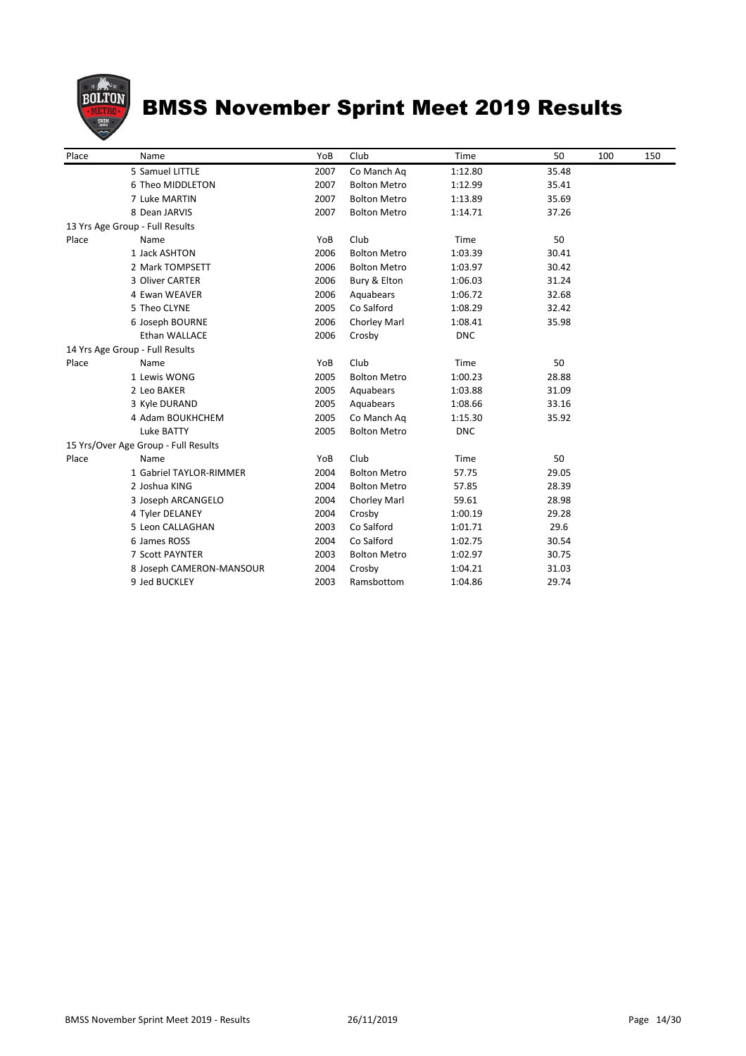# BMSS November Sprint Meet 2019 Results

| Place | Name | YoB | Club | Time | 50 | 100 | 150 |
|---|---|---|---|---|---|---|---|
| | 5 Samuel LITTLE | 2007 | Co Manch Aq | 1:12.80 | 35.48 | | |
| | 6 Theo MIDDLETON | 2007 | Bolton Metro | 1:12.99 | 35.41 | | |
| | 7 Luke MARTIN | 2007 | Bolton Metro | 1:13.89 | 35.69 | | |
| | 8 Dean JARVIS | 2007 | Bolton Metro | 1:14.71 | 37.26 | | |

13 Yrs Age Group - Full Results

| Place | Name | YoB | Club | Time | 50 |
|---|---|---|---|---|---|
| | 1 Jack ASHTON | 2006 | Bolton Metro | 1:03.39 | 30.41 |
| | 2 Mark TOMPSETT | 2006 | Bolton Metro | 1:03.97 | 30.42 |
| | 3 Oliver CARTER | 2006 | Bury & Elton | 1:06.03 | 31.24 |
| | 4 Ewan WEAVER | 2006 | Aquabears | 1:06.72 | 32.68 |
| | 5 Theo CLYNE | 2005 | Co Salford | 1:08.29 | 32.42 |
| | 6 Joseph BOURNE | 2006 | Chorley Marl | 1:08.41 | 35.98 |
| | Ethan WALLACE | 2006 | Crosby | DNC | |

14 Yrs Age Group - Full Results

| Place | Name | YoB | Club | Time | 50 |
|---|---|---|---|---|---|
| | 1 Lewis WONG | 2005 | Bolton Metro | 1:00.23 | 28.88 |
| | 2 Leo BAKER | 2005 | Aquabears | 1:03.88 | 31.09 |
| | 3 Kyle DURAND | 2005 | Aquabears | 1:08.66 | 33.16 |
| | 4 Adam BOUKHCHEM | 2005 | Co Manch Aq | 1:15.30 | 35.92 |
| | Luke BATTY | 2005 | Bolton Metro | DNC | |

15 Yrs/Over Age Group - Full Results

| Place | Name | YoB | Club | Time | 50 |
|---|---|---|---|---|---|
| | 1 Gabriel TAYLOR-RIMMER | 2004 | Bolton Metro | 57.75 | 29.05 |
| | 2 Joshua KING | 2004 | Bolton Metro | 57.85 | 28.39 |
| | 3 Joseph ARCANGELO | 2004 | Chorley Marl | 59.61 | 28.98 |
| | 4 Tyler DELANEY | 2004 | Crosby | 1:00.19 | 29.28 |
| | 5 Leon CALLAGHAN | 2003 | Co Salford | 1:01.71 | 29.6 |
| | 6 James ROSS | 2004 | Co Salford | 1:02.75 | 30.54 |
| | 7 Scott PAYNTER | 2003 | Bolton Metro | 1:02.97 | 30.75 |
| | 8 Joseph CAMERON-MANSOUR | 2004 | Crosby | 1:04.21 | 31.03 |
| | 9 Jed BUCKLEY | 2003 | Ramsbottom | 1:04.86 | 29.74 |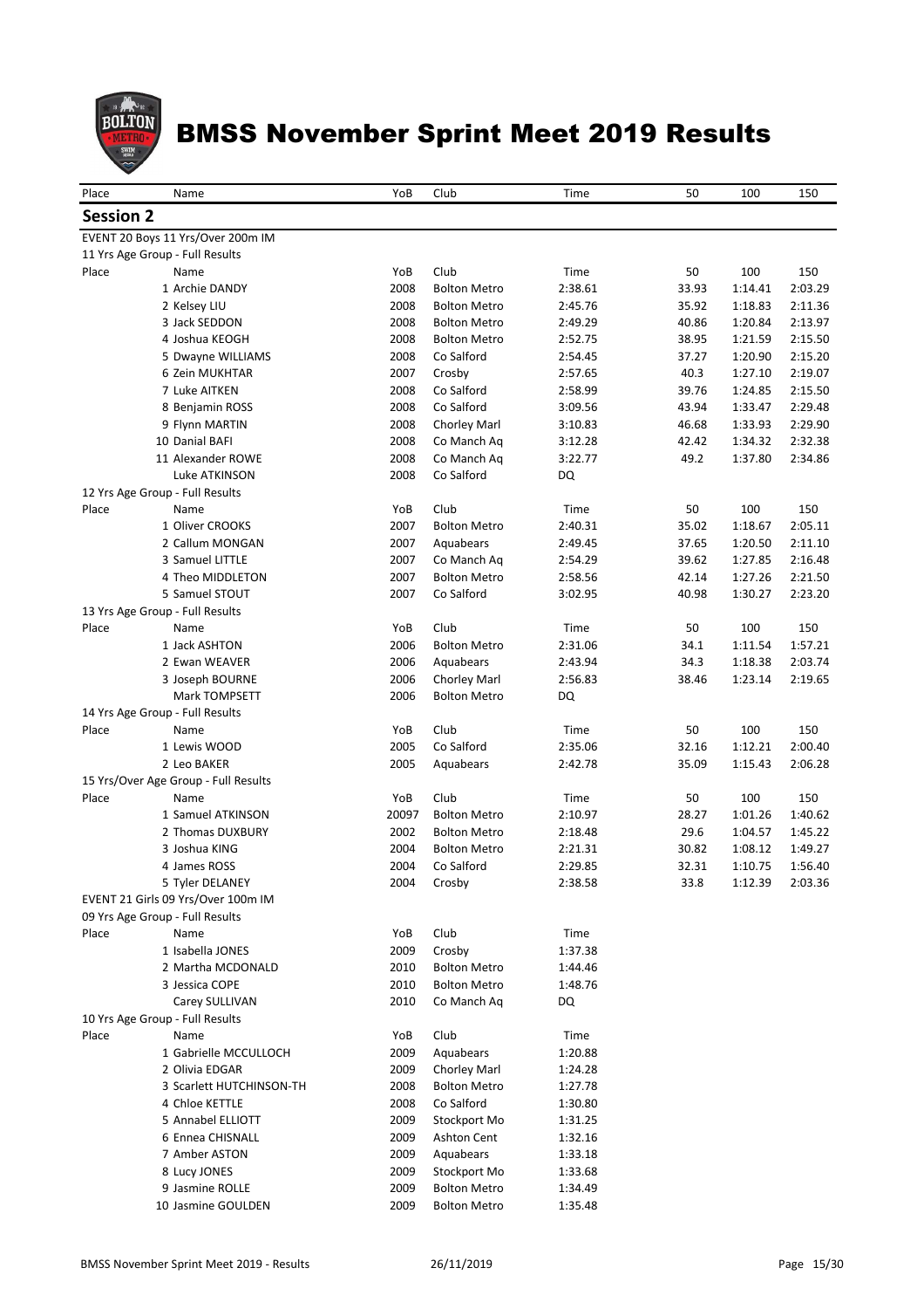# BMSS November Sprint Meet 2019 Results

## Session 2

EVENT 20 Boys 11 Yrs/Over 200m IM

11 Yrs Age Group - Full Results

| Place | Name | YoB | Club | Time | 50 | 100 | 150 |
|---|---|---|---|---|---|---|---|
| 1 | Archie DANDY | 2008 | Bolton Metro | 2:38.61 | 33.93 | 1:14.41 | 2:03.29 |
| 2 | Kelsey LIU | 2008 | Bolton Metro | 2:45.76 | 35.92 | 1:18.83 | 2:11.36 |
| 3 | Jack SEDDON | 2008 | Bolton Metro | 2:49.29 | 40.86 | 1:20.84 | 2:13.97 |
| 4 | Joshua KEOGH | 2008 | Bolton Metro | 2:52.75 | 38.95 | 1:21.59 | 2:15.50 |
| 5 | Dwayne WILLIAMS | 2008 | Co Salford | 2:54.45 | 37.27 | 1:20.90 | 2:15.20 |
| 6 | Zein MUKHTAR | 2007 | Crosby | 2:57.65 | 40.3 | 1:27.10 | 2:19.07 |
| 7 | Luke AITKEN | 2008 | Co Salford | 2:58.99 | 39.76 | 1:24.85 | 2:15.50 |
| 8 | Benjamin ROSS | 2008 | Co Salford | 3:09.56 | 43.94 | 1:33.47 | 2:29.48 |
| 9 | Flynn MARTIN | 2008 | Chorley Marl | 3:10.83 | 46.68 | 1:33.93 | 2:29.90 |
| 10 | Danial BAFI | 2008 | Co Manch Aq | 3:12.28 | 42.42 | 1:34.32 | 2:32.38 |
| 11 | Alexander ROWE | 2008 | Co Manch Aq | 3:22.77 | 49.2 | 1:37.80 | 2:34.86 |
| | Luke ATKINSON | 2008 | Co Salford | DQ | | | |

12 Yrs Age Group - Full Results

| Place | Name | YoB | Club | Time | 50 | 100 | 150 |
|---|---|---|---|---|---|---|---|
| 1 | Oliver CROOKS | 2007 | Bolton Metro | 2:40.31 | 35.02 | 1:18.67 | 2:05.11 |
| 2 | Callum MONGAN | 2007 | Aquabears | 2:49.45 | 37.65 | 1:20.50 | 2:11.10 |
| 3 | Samuel LITTLE | 2007 | Co Manch Aq | 2:54.29 | 39.62 | 1:27.85 | 2:16.48 |
| 4 | Theo MIDDLETON | 2007 | Bolton Metro | 2:58.56 | 42.14 | 1:27.26 | 2:21.50 |
| 5 | Samuel STOUT | 2007 | Co Salford | 3:02.95 | 40.98 | 1:30.27 | 2:23.20 |

13 Yrs Age Group - Full Results

| Place | Name | YoB | Club | Time | 50 | 100 | 150 |
|---|---|---|---|---|---|---|---|
| 1 | Jack ASHTON | 2006 | Bolton Metro | 2:31.06 | 34.1 | 1:11.54 | 1:57.21 |
| 2 | Ewan WEAVER | 2006 | Aquabears | 2:43.94 | 34.3 | 1:18.38 | 2:03.74 |
| 3 | Joseph BOURNE | 2006 | Chorley Marl | 2:56.83 | 38.46 | 1:23.14 | 2:19.65 |
| | Mark TOMPSETT | 2006 | Bolton Metro | DQ | | | |

14 Yrs Age Group - Full Results

| Place | Name | YoB | Club | Time | 50 | 100 | 150 |
|---|---|---|---|---|---|---|---|
| 1 | Lewis WOOD | 2005 | Co Salford | 2:35.06 | 32.16 | 1:12.21 | 2:00.40 |
| 2 | Leo BAKER | 2005 | Aquabears | 2:42.78 | 35.09 | 1:15.43 | 2:06.28 |

15 Yrs/Over Age Group - Full Results

| Place | Name | YoB | Club | Time | 50 | 100 | 150 |
|---|---|---|---|---|---|---|---|
| 1 | Samuel ATKINSON | 20097 | Bolton Metro | 2:10.97 | 28.27 | 1:01.26 | 1:40.62 |
| 2 | Thomas DUXBURY | 2002 | Bolton Metro | 2:18.48 | 29.6 | 1:04.57 | 1:45.22 |
| 3 | Joshua KING | 2004 | Bolton Metro | 2:21.31 | 30.82 | 1:08.12 | 1:49.27 |
| 4 | James ROSS | 2004 | Co Salford | 2:29.85 | 32.31 | 1:10.75 | 1:56.40 |
| 5 | Tyler DELANEY | 2004 | Crosby | 2:38.58 | 33.8 | 1:12.39 | 2:03.36 |

EVENT 21 Girls 09 Yrs/Over 100m IM

09 Yrs Age Group - Full Results

| Place | Name | YoB | Club | Time |
|---|---|---|---|---|
| 1 | Isabella JONES | 2009 | Crosby | 1:37.38 |
| 2 | Martha MCDONALD | 2010 | Bolton Metro | 1:44.46 |
| 3 | Jessica COPE | 2010 | Bolton Metro | 1:48.76 |
| | Carey SULLIVAN | 2010 | Co Manch Aq | DQ |

10 Yrs Age Group - Full Results

| Place | Name | YoB | Club | Time |
|---|---|---|---|---|
| 1 | Gabrielle MCCULLOCH | 2009 | Aquabears | 1:20.88 |
| 2 | Olivia EDGAR | 2009 | Chorley Marl | 1:24.28 |
| 3 | Scarlett HUTCHINSON-TH | 2008 | Bolton Metro | 1:27.78 |
| 4 | Chloe KETTLE | 2008 | Co Salford | 1:30.80 |
| 5 | Annabel ELLIOTT | 2009 | Stockport Mo | 1:31.25 |
| 6 | Ennea CHISNALL | 2009 | Ashton Cent | 1:32.16 |
| 7 | Amber ASTON | 2009 | Aquabears | 1:33.18 |
| 8 | Lucy JONES | 2009 | Stockport Mo | 1:33.68 |
| 9 | Jasmine ROLLE | 2009 | Bolton Metro | 1:34.49 |
| 10 | Jasmine GOULDEN | 2009 | Bolton Metro | 1:35.48 |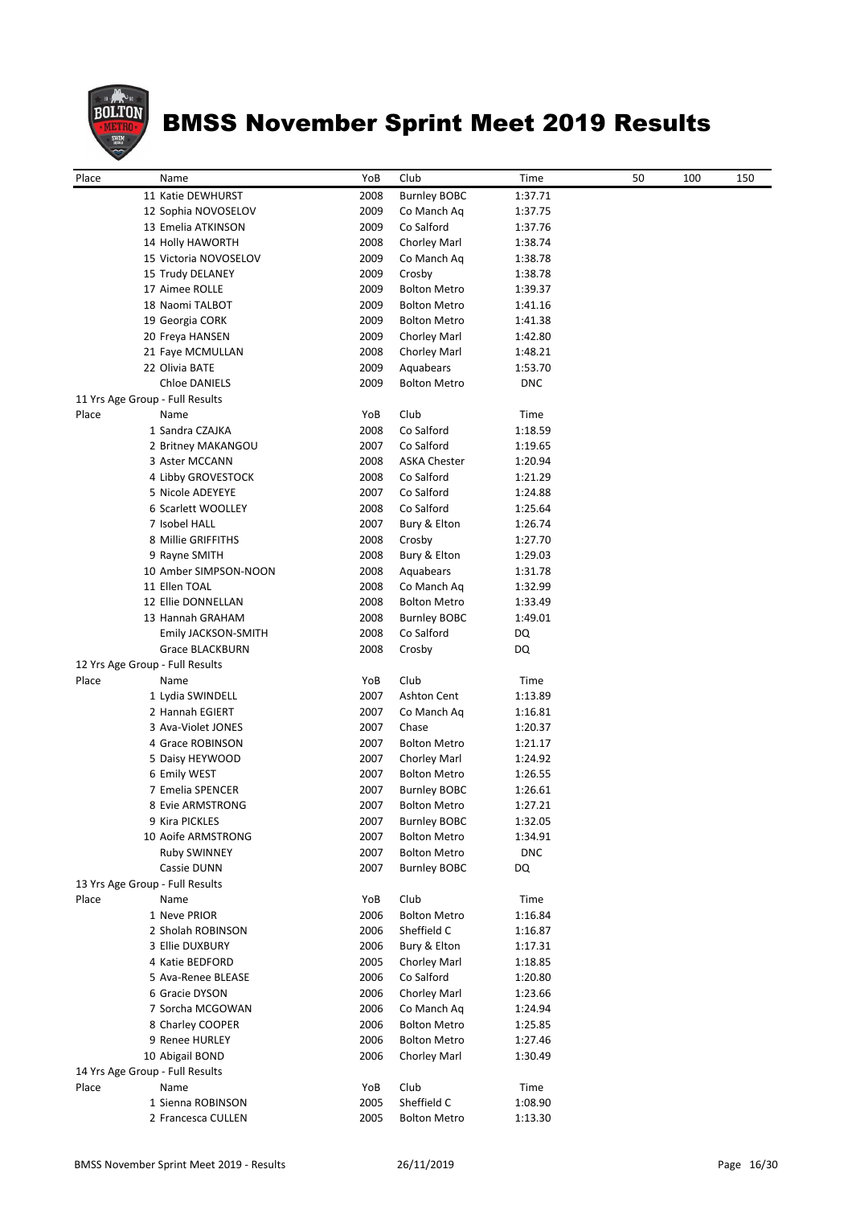# BMSS November Sprint Meet 2019 Results

| Place | Name | YoB | Club | Time | 50 | 100 | 150 |
|---|---|---|---|---|---|---|---|
| | 11 Katie DEWHURST | 2008 | Burnley BOBC | 1:37.71 | | | |
| | 12 Sophia NOVOSELOV | 2009 | Co Manch Aq | 1:37.75 | | | |
| | 13 Emelia ATKINSON | 2009 | Co Salford | 1:37.76 | | | |
| | 14 Holly HAWORTH | 2008 | Chorley Marl | 1:38.74 | | | |
| | 15 Victoria NOVOSELOV | 2009 | Co Manch Aq | 1:38.78 | | | |
| | 15 Trudy DELANEY | 2009 | Crosby | 1:38.78 | | | |
| | 17 Aimee ROLLE | 2009 | Bolton Metro | 1:39.37 | | | |
| | 18 Naomi TALBOT | 2009 | Bolton Metro | 1:41.16 | | | |
| | 19 Georgia CORK | 2009 | Bolton Metro | 1:41.38 | | | |
| | 20 Freya HANSEN | 2009 | Chorley Marl | 1:42.80 | | | |
| | 21 Faye MCMULLAN | 2008 | Chorley Marl | 1:48.21 | | | |
| | 22 Olivia BATE | 2009 | Aquabears | 1:53.70 | | | |
| | Chloe DANIELS | 2009 | Bolton Metro | DNC | | | |
| 11 Yrs Age Group - Full Results | | | | | | | |
| Place | Name | YoB | Club | Time | | | |
| | 1 Sandra CZAJKA | 2008 | Co Salford | 1:18.59 | | | |
| | 2 Britney MAKANGOU | 2007 | Co Salford | 1:19.65 | | | |
| | 3 Aster MCCANN | 2008 | ASKA Chester | 1:20.94 | | | |
| | 4 Libby GROVESTOCK | 2008 | Co Salford | 1:21.29 | | | |
| | 5 Nicole ADEYEYE | 2007 | Co Salford | 1:24.88 | | | |
| | 6 Scarlett WOOLLEY | 2008 | Co Salford | 1:25.64 | | | |
| | 7 Isobel HALL | 2007 | Bury & Elton | 1:26.74 | | | |
| | 8 Millie GRIFFITHS | 2008 | Crosby | 1:27.70 | | | |
| | 9 Rayne SMITH | 2008 | Bury & Elton | 1:29.03 | | | |
| | 10 Amber SIMPSON-NOON | 2008 | Aquabears | 1:31.78 | | | |
| | 11 Ellen TOAL | 2008 | Co Manch Aq | 1:32.99 | | | |
| | 12 Ellie DONNELLAN | 2008 | Bolton Metro | 1:33.49 | | | |
| | 13 Hannah GRAHAM | 2008 | Burnley BOBC | 1:49.01 | | | |
| | Emily JACKSON-SMITH | 2008 | Co Salford | DQ | | | |
| | Grace BLACKBURN | 2008 | Crosby | DQ | | | |
| 12 Yrs Age Group - Full Results | | | | | | | |
| Place | Name | YoB | Club | Time | | | |
| | 1 Lydia SWINDELL | 2007 | Ashton Cent | 1:13.89 | | | |
| | 2 Hannah EGIERT | 2007 | Co Manch Aq | 1:16.81 | | | |
| | 3 Ava-Violet JONES | 2007 | Chase | 1:20.37 | | | |
| | 4 Grace ROBINSON | 2007 | Bolton Metro | 1:21.17 | | | |
| | 5 Daisy HEYWOOD | 2007 | Chorley Marl | 1:24.92 | | | |
| | 6 Emily WEST | 2007 | Bolton Metro | 1:26.55 | | | |
| | 7 Emelia SPENCER | 2007 | Burnley BOBC | 1:26.61 | | | |
| | 8 Evie ARMSTRONG | 2007 | Bolton Metro | 1:27.21 | | | |
| | 9 Kira PICKLES | 2007 | Burnley BOBC | 1:32.05 | | | |
| | 10 Aoife ARMSTRONG | 2007 | Bolton Metro | 1:34.91 | | | |
| | Ruby SWINNEY | 2007 | Bolton Metro | DNC | | | |
| | Cassie DUNN | 2007 | Burnley BOBC | DQ | | | |
| 13 Yrs Age Group - Full Results | | | | | | | |
| Place | Name | YoB | Club | Time | | | |
| | 1 Neve PRIOR | 2006 | Bolton Metro | 1:16.84 | | | |
| | 2 Sholah ROBINSON | 2006 | Sheffield C | 1:16.87 | | | |
| | 3 Ellie DUXBURY | 2006 | Bury & Elton | 1:17.31 | | | |
| | 4 Katie BEDFORD | 2005 | Chorley Marl | 1:18.85 | | | |
| | 5 Ava-Renee BLEASE | 2006 | Co Salford | 1:20.80 | | | |
| | 6 Gracie DYSON | 2006 | Chorley Marl | 1:23.66 | | | |
| | 7 Sorcha MCGOWAN | 2006 | Co Manch Aq | 1:24.94 | | | |
| | 8 Charley COOPER | 2006 | Bolton Metro | 1:25.85 | | | |
| | 9 Renee HURLEY | 2006 | Bolton Metro | 1:27.46 | | | |
| | 10 Abigail BOND | 2006 | Chorley Marl | 1:30.49 | | | |
| 14 Yrs Age Group - Full Results | | | | | | | |
| Place | Name | YoB | Club | Time | | | |
| | 1 Sienna ROBINSON | 2005 | Sheffield C | 1:08.90 | | | |
| | 2 Francesca CULLEN | 2005 | Bolton Metro | 1:13.30 | | | |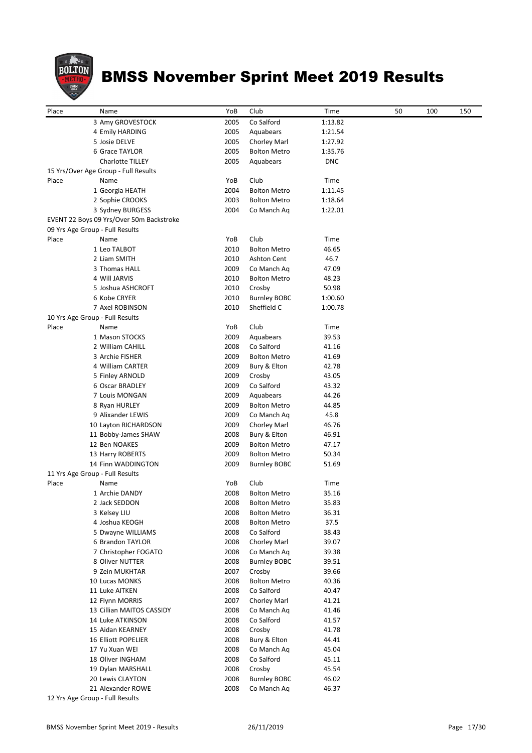# BMSS November Sprint Meet 2019 Results

| Place | Name | YoB | Club | Time | 50 | 100 | 150 |
|---|---|---|---|---|---|---|---|
| | 3 Amy GROVESTOCK | 2005 | Co Salford | 1:13.82 | | | |
| | 4 Emily HARDING | 2005 | Aquabears | 1:21.54 | | | |
| | 5 Josie DELVE | 2005 | Chorley Marl | 1:27.92 | | | |
| | 6 Grace TAYLOR | 2005 | Bolton Metro | 1:35.76 | | | |
| | Charlotte TILLEY | 2005 | Aquabears | DNC | | | |

15 Yrs/Over Age Group - Full Results

| Place | Name | YoB | Club | Time |
|---|---|---|---|---|
| | 1 Georgia HEATH | 2004 | Bolton Metro | 1:11.45 |
| | 2 Sophie CROOKS | 2003 | Bolton Metro | 1:18.64 |
| | 3 Sydney BURGESS | 2004 | Co Manch Aq | 1:22.01 |

EVENT 22 Boys 09 Yrs/Over 50m Backstroke

09 Yrs Age Group - Full Results

| Place | Name | YoB | Club | Time |
|---|---|---|---|---|
| | 1 Leo TALBOT | 2010 | Bolton Metro | 46.65 |
| | 2 Liam SMITH | 2010 | Ashton Cent | 46.7 |
| | 3 Thomas HALL | 2009 | Co Manch Aq | 47.09 |
| | 4 Will JARVIS | 2010 | Bolton Metro | 48.23 |
| | 5 Joshua ASHCROFT | 2010 | Crosby | 50.98 |
| | 6 Kobe CRYER | 2010 | Burnley BOBC | 1:00.60 |
| | 7 Axel ROBINSON | 2010 | Sheffield C | 1:00.78 |

10 Yrs Age Group - Full Results

| Place | Name | YoB | Club | Time |
|---|---|---|---|---|
| | 1 Mason STOCKS | 2009 | Aquabears | 39.53 |
| | 2 William CAHILL | 2008 | Co Salford | 41.16 |
| | 3 Archie FISHER | 2009 | Bolton Metro | 41.69 |
| | 4 William CARTER | 2009 | Bury & Elton | 42.78 |
| | 5 Finley ARNOLD | 2009 | Crosby | 43.05 |
| | 6 Oscar BRADLEY | 2009 | Co Salford | 43.32 |
| | 7 Louis MONGAN | 2009 | Aquabears | 44.26 |
| | 8 Ryan HURLEY | 2009 | Bolton Metro | 44.85 |
| | 9 Alixander LEWIS | 2009 | Co Manch Aq | 45.8 |
| | 10 Layton RICHARDSON | 2009 | Chorley Marl | 46.76 |
| | 11 Bobby-James SHAW | 2008 | Bury & Elton | 46.91 |
| | 12 Ben NOAKES | 2009 | Bolton Metro | 47.17 |
| | 13 Harry ROBERTS | 2009 | Bolton Metro | 50.34 |
| | 14 Finn WADDINGTON | 2009 | Burnley BOBC | 51.69 |

11 Yrs Age Group - Full Results

| Place | Name | YoB | Club | Time |
|---|---|---|---|---|
| | 1 Archie DANDY | 2008 | Bolton Metro | 35.16 |
| | 2 Jack SEDDON | 2008 | Bolton Metro | 35.83 |
| | 3 Kelsey LIU | 2008 | Bolton Metro | 36.31 |
| | 4 Joshua KEOGH | 2008 | Bolton Metro | 37.5 |
| | 5 Dwayne WILLIAMS | 2008 | Co Salford | 38.43 |
| | 6 Brandon TAYLOR | 2008 | Chorley Marl | 39.07 |
| | 7 Christopher FOGATO | 2008 | Co Manch Aq | 39.38 |
| | 8 Oliver NUTTER | 2008 | Burnley BOBC | 39.51 |
| | 9 Zein MUKHTAR | 2007 | Crosby | 39.66 |
| | 10 Lucas MONKS | 2008 | Bolton Metro | 40.36 |
| | 11 Luke AITKEN | 2008 | Co Salford | 40.47 |
| | 12 Flynn MORRIS | 2007 | Chorley Marl | 41.21 |
| | 13 Cillian MAITOS CASSIDY | 2008 | Co Manch Aq | 41.46 |
| | 14 Luke ATKINSON | 2008 | Co Salford | 41.57 |
| | 15 Aidan KEARNEY | 2008 | Crosby | 41.78 |
| | 16 Elliott POPELIER | 2008 | Bury & Elton | 44.41 |
| | 17 Yu Xuan WEI | 2008 | Co Manch Aq | 45.04 |
| | 18 Oliver INGHAM | 2008 | Co Salford | 45.11 |
| | 19 Dylan MARSHALL | 2008 | Crosby | 45.54 |
| | 20 Lewis CLAYTON | 2008 | Burnley BOBC | 46.02 |
| | 21 Alexander ROWE | 2008 | Co Manch Aq | 46.37 |

12 Yrs Age Group - Full Results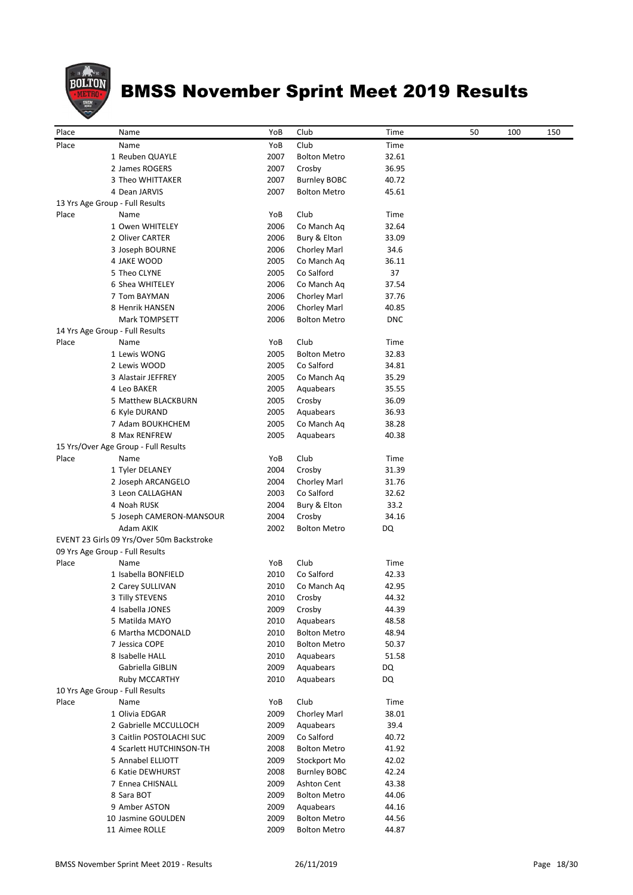# BMSS November Sprint Meet 2019 Results

| Place | Name | YoB | Club | Time | 50 | 100 | 150 |
|---|---|---|---|---|---|---|---|
| Place | Name | YoB | Club | Time | | | |
| 1 | Reuben QUAYLE | 2007 | Bolton Metro | 32.61 | | | |
| 2 | James ROGERS | 2007 | Crosby | 36.95 | | | |
| 3 | Theo WHITTAKER | 2007 | Burnley BOBC | 40.72 | | | |
| 4 | Dean JARVIS | 2007 | Bolton Metro | 45.61 | | | |
| 13 Yrs Age Group - Full Results | | | | | | | |
| Place | Name | YoB | Club | Time | | | |
| 1 | Owen WHITELEY | 2006 | Co Manch Aq | 32.64 | | | |
| 2 | Oliver CARTER | 2006 | Bury & Elton | 33.09 | | | |
| 3 | Joseph BOURNE | 2006 | Chorley Marl | 34.6 | | | |
| 4 | JAKE WOOD | 2005 | Co Manch Aq | 36.11 | | | |
| 5 | Theo CLYNE | 2005 | Co Salford | 37 | | | |
| 6 | Shea WHITELEY | 2006 | Co Manch Aq | 37.54 | | | |
| 7 | Tom BAYMAN | 2006 | Chorley Marl | 37.76 | | | |
| 8 | Henrik HANSEN | 2006 | Chorley Marl | 40.85 | | | |
| | Mark TOMPSETT | 2006 | Bolton Metro | DNC | | | |
| 14 Yrs Age Group - Full Results | | | | | | | |
| Place | Name | YoB | Club | Time | | | |
| 1 | Lewis WONG | 2005 | Bolton Metro | 32.83 | | | |
| 2 | Lewis WOOD | 2005 | Co Salford | 34.81 | | | |
| 3 | Alastair JEFFREY | 2005 | Co Manch Aq | 35.29 | | | |
| 4 | Leo BAKER | 2005 | Aquabears | 35.55 | | | |
| 5 | Matthew BLACKBURN | 2005 | Crosby | 36.09 | | | |
| 6 | Kyle DURAND | 2005 | Aquabears | 36.93 | | | |
| 7 | Adam BOUKHCHEM | 2005 | Co Manch Aq | 38.28 | | | |
| 8 | Max RENFREW | 2005 | Aquabears | 40.38 | | | |
| 15 Yrs/Over Age Group - Full Results | | | | | | | |
| Place | Name | YoB | Club | Time | | | |
| 1 | Tyler DELANEY | 2004 | Crosby | 31.39 | | | |
| 2 | Joseph ARCANGELO | 2004 | Chorley Marl | 31.76 | | | |
| 3 | Leon CALLAGHAN | 2003 | Co Salford | 32.62 | | | |
| 4 | Noah RUSK | 2004 | Bury & Elton | 33.2 | | | |
| 5 | Joseph CAMERON-MANSOUR | 2004 | Crosby | 34.16 | | | |
| | Adam AKIK | 2002 | Bolton Metro | DQ | | | |
| EVENT 23 Girls 09 Yrs/Over 50m Backstroke | | | | | | | |
| 09 Yrs Age Group - Full Results | | | | | | | |
| Place | Name | YoB | Club | Time | | | |
| 1 | Isabella BONFIELD | 2010 | Co Salford | 42.33 | | | |
| 2 | Carey SULLIVAN | 2010 | Co Manch Aq | 42.95 | | | |
| 3 | Tilly STEVENS | 2010 | Crosby | 44.32 | | | |
| 4 | Isabella JONES | 2009 | Crosby | 44.39 | | | |
| 5 | Matilda MAYO | 2010 | Aquabears | 48.58 | | | |
| 6 | Martha MCDONALD | 2010 | Bolton Metro | 48.94 | | | |
| 7 | Jessica COPE | 2010 | Bolton Metro | 50.37 | | | |
| 8 | Isabelle HALL | 2010 | Aquabears | 51.58 | | | |
| | Gabriella GIBLIN | 2009 | Aquabears | DQ | | | |
| | Ruby MCCARTHY | 2010 | Aquabears | DQ | | | |
| 10 Yrs Age Group - Full Results | | | | | | | |
| Place | Name | YoB | Club | Time | | | |
| 1 | Olivia EDGAR | 2009 | Chorley Marl | 38.01 | | | |
| 2 | Gabrielle MCCULLOCH | 2009 | Aquabears | 39.4 | | | |
| 3 | Caitlin POSTOLACHI SUC | 2009 | Co Salford | 40.72 | | | |
| 4 | Scarlett HUTCHINSON-TH | 2008 | Bolton Metro | 41.92 | | | |
| 5 | Annabel ELLIOTT | 2009 | Stockport Mo | 42.02 | | | |
| 6 | Katie DEWHURST | 2008 | Burnley BOBC | 42.24 | | | |
| 7 | Ennea CHISNALL | 2009 | Ashton Cent | 43.38 | | | |
| 8 | Sara BOT | 2009 | Bolton Metro | 44.06 | | | |
| 9 | Amber ASTON | 2009 | Aquabears | 44.16 | | | |
| 10 | Jasmine GOULDEN | 2009 | Bolton Metro | 44.56 | | | |
| 11 | Aimee ROLLE | 2009 | Bolton Metro | 44.87 | | | |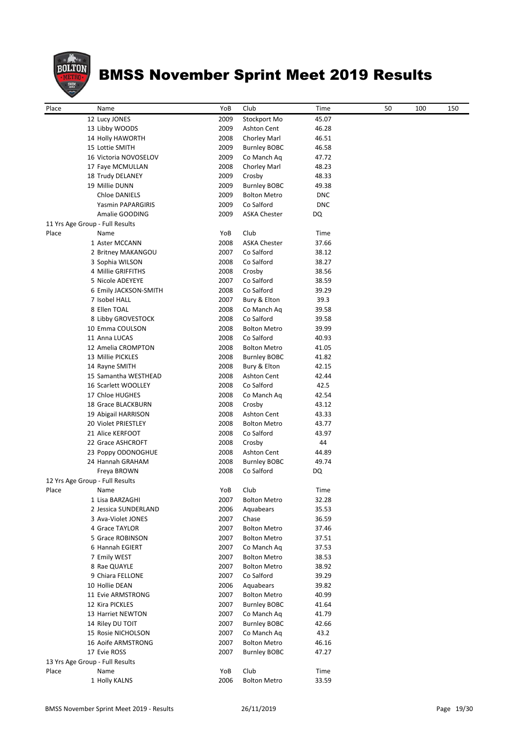# BMSS November Sprint Meet 2019 Results

| Place | Name | YoB | Club | Time | 50 | 100 | 150 |
|---|---|---|---|---|---|---|---|
| 12 | Lucy JONES | 2009 | Stockport Mo | 45.07 | | | |
| 13 | Libby WOODS | 2009 | Ashton Cent | 46.28 | | | |
| 14 | Holly HAWORTH | 2008 | Chorley Marl | 46.51 | | | |
| 15 | Lottie SMITH | 2009 | Burnley BOBC | 46.58 | | | |
| 16 | Victoria NOVOSELOV | 2009 | Co Manch Aq | 47.72 | | | |
| 17 | Faye MCMULLAN | 2008 | Chorley Marl | 48.23 | | | |
| 18 | Trudy DELANEY | 2009 | Crosby | 48.33 | | | |
| 19 | Millie DUNN | 2009 | Burnley BOBC | 49.38 | | | |
| | Chloe DANIELS | 2009 | Bolton Metro | DNC | | | |
| | Yasmin PAPARGIRIS | 2009 | Co Salford | DNC | | | |
| | Amalie GOODING | 2009 | ASKA Chester | DQ | | | |

11 Yrs Age Group - Full Results

| Place | Name | YoB | Club | Time |
|---|---|---|---|---|
| 1 | Aster MCCANN | 2008 | ASKA Chester | 37.66 |
| 2 | Britney MAKANGOU | 2007 | Co Salford | 38.12 |
| 3 | Sophia WILSON | 2008 | Co Salford | 38.27 |
| 4 | Millie GRIFFITHS | 2008 | Crosby | 38.56 |
| 5 | Nicole ADEYEYE | 2007 | Co Salford | 38.59 |
| 6 | Emily JACKSON-SMITH | 2008 | Co Salford | 39.29 |
| 7 | Isobel HALL | 2007 | Bury & Elton | 39.3 |
| 8 | Ellen TOAL | 2008 | Co Manch Aq | 39.58 |
| 8 | Libby GROVESTOCK | 2008 | Co Salford | 39.58 |
| 10 | Emma COULSON | 2008 | Bolton Metro | 39.99 |
| 11 | Anna LUCAS | 2008 | Co Salford | 40.93 |
| 12 | Amelia CROMPTON | 2008 | Bolton Metro | 41.05 |
| 13 | Millie PICKLES | 2008 | Burnley BOBC | 41.82 |
| 14 | Rayne SMITH | 2008 | Bury & Elton | 42.15 |
| 15 | Samantha WESTHEAD | 2008 | Ashton Cent | 42.44 |
| 16 | Scarlett WOOLLEY | 2008 | Co Salford | 42.5 |
| 17 | Chloe HUGHES | 2008 | Co Manch Aq | 42.54 |
| 18 | Grace BLACKBURN | 2008 | Crosby | 43.12 |
| 19 | Abigail HARRISON | 2008 | Ashton Cent | 43.33 |
| 20 | Violet PRIESTLEY | 2008 | Bolton Metro | 43.77 |
| 21 | Alice KERFOOT | 2008 | Co Salford | 43.97 |
| 22 | Grace ASHCROFT | 2008 | Crosby | 44 |
| 23 | Poppy ODONOGHUE | 2008 | Ashton Cent | 44.89 |
| 24 | Hannah GRAHAM | 2008 | Burnley BOBC | 49.74 |
| | Freya BROWN | 2008 | Co Salford | DQ |

12 Yrs Age Group - Full Results

| Place | Name | YoB | Club | Time |
|---|---|---|---|---|
| 1 | Lisa BARZAGHI | 2007 | Bolton Metro | 32.28 |
| 2 | Jessica SUNDERLAND | 2006 | Aquabears | 35.53 |
| 3 | Ava-Violet JONES | 2007 | Chase | 36.59 |
| 4 | Grace TAYLOR | 2007 | Bolton Metro | 37.46 |
| 5 | Grace ROBINSON | 2007 | Bolton Metro | 37.51 |
| 6 | Hannah EGIERT | 2007 | Co Manch Aq | 37.53 |
| 7 | Emily WEST | 2007 | Bolton Metro | 38.53 |
| 8 | Rae QUAYLE | 2007 | Bolton Metro | 38.92 |
| 9 | Chiara FELLONE | 2007 | Co Salford | 39.29 |
| 10 | Hollie DEAN | 2006 | Aquabears | 39.82 |
| 11 | Evie ARMSTRONG | 2007 | Bolton Metro | 40.99 |
| 12 | Kira PICKLES | 2007 | Burnley BOBC | 41.64 |
| 13 | Harriet NEWTON | 2007 | Co Manch Aq | 41.79 |
| 14 | Riley DU TOIT | 2007 | Burnley BOBC | 42.66 |
| 15 | Rosie NICHOLSON | 2007 | Co Manch Aq | 43.2 |
| 16 | Aoife ARMSTRONG | 2007 | Bolton Metro | 46.16 |
| 17 | Evie ROSS | 2007 | Burnley BOBC | 47.27 |

13 Yrs Age Group - Full Results

| Place | Name | YoB | Club | Time |
|---|---|---|---|---|
| 1 | Holly KALNS | 2006 | Bolton Metro | 33.59 |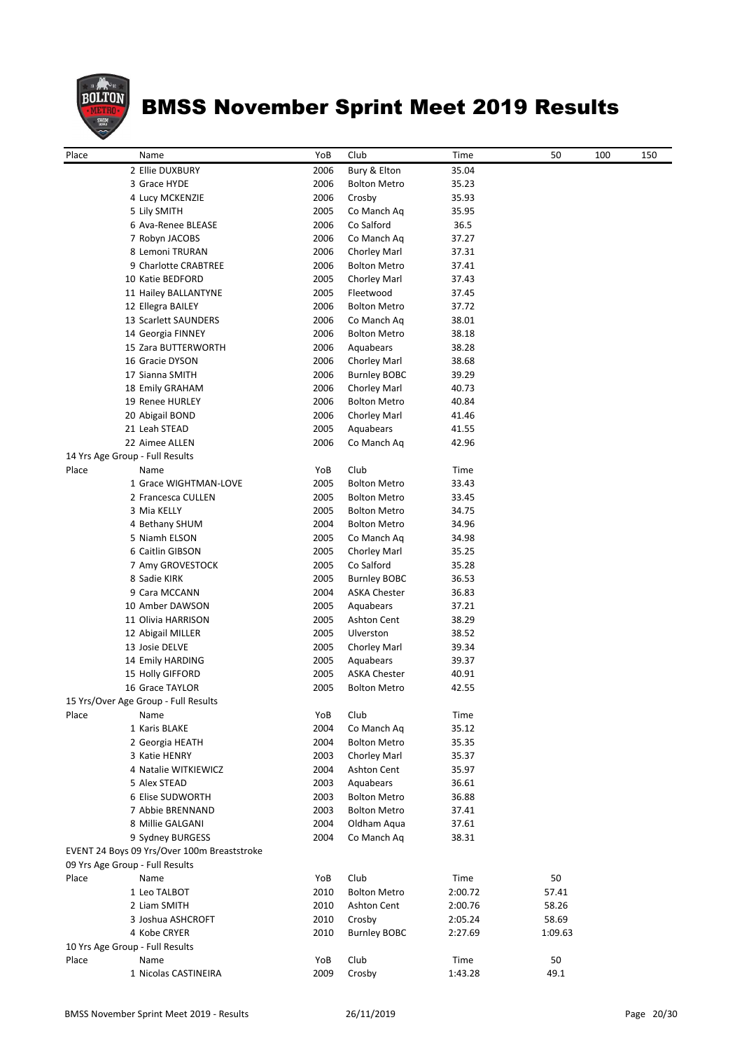# BMSS November Sprint Meet 2019 Results

| Place | Name | YoB | Club | Time | 50 | 100 | 150 |
|---|---|---|---|---|---|---|---|
| | 2 Ellie DUXBURY | 2006 | Bury & Elton | 35.04 | | | |
| | 3 Grace HYDE | 2006 | Bolton Metro | 35.23 | | | |
| | 4 Lucy MCKENZIE | 2006 | Crosby | 35.93 | | | |
| | 5 Lily SMITH | 2005 | Co Manch Aq | 35.95 | | | |
| | 6 Ava-Renee BLEASE | 2006 | Co Salford | 36.5 | | | |
| | 7 Robyn JACOBS | 2006 | Co Manch Aq | 37.27 | | | |
| | 8 Lemoni TRURAN | 2006 | Chorley Marl | 37.31 | | | |
| | 9 Charlotte CRABTREE | 2006 | Bolton Metro | 37.41 | | | |
| | 10 Katie BEDFORD | 2005 | Chorley Marl | 37.43 | | | |
| | 11 Hailey BALLANTYNE | 2005 | Fleetwood | 37.45 | | | |
| | 12 Ellegra BAILEY | 2006 | Bolton Metro | 37.72 | | | |
| | 13 Scarlett SAUNDERS | 2006 | Co Manch Aq | 38.01 | | | |
| | 14 Georgia FINNEY | 2006 | Bolton Metro | 38.18 | | | |
| | 15 Zara BUTTERWORTH | 2006 | Aquabears | 38.28 | | | |
| | 16 Gracie DYSON | 2006 | Chorley Marl | 38.68 | | | |
| | 17 Sianna SMITH | 2006 | Burnley BOBC | 39.29 | | | |
| | 18 Emily GRAHAM | 2006 | Chorley Marl | 40.73 | | | |
| | 19 Renee HURLEY | 2006 | Bolton Metro | 40.84 | | | |
| | 20 Abigail BOND | 2006 | Chorley Marl | 41.46 | | | |
| | 21 Leah STEAD | 2005 | Aquabears | 41.55 | | | |
| | 22 Aimee ALLEN | 2006 | Co Manch Aq | 42.96 | | | |

14 Yrs Age Group - Full Results

| Place | Name | YoB | Club | Time |
|---|---|---|---|---|
| | 1 Grace WIGHTMAN-LOVE | 2005 | Bolton Metro | 33.43 |
| | 2 Francesca CULLEN | 2005 | Bolton Metro | 33.45 |
| | 3 Mia KELLY | 2005 | Bolton Metro | 34.75 |
| | 4 Bethany SHUM | 2004 | Bolton Metro | 34.96 |
| | 5 Niamh ELSON | 2005 | Co Manch Aq | 34.98 |
| | 6 Caitlin GIBSON | 2005 | Chorley Marl | 35.25 |
| | 7 Amy GROVESTOCK | 2005 | Co Salford | 35.28 |
| | 8 Sadie KIRK | 2005 | Burnley BOBC | 36.53 |
| | 9 Cara MCCANN | 2004 | ASKA Chester | 36.83 |
| | 10 Amber DAWSON | 2005 | Aquabears | 37.21 |
| | 11 Olivia HARRISON | 2005 | Ashton Cent | 38.29 |
| | 12 Abigail MILLER | 2005 | Ulverston | 38.52 |
| | 13 Josie DELVE | 2005 | Chorley Marl | 39.34 |
| | 14 Emily HARDING | 2005 | Aquabears | 39.37 |
| | 15 Holly GIFFORD | 2005 | ASKA Chester | 40.91 |
| | 16 Grace TAYLOR | 2005 | Bolton Metro | 42.55 |

15 Yrs/Over Age Group - Full Results

| Place | Name | YoB | Club | Time |
|---|---|---|---|---|
| | 1 Karis BLAKE | 2004 | Co Manch Aq | 35.12 |
| | 2 Georgia HEATH | 2004 | Bolton Metro | 35.35 |
| | 3 Katie HENRY | 2003 | Chorley Marl | 35.37 |
| | 4 Natalie WITKIEWICZ | 2004 | Ashton Cent | 35.97 |
| | 5 Alex STEAD | 2003 | Aquabears | 36.61 |
| | 6 Elise SUDWORTH | 2003 | Bolton Metro | 36.88 |
| | 7 Abbie BRENNAND | 2003 | Bolton Metro | 37.41 |
| | 8 Millie GALGANI | 2004 | Oldham Aqua | 37.61 |
| | 9 Sydney BURGESS | 2004 | Co Manch Aq | 38.31 |

EVENT 24 Boys 09 Yrs/Over 100m Breaststroke

09 Yrs Age Group - Full Results

| Place | Name | YoB | Club | Time | 50 |
|---|---|---|---|---|---|
| | 1 Leo TALBOT | 2010 | Bolton Metro | 2:00.72 | 57.41 |
| | 2 Liam SMITH | 2010 | Ashton Cent | 2:00.76 | 58.26 |
| | 3 Joshua ASHCROFT | 2010 | Crosby | 2:05.24 | 58.69 |
| | 4 Kobe CRYER | 2010 | Burnley BOBC | 2:27.69 | 1:09.63 |

10 Yrs Age Group - Full Results

| Place | Name | YoB | Club | Time | 50 |
|---|---|---|---|---|---|
| | 1 Nicolas CASTINEIRA | 2009 | Crosby | 1:43.28 | 49.1 |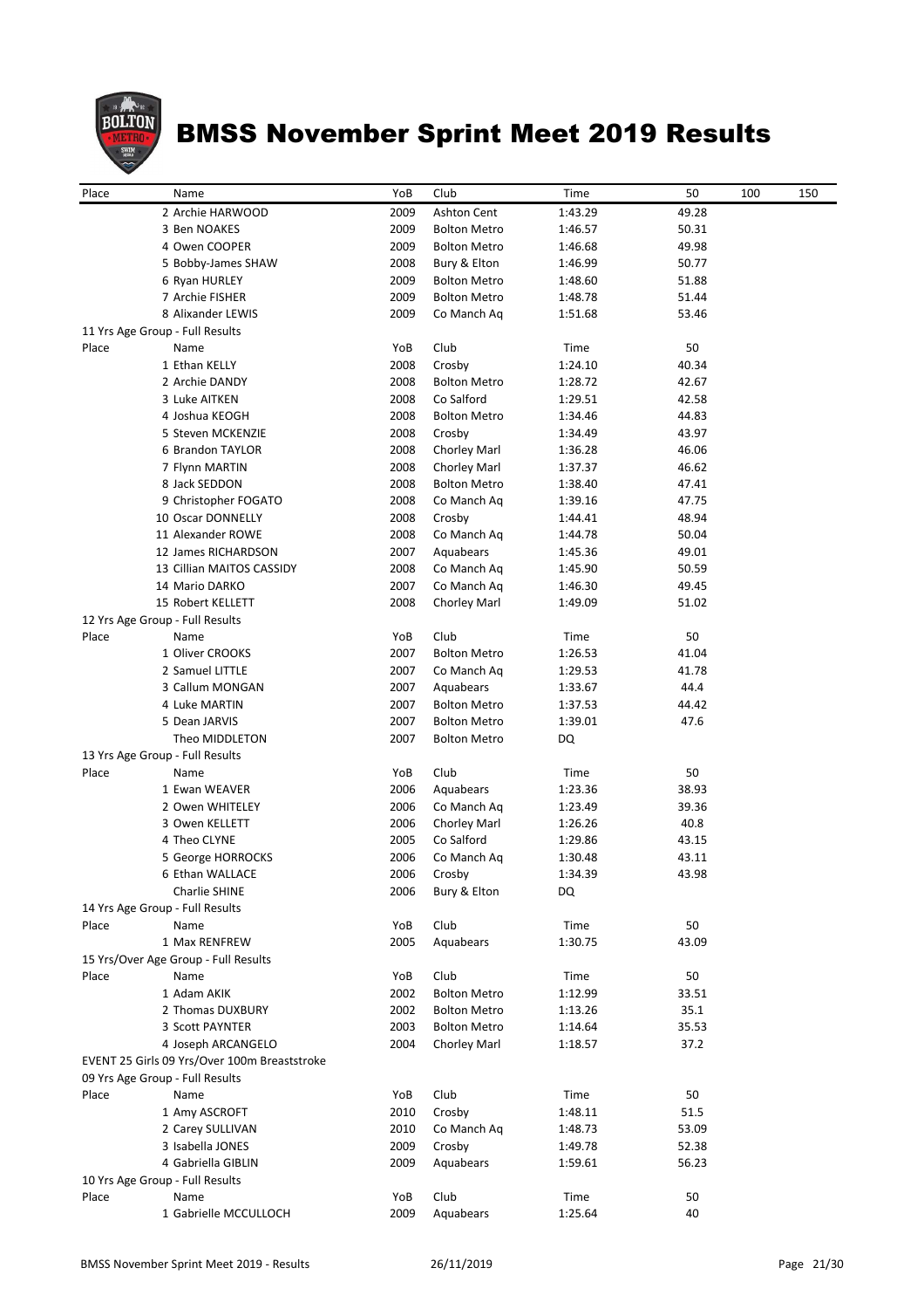# BMSS November Sprint Meet 2019 Results

| Place | Name | YoB | Club | Time | 50 | 100 | 150 |
|---|---|---|---|---|---|---|---|
| 2 | Archie HARWOOD | 2009 | Ashton Cent | 1:43.29 | 49.28 | | |
| 3 | Ben NOAKES | 2009 | Bolton Metro | 1:46.57 | 50.31 | | |
| 4 | Owen COOPER | 2009 | Bolton Metro | 1:46.68 | 49.98 | | |
| 5 | Bobby-James SHAW | 2008 | Bury & Elton | 1:46.99 | 50.77 | | |
| 6 | Ryan HURLEY | 2009 | Bolton Metro | 1:48.60 | 51.88 | | |
| 7 | Archie FISHER | 2009 | Bolton Metro | 1:48.78 | 51.44 | | |
| 8 | Alixander LEWIS | 2009 | Co Manch Aq | 1:51.68 | 53.46 | | |

11 Yrs Age Group - Full Results

| Place | Name | YoB | Club | Time | 50 |
|---|---|---|---|---|---|
| 1 | Ethan KELLY | 2008 | Crosby | 1:24.10 | 40.34 |
| 2 | Archie DANDY | 2008 | Bolton Metro | 1:28.72 | 42.67 |
| 3 | Luke AITKEN | 2008 | Co Salford | 1:29.51 | 42.58 |
| 4 | Joshua KEOGH | 2008 | Bolton Metro | 1:34.46 | 44.83 |
| 5 | Steven MCKENZIE | 2008 | Crosby | 1:34.49 | 43.97 |
| 6 | Brandon TAYLOR | 2008 | Chorley Marl | 1:36.28 | 46.06 |
| 7 | Flynn MARTIN | 2008 | Chorley Marl | 1:37.37 | 46.62 |
| 8 | Jack SEDDON | 2008 | Bolton Metro | 1:38.40 | 47.41 |
| 9 | Christopher FOGATO | 2008 | Co Manch Aq | 1:39.16 | 47.75 |
| 10 | Oscar DONNELLY | 2008 | Crosby | 1:44.41 | 48.94 |
| 11 | Alexander ROWE | 2008 | Co Manch Aq | 1:44.78 | 50.04 |
| 12 | James RICHARDSON | 2007 | Aquabears | 1:45.36 | 49.01 |
| 13 | Cillian MAITOS CASSIDY | 2008 | Co Manch Aq | 1:45.90 | 50.59 |
| 14 | Mario DARKO | 2007 | Co Manch Aq | 1:46.30 | 49.45 |
| 15 | Robert KELLETT | 2008 | Chorley Marl | 1:49.09 | 51.02 |

12 Yrs Age Group - Full Results

| Place | Name | YoB | Club | Time | 50 |
|---|---|---|---|---|---|
| 1 | Oliver CROOKS | 2007 | Bolton Metro | 1:26.53 | 41.04 |
| 2 | Samuel LITTLE | 2007 | Co Manch Aq | 1:29.53 | 41.78 |
| 3 | Callum MONGAN | 2007 | Aquabears | 1:33.67 | 44.4 |
| 4 | Luke MARTIN | 2007 | Bolton Metro | 1:37.53 | 44.42 |
| 5 | Dean JARVIS | 2007 | Bolton Metro | 1:39.01 | 47.6 |
| | Theo MIDDLETON | 2007 | Bolton Metro | DQ | |

13 Yrs Age Group - Full Results

| Place | Name | YoB | Club | Time | 50 |
|---|---|---|---|---|---|
| 1 | Ewan WEAVER | 2006 | Aquabears | 1:23.36 | 38.93 |
| 2 | Owen WHITELEY | 2006 | Co Manch Aq | 1:23.49 | 39.36 |
| 3 | Owen KELLETT | 2006 | Chorley Marl | 1:26.26 | 40.8 |
| 4 | Theo CLYNE | 2005 | Co Salford | 1:29.86 | 43.15 |
| 5 | George HORROCKS | 2006 | Co Manch Aq | 1:30.48 | 43.11 |
| 6 | Ethan WALLACE | 2006 | Crosby | 1:34.39 | 43.98 |
| | Charlie SHINE | 2006 | Bury & Elton | DQ | |

14 Yrs Age Group - Full Results

| Place | Name | YoB | Club | Time | 50 |
|---|---|---|---|---|---|
| 1 | Max RENFREW | 2005 | Aquabears | 1:30.75 | 43.09 |

15 Yrs/Over Age Group - Full Results

| Place | Name | YoB | Club | Time | 50 |
|---|---|---|---|---|---|
| 1 | Adam AKIK | 2002 | Bolton Metro | 1:12.99 | 33.51 |
| 2 | Thomas DUXBURY | 2002 | Bolton Metro | 1:13.26 | 35.1 |
| 3 | Scott PAYNTER | 2003 | Bolton Metro | 1:14.64 | 35.53 |
| 4 | Joseph ARCANGELO | 2004 | Chorley Marl | 1:18.57 | 37.2 |

EVENT 25 Girls 09 Yrs/Over 100m Breaststroke

09 Yrs Age Group - Full Results

| Place | Name | YoB | Club | Time | 50 |
|---|---|---|---|---|---|
| 1 | Amy ASCROFT | 2010 | Crosby | 1:48.11 | 51.5 |
| 2 | Carey SULLIVAN | 2010 | Co Manch Aq | 1:48.73 | 53.09 |
| 3 | Isabella JONES | 2009 | Crosby | 1:49.78 | 52.38 |
| 4 | Gabriella GIBLIN | 2009 | Aquabears | 1:59.61 | 56.23 |

10 Yrs Age Group - Full Results

| Place | Name | YoB | Club | Time | 50 |
|---|---|---|---|---|---|
| 1 | Gabrielle MCCULLOCH | 2009 | Aquabears | 1:25.64 | 40 |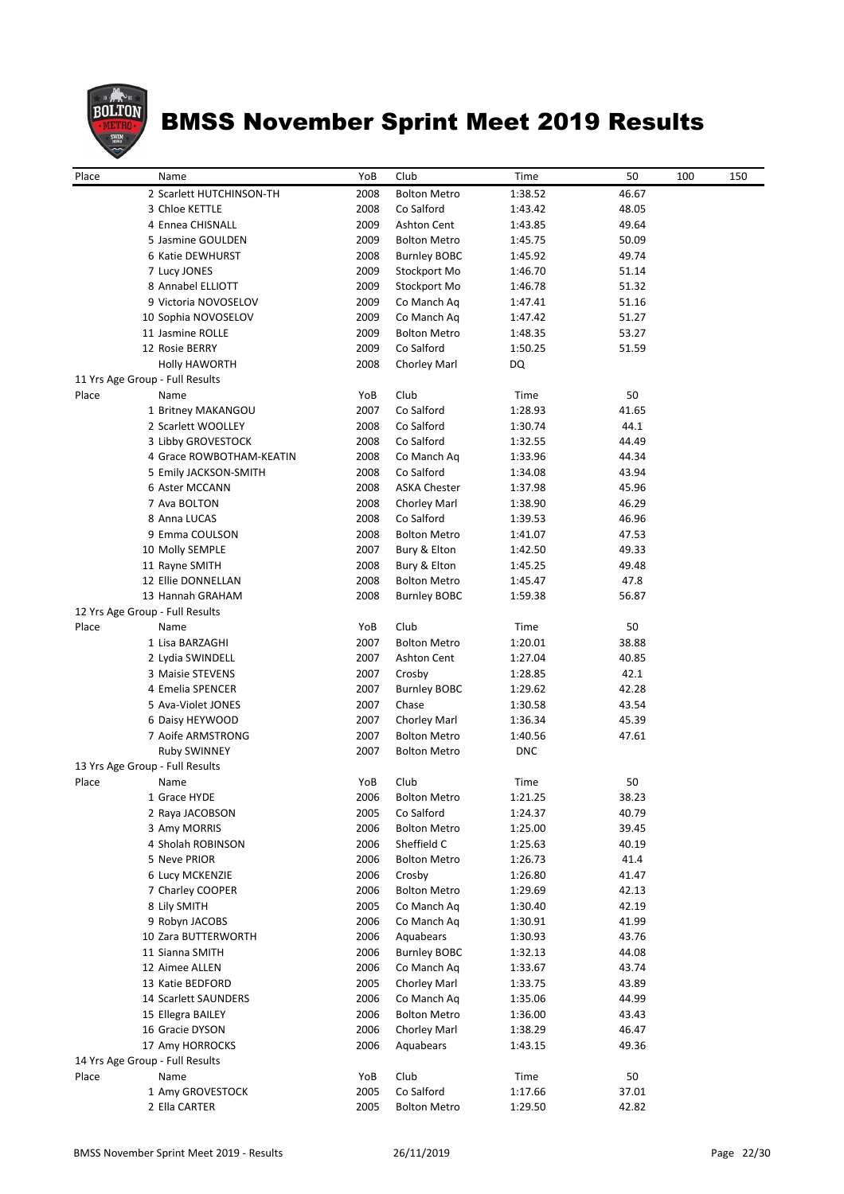# BMSS November Sprint Meet 2019 Results

| Place | Name | YoB | Club | Time | 50 | 100 | 150 |
|---|---|---|---|---|---|---|---|
| 2 | Scarlett HUTCHINSON-TH | 2008 | Bolton Metro | 1:38.52 | 46.67 | | |
| 3 | Chloe KETTLE | 2008 | Co Salford | 1:43.42 | 48.05 | | |
| 4 | Ennea CHISNALL | 2009 | Ashton Cent | 1:43.85 | 49.64 | | |
| 5 | Jasmine GOULDEN | 2009 | Bolton Metro | 1:45.75 | 50.09 | | |
| 6 | Katie DEWHURST | 2008 | Burnley BOBC | 1:45.92 | 49.74 | | |
| 7 | Lucy JONES | 2009 | Stockport Mo | 1:46.70 | 51.14 | | |
| 8 | Annabel ELLIOTT | 2009 | Stockport Mo | 1:46.78 | 51.32 | | |
| 9 | Victoria NOVOSELOV | 2009 | Co Manch Aq | 1:47.41 | 51.16 | | |
| 10 | Sophia NOVOSELOV | 2009 | Co Manch Aq | 1:47.42 | 51.27 | | |
| 11 | Jasmine ROLLE | 2009 | Bolton Metro | 1:48.35 | 53.27 | | |
| 12 | Rosie BERRY | 2009 | Co Salford | 1:50.25 | 51.59 | | |
| | Holly HAWORTH | 2008 | Chorley Marl | DQ | | | |

11 Yrs Age Group - Full Results

| Place | Name | YoB | Club | Time | 50 |
|---|---|---|---|---|---|
| 1 | Britney MAKANGOU | 2007 | Co Salford | 1:28.93 | 41.65 |
| 2 | Scarlett WOOLLEY | 2008 | Co Salford | 1:30.74 | 44.1 |
| 3 | Libby GROVESTOCK | 2008 | Co Salford | 1:32.55 | 44.49 |
| 4 | Grace ROWBOTHAM-KEATIN | 2008 | Co Manch Aq | 1:33.96 | 44.34 |
| 5 | Emily JACKSON-SMITH | 2008 | Co Salford | 1:34.08 | 43.94 |
| 6 | Aster MCCANN | 2008 | ASKA Chester | 1:37.98 | 45.96 |
| 7 | Ava BOLTON | 2008 | Chorley Marl | 1:38.90 | 46.29 |
| 8 | Anna LUCAS | 2008 | Co Salford | 1:39.53 | 46.96 |
| 9 | Emma COULSON | 2008 | Bolton Metro | 1:41.07 | 47.53 |
| 10 | Molly SEMPLE | 2007 | Bury & Elton | 1:42.50 | 49.33 |
| 11 | Rayne SMITH | 2008 | Bury & Elton | 1:45.25 | 49.48 |
| 12 | Ellie DONNELLAN | 2008 | Bolton Metro | 1:45.47 | 47.8 |
| 13 | Hannah GRAHAM | 2008 | Burnley BOBC | 1:59.38 | 56.87 |

12 Yrs Age Group - Full Results

| Place | Name | YoB | Club | Time | 50 |
|---|---|---|---|---|---|
| 1 | Lisa BARZAGHI | 2007 | Bolton Metro | 1:20.01 | 38.88 |
| 2 | Lydia SWINDELL | 2007 | Ashton Cent | 1:27.04 | 40.85 |
| 3 | Maisie STEVENS | 2007 | Crosby | 1:28.85 | 42.1 |
| 4 | Emelia SPENCER | 2007 | Burnley BOBC | 1:29.62 | 42.28 |
| 5 | Ava-Violet JONES | 2007 | Chase | 1:30.58 | 43.54 |
| 6 | Daisy HEYWOOD | 2007 | Chorley Marl | 1:36.34 | 45.39 |
| 7 | Aoife ARMSTRONG | 2007 | Bolton Metro | 1:40.56 | 47.61 |
| | Ruby SWINNEY | 2007 | Bolton Metro | DNC | |

13 Yrs Age Group - Full Results

| Place | Name | YoB | Club | Time | 50 |
|---|---|---|---|---|---|
| 1 | Grace HYDE | 2006 | Bolton Metro | 1:21.25 | 38.23 |
| 2 | Raya JACOBSON | 2005 | Co Salford | 1:24.37 | 40.79 |
| 3 | Amy MORRIS | 2006 | Bolton Metro | 1:25.00 | 39.45 |
| 4 | Sholah ROBINSON | 2006 | Sheffield C | 1:25.63 | 40.19 |
| 5 | Neve PRIOR | 2006 | Bolton Metro | 1:26.73 | 41.4 |
| 6 | Lucy MCKENZIE | 2006 | Crosby | 1:26.80 | 41.47 |
| 7 | Charley COOPER | 2006 | Bolton Metro | 1:29.69 | 42.13 |
| 8 | Lily SMITH | 2005 | Co Manch Aq | 1:30.40 | 42.19 |
| 9 | Robyn JACOBS | 2006 | Co Manch Aq | 1:30.91 | 41.99 |
| 10 | Zara BUTTERWORTH | 2006 | Aquabears | 1:30.93 | 43.76 |
| 11 | Sianna SMITH | 2006 | Burnley BOBC | 1:32.13 | 44.08 |
| 12 | Aimee ALLEN | 2006 | Co Manch Aq | 1:33.67 | 43.74 |
| 13 | Katie BEDFORD | 2005 | Chorley Marl | 1:33.75 | 43.89 |
| 14 | Scarlett SAUNDERS | 2006 | Co Manch Aq | 1:35.06 | 44.99 |
| 15 | Ellegra BAILEY | 2006 | Bolton Metro | 1:36.00 | 43.43 |
| 16 | Gracie DYSON | 2006 | Chorley Marl | 1:38.29 | 46.47 |
| 17 | Amy HORROCKS | 2006 | Aquabears | 1:43.15 | 49.36 |

14 Yrs Age Group - Full Results

| Place | Name | YoB | Club | Time | 50 |
|---|---|---|---|---|---|
| 1 | Amy GROVESTOCK | 2005 | Co Salford | 1:17.66 | 37.01 |
| 2 | Ella CARTER | 2005 | Bolton Metro | 1:29.50 | 42.82 |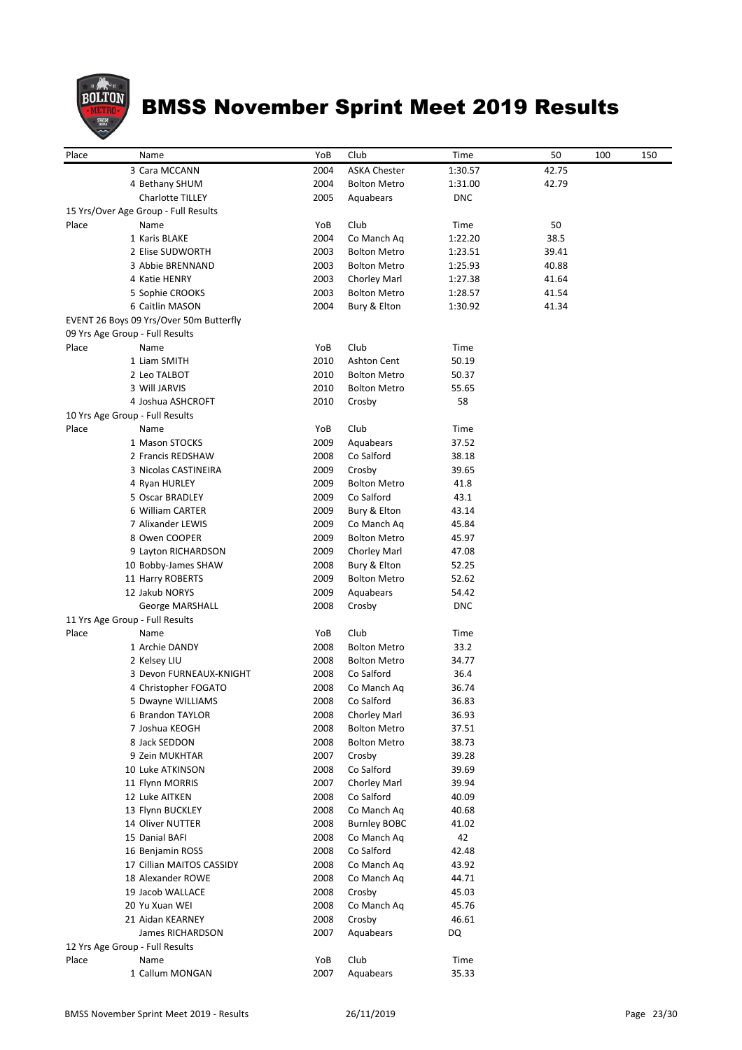# BMSS November Sprint Meet 2019 Results

| Place | Name | YoB | Club | Time | 50 | 100 | 150 |
|---|---|---|---|---|---|---|---|
| | 3 Cara MCCANN | 2004 | ASKA Chester | 1:30.57 | 42.75 | | |
| | 4 Bethany SHUM | 2004 | Bolton Metro | 1:31.00 | 42.79 | | |
| | Charlotte TILLEY | 2005 | Aquabears | DNC | | | |

15 Yrs/Over Age Group - Full Results

| Place | Name | YoB | Club | Time | 50 |
|---|---|---|---|---|---|
| | 1 Karis BLAKE | 2004 | Co Manch Aq | 1:22.20 | 38.5 |
| | 2 Elise SUDWORTH | 2003 | Bolton Metro | 1:23.51 | 39.41 |
| | 3 Abbie BRENNAND | 2003 | Bolton Metro | 1:25.93 | 40.88 |
| | 4 Katie HENRY | 2003 | Chorley Marl | 1:27.38 | 41.64 |
| | 5 Sophie CROOKS | 2003 | Bolton Metro | 1:28.57 | 41.54 |
| | 6 Caitlin MASON | 2004 | Bury & Elton | 1:30.92 | 41.34 |

EVENT 26 Boys 09 Yrs/Over 50m Butterfly

09 Yrs Age Group - Full Results

| Place | Name | YoB | Club | Time |
|---|---|---|---|---|
| | 1 Liam SMITH | 2010 | Ashton Cent | 50.19 |
| | 2 Leo TALBOT | 2010 | Bolton Metro | 50.37 |
| | 3 Will JARVIS | 2010 | Bolton Metro | 55.65 |
| | 4 Joshua ASHCROFT | 2010 | Crosby | 58 |

10 Yrs Age Group - Full Results

| Place | Name | YoB | Club | Time |
|---|---|---|---|---|
| | 1 Mason STOCKS | 2009 | Aquabears | 37.52 |
| | 2 Francis REDSHAW | 2008 | Co Salford | 38.18 |
| | 3 Nicolas CASTINEIRA | 2009 | Crosby | 39.65 |
| | 4 Ryan HURLEY | 2009 | Bolton Metro | 41.8 |
| | 5 Oscar BRADLEY | 2009 | Co Salford | 43.1 |
| | 6 William CARTER | 2009 | Bury & Elton | 43.14 |
| | 7 Alixander LEWIS | 2009 | Co Manch Aq | 45.84 |
| | 8 Owen COOPER | 2009 | Bolton Metro | 45.97 |
| | 9 Layton RICHARDSON | 2009 | Chorley Marl | 47.08 |
| | 10 Bobby-James SHAW | 2008 | Bury & Elton | 52.25 |
| | 11 Harry ROBERTS | 2009 | Bolton Metro | 52.62 |
| | 12 Jakub NORYS | 2009 | Aquabears | 54.42 |
| | George MARSHALL | 2008 | Crosby | DNC |

11 Yrs Age Group - Full Results

| Place | Name | YoB | Club | Time |
|---|---|---|---|---|
| | 1 Archie DANDY | 2008 | Bolton Metro | 33.2 |
| | 2 Kelsey LIU | 2008 | Bolton Metro | 34.77 |
| | 3 Devon FURNEAUX-KNIGHT | 2008 | Co Salford | 36.4 |
| | 4 Christopher FOGATO | 2008 | Co Manch Aq | 36.74 |
| | 5 Dwayne WILLIAMS | 2008 | Co Salford | 36.83 |
| | 6 Brandon TAYLOR | 2008 | Chorley Marl | 36.93 |
| | 7 Joshua KEOGH | 2008 | Bolton Metro | 37.51 |
| | 8 Jack SEDDON | 2008 | Bolton Metro | 38.73 |
| | 9 Zein MUKHTAR | 2007 | Crosby | 39.28 |
| | 10 Luke ATKINSON | 2008 | Co Salford | 39.69 |
| | 11 Flynn MORRIS | 2007 | Chorley Marl | 39.94 |
| | 12 Luke AITKEN | 2008 | Co Salford | 40.09 |
| | 13 Flynn BUCKLEY | 2008 | Co Manch Aq | 40.68 |
| | 14 Oliver NUTTER | 2008 | Burnley BOBC | 41.02 |
| | 15 Danial BAFI | 2008 | Co Manch Aq | 42 |
| | 16 Benjamin ROSS | 2008 | Co Salford | 42.48 |
| | 17 Cillian MAITOS CASSIDY | 2008 | Co Manch Aq | 43.92 |
| | 18 Alexander ROWE | 2008 | Co Manch Aq | 44.71 |
| | 19 Jacob WALLACE | 2008 | Crosby | 45.03 |
| | 20 Yu Xuan WEI | 2008 | Co Manch Aq | 45.76 |
| | 21 Aidan KEARNEY | 2008 | Crosby | 46.61 |
| | James RICHARDSON | 2007 | Aquabears | DQ |

12 Yrs Age Group - Full Results

| Place | Name | YoB | Club | Time |
|---|---|---|---|---|
| | 1 Callum MONGAN | 2007 | Aquabears | 35.33 |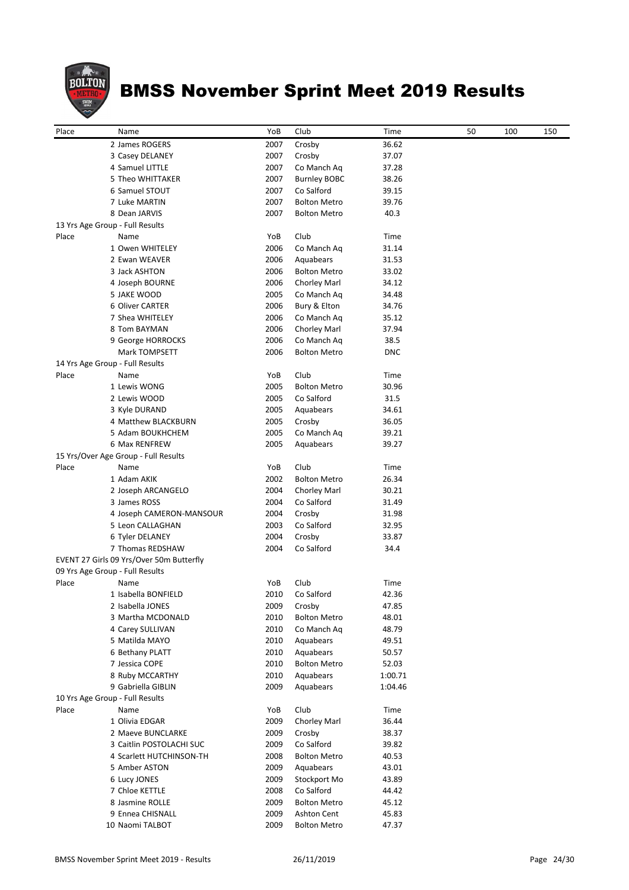# BMSS November Sprint Meet 2019 Results

| Place | Name | YoB | Club | Time | 50 | 100 | 150 |
|---|---|---|---|---|---|---|---|
| | 2 James ROGERS | 2007 | Crosby | 36.62 | | | |
| | 3 Casey DELANEY | 2007 | Crosby | 37.07 | | | |
| | 4 Samuel LITTLE | 2007 | Co Manch Aq | 37.28 | | | |
| | 5 Theo WHITTAKER | 2007 | Burnley BOBC | 38.26 | | | |
| | 6 Samuel STOUT | 2007 | Co Salford | 39.15 | | | |
| | 7 Luke MARTIN | 2007 | Bolton Metro | 39.76 | | | |
| | 8 Dean JARVIS | 2007 | Bolton Metro | 40.3 | | | |

13 Yrs Age Group - Full Results

| Place | Name | YoB | Club | Time |
|---|---|---|---|---|
| | 1 Owen WHITELEY | 2006 | Co Manch Aq | 31.14 |
| | 2 Ewan WEAVER | 2006 | Aquabears | 31.53 |
| | 3 Jack ASHTON | 2006 | Bolton Metro | 33.02 |
| | 4 Joseph BOURNE | 2006 | Chorley Marl | 34.12 |
| | 5 JAKE WOOD | 2005 | Co Manch Aq | 34.48 |
| | 6 Oliver CARTER | 2006 | Bury & Elton | 34.76 |
| | 7 Shea WHITELEY | 2006 | Co Manch Aq | 35.12 |
| | 8 Tom BAYMAN | 2006 | Chorley Marl | 37.94 |
| | 9 George HORROCKS | 2006 | Co Manch Aq | 38.5 |
| | Mark TOMPSETT | 2006 | Bolton Metro | DNC |

14 Yrs Age Group - Full Results

| Place | Name | YoB | Club | Time |
|---|---|---|---|---|
| | 1 Lewis WONG | 2005 | Bolton Metro | 30.96 |
| | 2 Lewis WOOD | 2005 | Co Salford | 31.5 |
| | 3 Kyle DURAND | 2005 | Aquabears | 34.61 |
| | 4 Matthew BLACKBURN | 2005 | Crosby | 36.05 |
| | 5 Adam BOUKHCHEM | 2005 | Co Manch Aq | 39.21 |
| | 6 Max RENFREW | 2005 | Aquabears | 39.27 |

15 Yrs/Over Age Group - Full Results

| Place | Name | YoB | Club | Time |
|---|---|---|---|---|
| | 1 Adam AKIK | 2002 | Bolton Metro | 26.34 |
| | 2 Joseph ARCANGELO | 2004 | Chorley Marl | 30.21 |
| | 3 James ROSS | 2004 | Co Salford | 31.49 |
| | 4 Joseph CAMERON-MANSOUR | 2004 | Crosby | 31.98 |
| | 5 Leon CALLAGHAN | 2003 | Co Salford | 32.95 |
| | 6 Tyler DELANEY | 2004 | Crosby | 33.87 |
| | 7 Thomas REDSHAW | 2004 | Co Salford | 34.4 |

EVENT 27 Girls 09 Yrs/Over 50m Butterfly

09 Yrs Age Group - Full Results

| Place | Name | YoB | Club | Time |
|---|---|---|---|---|
| | 1 Isabella BONFIELD | 2010 | Co Salford | 42.36 |
| | 2 Isabella JONES | 2009 | Crosby | 47.85 |
| | 3 Martha MCDONALD | 2010 | Bolton Metro | 48.01 |
| | 4 Carey SULLIVAN | 2010 | Co Manch Aq | 48.79 |
| | 5 Matilda MAYO | 2010 | Aquabears | 49.51 |
| | 6 Bethany PLATT | 2010 | Aquabears | 50.57 |
| | 7 Jessica COPE | 2010 | Bolton Metro | 52.03 |
| | 8 Ruby MCCARTHY | 2010 | Aquabears | 1:00.71 |
| | 9 Gabriella GIBLIN | 2009 | Aquabears | 1:04.46 |

10 Yrs Age Group - Full Results

| Place | Name | YoB | Club | Time |
|---|---|---|---|---|
| | 1 Olivia EDGAR | 2009 | Chorley Marl | 36.44 |
| | 2 Maeve BUNCLARKE | 2009 | Crosby | 38.37 |
| | 3 Caitlin POSTOLACHI SUC | 2009 | Co Salford | 39.82 |
| | 4 Scarlett HUTCHINSON-TH | 2008 | Bolton Metro | 40.53 |
| | 5 Amber ASTON | 2009 | Aquabears | 43.01 |
| | 6 Lucy JONES | 2009 | Stockport Mo | 43.89 |
| | 7 Chloe KETTLE | 2008 | Co Salford | 44.42 |
| | 8 Jasmine ROLLE | 2009 | Bolton Metro | 45.12 |
| | 9 Ennea CHISNALL | 2009 | Ashton Cent | 45.83 |
| | 10 Naomi TALBOT | 2009 | Bolton Metro | 47.37 |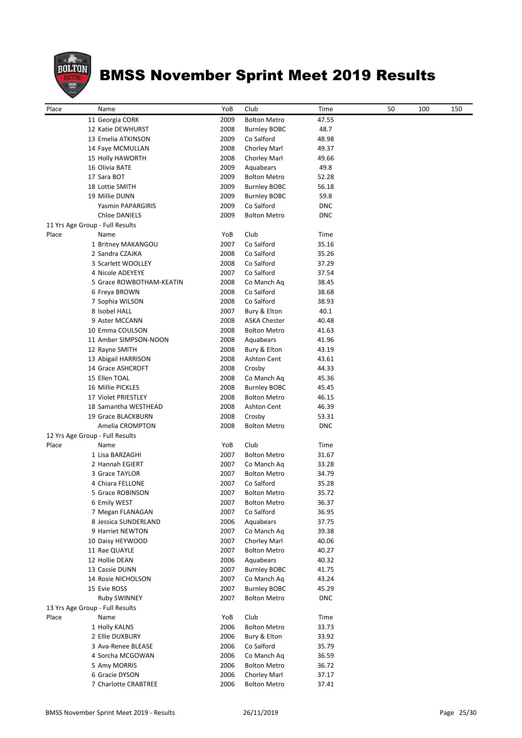# BMSS November Sprint Meet 2019 Results

| Place | Name | YoB | Club | Time | 50 | 100 | 150 |
|---|---|---|---|---|---|---|---|
| 11 | Georgia CORK | 2009 | Bolton Metro | 47.55 | | | |
| 12 | Katie DEWHURST | 2008 | Burnley BOBC | 48.7 | | | |
| 13 | Emelia ATKINSON | 2009 | Co Salford | 48.98 | | | |
| 14 | Faye MCMULLAN | 2008 | Chorley Marl | 49.37 | | | |
| 15 | Holly HAWORTH | 2008 | Chorley Marl | 49.66 | | | |
| 16 | Olivia BATE | 2009 | Aquabears | 49.8 | | | |
| 17 | Sara BOT | 2009 | Bolton Metro | 52.28 | | | |
| 18 | Lottie SMITH | 2009 | Burnley BOBC | 56.18 | | | |
| 19 | Millie DUNN | 2009 | Burnley BOBC | 59.8 | | | |
| | Yasmin PAPARGIRIS | 2009 | Co Salford | DNC | | | |
| | Chloe DANIELS | 2009 | Bolton Metro | DNC | | | |

11 Yrs Age Group - Full Results

| Place | Name | YoB | Club | Time |
|---|---|---|---|---|
| 1 | Britney MAKANGOU | 2007 | Co Salford | 35.16 |
| 2 | Sandra CZAJKA | 2008 | Co Salford | 35.26 |
| 3 | Scarlett WOOLLEY | 2008 | Co Salford | 37.29 |
| 4 | Nicole ADEYEYE | 2007 | Co Salford | 37.54 |
| 5 | Grace ROWBOTHAM-KEATIN | 2008 | Co Manch Aq | 38.45 |
| 6 | Freya BROWN | 2008 | Co Salford | 38.68 |
| 7 | Sophia WILSON | 2008 | Co Salford | 38.93 |
| 8 | Isobel HALL | 2007 | Bury & Elton | 40.1 |
| 9 | Aster MCCANN | 2008 | ASKA Chester | 40.48 |
| 10 | Emma COULSON | 2008 | Bolton Metro | 41.63 |
| 11 | Amber SIMPSON-NOON | 2008 | Aquabears | 41.96 |
| 12 | Rayne SMITH | 2008 | Bury & Elton | 43.19 |
| 13 | Abigail HARRISON | 2008 | Ashton Cent | 43.61 |
| 14 | Grace ASHCROFT | 2008 | Crosby | 44.33 |
| 15 | Ellen TOAL | 2008 | Co Manch Aq | 45.36 |
| 16 | Millie PICKLES | 2008 | Burnley BOBC | 45.45 |
| 17 | Violet PRIESTLEY | 2008 | Bolton Metro | 46.15 |
| 18 | Samantha WESTHEAD | 2008 | Ashton Cent | 46.39 |
| 19 | Grace BLACKBURN | 2008 | Crosby | 53.31 |
| | Amelia CROMPTON | 2008 | Bolton Metro | DNC |

12 Yrs Age Group - Full Results

| Place | Name | YoB | Club | Time |
|---|---|---|---|---|
| 1 | Lisa BARZAGHI | 2007 | Bolton Metro | 31.67 |
| 2 | Hannah EGIERT | 2007 | Co Manch Aq | 33.28 |
| 3 | Grace TAYLOR | 2007 | Bolton Metro | 34.79 |
| 4 | Chiara FELLONE | 2007 | Co Salford | 35.28 |
| 5 | Grace ROBINSON | 2007 | Bolton Metro | 35.72 |
| 6 | Emily WEST | 2007 | Bolton Metro | 36.37 |
| 7 | Megan FLANAGAN | 2007 | Co Salford | 36.95 |
| 8 | Jessica SUNDERLAND | 2006 | Aquabears | 37.75 |
| 9 | Harriet NEWTON | 2007 | Co Manch Aq | 39.38 |
| 10 | Daisy HEYWOOD | 2007 | Chorley Marl | 40.06 |
| 11 | Rae QUAYLE | 2007 | Bolton Metro | 40.27 |
| 12 | Hollie DEAN | 2006 | Aquabears | 40.32 |
| 13 | Cassie DUNN | 2007 | Burnley BOBC | 41.75 |
| 14 | Rosie NICHOLSON | 2007 | Co Manch Aq | 43.24 |
| 15 | Evie ROSS | 2007 | Burnley BOBC | 45.29 |
| | Ruby SWINNEY | 2007 | Bolton Metro | DNC |

13 Yrs Age Group - Full Results

| Place | Name | YoB | Club | Time |
|---|---|---|---|---|
| 1 | Holly KALNS | 2006 | Bolton Metro | 33.73 |
| 2 | Ellie DUXBURY | 2006 | Bury & Elton | 33.92 |
| 3 | Ava-Renee BLEASE | 2006 | Co Salford | 35.79 |
| 4 | Sorcha MCGOWAN | 2006 | Co Manch Aq | 36.59 |
| 5 | Amy MORRIS | 2006 | Bolton Metro | 36.72 |
| 6 | Gracie DYSON | 2006 | Chorley Marl | 37.17 |
| 7 | Charlotte CRABTREE | 2006 | Bolton Metro | 37.41 |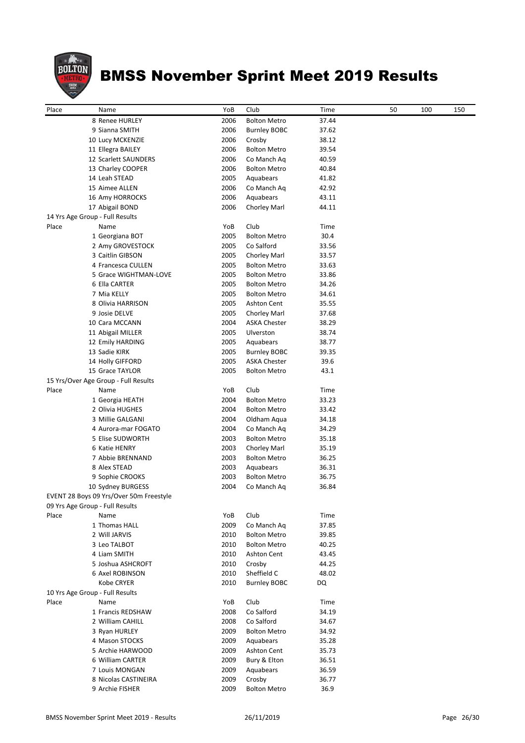# BMSS November Sprint Meet 2019 Results

| Place | Name | YoB | Club | Time | 50 | 100 | 150 |
|---|---|---|---|---|---|---|---|
| | 8 Renee HURLEY | 2006 | Bolton Metro | 37.44 | | | |
| | 9 Sianna SMITH | 2006 | Burnley BOBC | 37.62 | | | |
| | 10 Lucy MCKENZIE | 2006 | Crosby | 38.12 | | | |
| | 11 Ellegra BAILEY | 2006 | Bolton Metro | 39.54 | | | |
| | 12 Scarlett SAUNDERS | 2006 | Co Manch Aq | 40.59 | | | |
| | 13 Charley COOPER | 2006 | Bolton Metro | 40.84 | | | |
| | 14 Leah STEAD | 2005 | Aquabears | 41.82 | | | |
| | 15 Aimee ALLEN | 2006 | Co Manch Aq | 42.92 | | | |
| | 16 Amy HORROCKS | 2006 | Aquabears | 43.11 | | | |
| | 17 Abigail BOND | 2006 | Chorley Marl | 44.11 | | | |
| 14 Yrs Age Group - Full Results | | | | | | | |
| Place | Name | YoB | Club | Time | | | |
| | 1 Georgiana BOT | 2005 | Bolton Metro | 30.4 | | | |
| | 2 Amy GROVESTOCK | 2005 | Co Salford | 33.56 | | | |
| | 3 Caitlin GIBSON | 2005 | Chorley Marl | 33.57 | | | |
| | 4 Francesca CULLEN | 2005 | Bolton Metro | 33.63 | | | |
| | 5 Grace WIGHTMAN-LOVE | 2005 | Bolton Metro | 33.86 | | | |
| | 6 Ella CARTER | 2005 | Bolton Metro | 34.26 | | | |
| | 7 Mia KELLY | 2005 | Bolton Metro | 34.61 | | | |
| | 8 Olivia HARRISON | 2005 | Ashton Cent | 35.55 | | | |
| | 9 Josie DELVE | 2005 | Chorley Marl | 37.68 | | | |
| | 10 Cara MCCANN | 2004 | ASKA Chester | 38.29 | | | |
| | 11 Abigail MILLER | 2005 | Ulverston | 38.74 | | | |
| | 12 Emily HARDING | 2005 | Aquabears | 38.77 | | | |
| | 13 Sadie KIRK | 2005 | Burnley BOBC | 39.35 | | | |
| | 14 Holly GIFFORD | 2005 | ASKA Chester | 39.6 | | | |
| | 15 Grace TAYLOR | 2005 | Bolton Metro | 43.1 | | | |
| 15 Yrs/Over Age Group - Full Results | | | | | | | |
| Place | Name | YoB | Club | Time | | | |
| | 1 Georgia HEATH | 2004 | Bolton Metro | 33.23 | | | |
| | 2 Olivia HUGHES | 2004 | Bolton Metro | 33.42 | | | |
| | 3 Millie GALGANI | 2004 | Oldham Aqua | 34.18 | | | |
| | 4 Aurora-mar FOGATO | 2004 | Co Manch Aq | 34.29 | | | |
| | 5 Elise SUDWORTH | 2003 | Bolton Metro | 35.18 | | | |
| | 6 Katie HENRY | 2003 | Chorley Marl | 35.19 | | | |
| | 7 Abbie BRENNAND | 2003 | Bolton Metro | 36.25 | | | |
| | 8 Alex STEAD | 2003 | Aquabears | 36.31 | | | |
| | 9 Sophie CROOKS | 2003 | Bolton Metro | 36.75 | | | |
| | 10 Sydney BURGESS | 2004 | Co Manch Aq | 36.84 | | | |
| EVENT 28 Boys 09 Yrs/Over 50m Freestyle | | | | | | | |
| 09 Yrs Age Group - Full Results | | | | | | | |
| Place | Name | YoB | Club | Time | | | |
| | 1 Thomas HALL | 2009 | Co Manch Aq | 37.85 | | | |
| | 2 Will JARVIS | 2010 | Bolton Metro | 39.85 | | | |
| | 3 Leo TALBOT | 2010 | Bolton Metro | 40.25 | | | |
| | 4 Liam SMITH | 2010 | Ashton Cent | 43.45 | | | |
| | 5 Joshua ASHCROFT | 2010 | Crosby | 44.25 | | | |
| | 6 Axel ROBINSON | 2010 | Sheffield C | 48.02 | | | |
| | Kobe CRYER | 2010 | Burnley BOBC | DQ | | | |
| 10 Yrs Age Group - Full Results | | | | | | | |
| Place | Name | YoB | Club | Time | | | |
| | 1 Francis REDSHAW | 2008 | Co Salford | 34.19 | | | |
| | 2 William CAHILL | 2008 | Co Salford | 34.67 | | | |
| | 3 Ryan HURLEY | 2009 | Bolton Metro | 34.92 | | | |
| | 4 Mason STOCKS | 2009 | Aquabears | 35.28 | | | |
| | 5 Archie HARWOOD | 2009 | Ashton Cent | 35.73 | | | |
| | 6 William CARTER | 2009 | Bury & Elton | 36.51 | | | |
| | 7 Louis MONGAN | 2009 | Aquabears | 36.59 | | | |
| | 8 Nicolas CASTINEIRA | 2009 | Crosby | 36.77 | | | |
| | 9 Archie FISHER | 2009 | Bolton Metro | 36.9 | | | |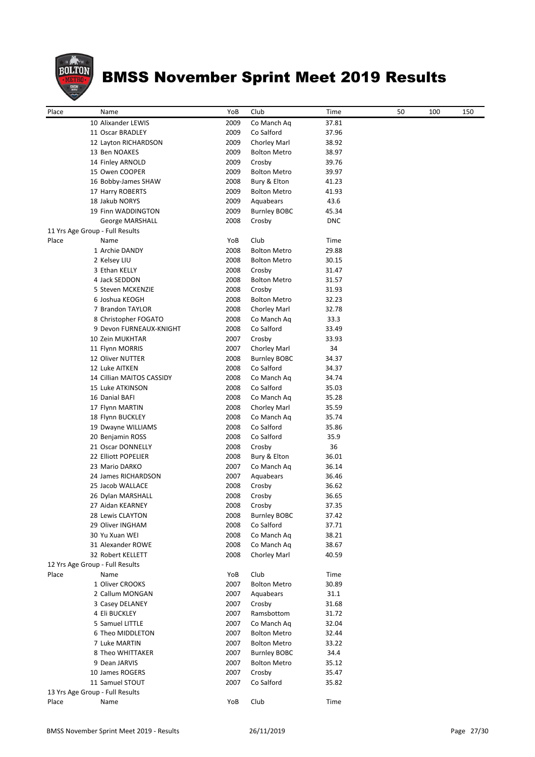# BMSS November Sprint Meet 2019 Results

| Place | Name | YoB | Club | Time | 50 | 100 | 150 |
|---|---|---|---|---|---|---|---|
| 10 | Alixander LEWIS | 2009 | Co Manch Aq | 37.81 | | | |
| 11 | Oscar BRADLEY | 2009 | Co Salford | 37.96 | | | |
| 12 | Layton RICHARDSON | 2009 | Chorley Marl | 38.92 | | | |
| 13 | Ben NOAKES | 2009 | Bolton Metro | 38.97 | | | |
| 14 | Finley ARNOLD | 2009 | Crosby | 39.76 | | | |
| 15 | Owen COOPER | 2009 | Bolton Metro | 39.97 | | | |
| 16 | Bobby-James SHAW | 2008 | Bury & Elton | 41.23 | | | |
| 17 | Harry ROBERTS | 2009 | Bolton Metro | 41.93 | | | |
| 18 | Jakub NORYS | 2009 | Aquabears | 43.6 | | | |
| 19 | Finn WADDINGTON | 2009 | Burnley BOBC | 45.34 | | | |
| | George MARSHALL | 2008 | Crosby | DNC | | | |

11 Yrs Age Group - Full Results

| Place | Name | YoB | Club | Time |
|---|---|---|---|---|
| 1 | Archie DANDY | 2008 | Bolton Metro | 29.88 |
| 2 | Kelsey LIU | 2008 | Bolton Metro | 30.15 |
| 3 | Ethan KELLY | 2008 | Crosby | 31.47 |
| 4 | Jack SEDDON | 2008 | Bolton Metro | 31.57 |
| 5 | Steven MCKENZIE | 2008 | Crosby | 31.93 |
| 6 | Joshua KEOGH | 2008 | Bolton Metro | 32.23 |
| 7 | Brandon TAYLOR | 2008 | Chorley Marl | 32.78 |
| 8 | Christopher FOGATO | 2008 | Co Manch Aq | 33.3 |
| 9 | Devon FURNEAUX-KNIGHT | 2008 | Co Salford | 33.49 |
| 10 | Zein MUKHTAR | 2007 | Crosby | 33.93 |
| 11 | Flynn MORRIS | 2007 | Chorley Marl | 34 |
| 12 | Oliver NUTTER | 2008 | Burnley BOBC | 34.37 |
| 12 | Luke AITKEN | 2008 | Co Salford | 34.37 |
| 14 | Cillian MAITOS CASSIDY | 2008 | Co Manch Aq | 34.74 |
| 15 | Luke ATKINSON | 2008 | Co Salford | 35.03 |
| 16 | Danial BAFI | 2008 | Co Manch Aq | 35.28 |
| 17 | Flynn MARTIN | 2008 | Chorley Marl | 35.59 |
| 18 | Flynn BUCKLEY | 2008 | Co Manch Aq | 35.74 |
| 19 | Dwayne WILLIAMS | 2008 | Co Salford | 35.86 |
| 20 | Benjamin ROSS | 2008 | Co Salford | 35.9 |
| 21 | Oscar DONNELLY | 2008 | Crosby | 36 |
| 22 | Elliott POPELIER | 2008 | Bury & Elton | 36.01 |
| 23 | Mario DARKO | 2007 | Co Manch Aq | 36.14 |
| 24 | James RICHARDSON | 2007 | Aquabears | 36.46 |
| 25 | Jacob WALLACE | 2008 | Crosby | 36.62 |
| 26 | Dylan MARSHALL | 2008 | Crosby | 36.65 |
| 27 | Aidan KEARNEY | 2008 | Crosby | 37.35 |
| 28 | Lewis CLAYTON | 2008 | Burnley BOBC | 37.42 |
| 29 | Oliver INGHAM | 2008 | Co Salford | 37.71 |
| 30 | Yu Xuan WEI | 2008 | Co Manch Aq | 38.21 |
| 31 | Alexander ROWE | 2008 | Co Manch Aq | 38.67 |
| 32 | Robert KELLETT | 2008 | Chorley Marl | 40.59 |

12 Yrs Age Group - Full Results

| Place | Name | YoB | Club | Time |
|---|---|---|---|---|
| 1 | Oliver CROOKS | 2007 | Bolton Metro | 30.89 |
| 2 | Callum MONGAN | 2007 | Aquabears | 31.1 |
| 3 | Casey DELANEY | 2007 | Crosby | 31.68 |
| 4 | Eli BUCKLEY | 2007 | Ramsbottom | 31.72 |
| 5 | Samuel LITTLE | 2007 | Co Manch Aq | 32.04 |
| 6 | Theo MIDDLETON | 2007 | Bolton Metro | 32.44 |
| 7 | Luke MARTIN | 2007 | Bolton Metro | 33.22 |
| 8 | Theo WHITTAKER | 2007 | Burnley BOBC | 34.4 |
| 9 | Dean JARVIS | 2007 | Bolton Metro | 35.12 |
| 10 | James ROGERS | 2007 | Crosby | 35.47 |
| 11 | Samuel STOUT | 2007 | Co Salford | 35.82 |

13 Yrs Age Group - Full Results

| Place | Name | YoB | Club | Time |
|---|---|---|---|---|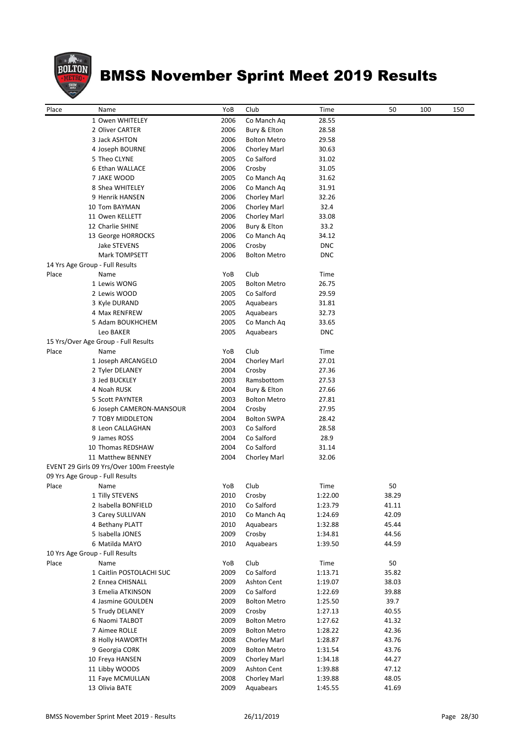# BMSS November Sprint Meet 2019 Results

| Place | Name | YoB | Club | Time | 50 | 100 | 150 |
|---|---|---|---|---|---|---|---|
| 1 | Owen WHITELEY | 2006 | Co Manch Aq | 28.55 | | | |
| 2 | Oliver CARTER | 2006 | Bury & Elton | 28.58 | | | |
| 3 | Jack ASHTON | 2006 | Bolton Metro | 29.58 | | | |
| 4 | Joseph BOURNE | 2006 | Chorley Marl | 30.63 | | | |
| 5 | Theo CLYNE | 2005 | Co Salford | 31.02 | | | |
| 6 | Ethan WALLACE | 2006 | Crosby | 31.05 | | | |
| 7 | JAKE WOOD | 2005 | Co Manch Aq | 31.62 | | | |
| 8 | Shea WHITELEY | 2006 | Co Manch Aq | 31.91 | | | |
| 9 | Henrik HANSEN | 2006 | Chorley Marl | 32.26 | | | |
| 10 | Tom BAYMAN | 2006 | Chorley Marl | 32.4 | | | |
| 11 | Owen KELLETT | 2006 | Chorley Marl | 33.08 | | | |
| 12 | Charlie SHINE | 2006 | Bury & Elton | 33.2 | | | |
| 13 | George HORROCKS | 2006 | Co Manch Aq | 34.12 | | | |
| | Jake STEVENS | 2006 | Crosby | DNC | | | |
| | Mark TOMPSETT | 2006 | Bolton Metro | DNC | | | |

14 Yrs Age Group - Full Results

| Place | Name | YoB | Club | Time |
|---|---|---|---|---|
| 1 | Lewis WONG | 2005 | Bolton Metro | 26.75 |
| 2 | Lewis WOOD | 2005 | Co Salford | 29.59 |
| 3 | Kyle DURAND | 2005 | Aquabears | 31.81 |
| 4 | Max RENFREW | 2005 | Aquabears | 32.73 |
| 5 | Adam BOUKHCHEM | 2005 | Co Manch Aq | 33.65 |
| | Leo BAKER | 2005 | Aquabears | DNC |

15 Yrs/Over Age Group - Full Results

| Place | Name | YoB | Club | Time |
|---|---|---|---|---|
| 1 | Joseph ARCANGELO | 2004 | Chorley Marl | 27.01 |
| 2 | Tyler DELANEY | 2004 | Crosby | 27.36 |
| 3 | Jed BUCKLEY | 2003 | Ramsbottom | 27.53 |
| 4 | Noah RUSK | 2004 | Bury & Elton | 27.66 |
| 5 | Scott PAYNTER | 2003 | Bolton Metro | 27.81 |
| 6 | Joseph CAMERON-MANSOUR | 2004 | Crosby | 27.95 |
| 7 | TOBY MIDDLETON | 2004 | Bolton SWPA | 28.42 |
| 8 | Leon CALLAGHAN | 2003 | Co Salford | 28.58 |
| 9 | James ROSS | 2004 | Co Salford | 28.9 |
| 10 | Thomas REDSHAW | 2004 | Co Salford | 31.14 |
| 11 | Matthew BENNEY | 2004 | Chorley Marl | 32.06 |

EVENT 29 Girls 09 Yrs/Over 100m Freestyle

09 Yrs Age Group - Full Results

| Place | Name | YoB | Club | Time | 50 |
|---|---|---|---|---|---|
| 1 | Tilly STEVENS | 2010 | Crosby | 1:22.00 | 38.29 |
| 2 | Isabella BONFIELD | 2010 | Co Salford | 1:23.79 | 41.11 |
| 3 | Carey SULLIVAN | 2010 | Co Manch Aq | 1:24.69 | 42.09 |
| 4 | Bethany PLATT | 2010 | Aquabears | 1:32.88 | 45.44 |
| 5 | Isabella JONES | 2009 | Crosby | 1:34.81 | 44.56 |
| 6 | Matilda MAYO | 2010 | Aquabears | 1:39.50 | 44.59 |

10 Yrs Age Group - Full Results

| Place | Name | YoB | Club | Time | 50 |
|---|---|---|---|---|---|
| 1 | Caitlin POSTOLACHI SUC | 2009 | Co Salford | 1:13.71 | 35.82 |
| 2 | Ennea CHISNALL | 2009 | Ashton Cent | 1:19.07 | 38.03 |
| 3 | Emelia ATKINSON | 2009 | Co Salford | 1:22.69 | 39.88 |
| 4 | Jasmine GOULDEN | 2009 | Bolton Metro | 1:25.50 | 39.7 |
| 5 | Trudy DELANEY | 2009 | Crosby | 1:27.13 | 40.55 |
| 6 | Naomi TALBOT | 2009 | Bolton Metro | 1:27.62 | 41.32 |
| 7 | Aimee ROLLE | 2009 | Bolton Metro | 1:28.22 | 42.36 |
| 8 | Holly HAWORTH | 2008 | Chorley Marl | 1:28.87 | 43.76 |
| 9 | Georgia CORK | 2009 | Bolton Metro | 1:31.54 | 43.76 |
| 10 | Freya HANSEN | 2009 | Chorley Marl | 1:34.18 | 44.27 |
| 11 | Libby WOODS | 2009 | Ashton Cent | 1:39.88 | 47.12 |
| 11 | Faye MCMULLAN | 2008 | Chorley Marl | 1:39.88 | 48.05 |
| 13 | Olivia BATE | 2009 | Aquabears | 1:45.55 | 41.69 |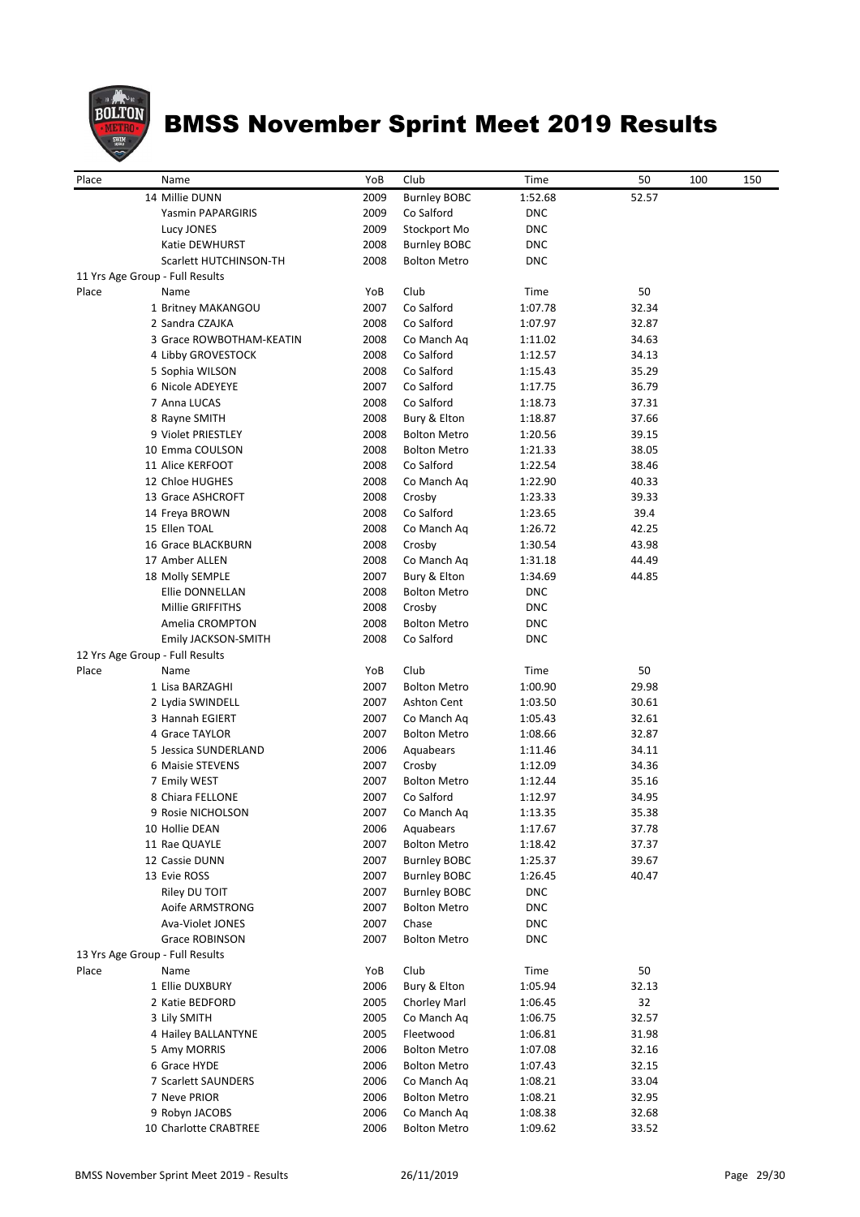# BMSS November Sprint Meet 2019 Results

| Place | Name | YoB | Club | Time | 50 | 100 | 150 |
|---|---|---|---|---|---|---|---|
| 14 | Millie DUNN | 2009 | Burnley BOBC | 1:52.68 | 52.57 | | |
| | Yasmin PAPARGIRIS | 2009 | Co Salford | DNC | | | |
| | Lucy JONES | 2009 | Stockport Mo | DNC | | | |
| | Katie DEWHURST | 2008 | Burnley BOBC | DNC | | | |
| | Scarlett HUTCHINSON-TH | 2008 | Bolton Metro | DNC | | | |

11 Yrs Age Group - Full Results

| Place | Name | YoB | Club | Time | 50 |
|---|---|---|---|---|---|
| 1 | Britney MAKANGOU | 2007 | Co Salford | 1:07.78 | 32.34 |
| 2 | Sandra CZAJKA | 2008 | Co Salford | 1:07.97 | 32.87 |
| 3 | Grace ROWBOTHAM-KEATIN | 2008 | Co Manch Aq | 1:11.02 | 34.63 |
| 4 | Libby GROVESTOCK | 2008 | Co Salford | 1:12.57 | 34.13 |
| 5 | Sophia WILSON | 2008 | Co Salford | 1:15.43 | 35.29 |
| 6 | Nicole ADEYEYE | 2007 | Co Salford | 1:17.75 | 36.79 |
| 7 | Anna LUCAS | 2008 | Co Salford | 1:18.73 | 37.31 |
| 8 | Rayne SMITH | 2008 | Bury & Elton | 1:18.87 | 37.66 |
| 9 | Violet PRIESTLEY | 2008 | Bolton Metro | 1:20.56 | 39.15 |
| 10 | Emma COULSON | 2008 | Bolton Metro | 1:21.33 | 38.05 |
| 11 | Alice KERFOOT | 2008 | Co Salford | 1:22.54 | 38.46 |
| 12 | Chloe HUGHES | 2008 | Co Manch Aq | 1:22.90 | 40.33 |
| 13 | Grace ASHCROFT | 2008 | Crosby | 1:23.33 | 39.33 |
| 14 | Freya BROWN | 2008 | Co Salford | 1:23.65 | 39.4 |
| 15 | Ellen TOAL | 2008 | Co Manch Aq | 1:26.72 | 42.25 |
| 16 | Grace BLACKBURN | 2008 | Crosby | 1:30.54 | 43.98 |
| 17 | Amber ALLEN | 2008 | Co Manch Aq | 1:31.18 | 44.49 |
| 18 | Molly SEMPLE | 2007 | Bury & Elton | 1:34.69 | 44.85 |
| | Ellie DONNELLAN | 2008 | Bolton Metro | DNC | |
| | Millie GRIFFITHS | 2008 | Crosby | DNC | |
| | Amelia CROMPTON | 2008 | Bolton Metro | DNC | |
| | Emily JACKSON-SMITH | 2008 | Co Salford | DNC | |

12 Yrs Age Group - Full Results

| Place | Name | YoB | Club | Time | 50 |
|---|---|---|---|---|---|
| 1 | Lisa BARZAGHI | 2007 | Bolton Metro | 1:00.90 | 29.98 |
| 2 | Lydia SWINDELL | 2007 | Ashton Cent | 1:03.50 | 30.61 |
| 3 | Hannah EGIERT | 2007 | Co Manch Aq | 1:05.43 | 32.61 |
| 4 | Grace TAYLOR | 2007 | Bolton Metro | 1:08.66 | 32.87 |
| 5 | Jessica SUNDERLAND | 2006 | Aquabears | 1:11.46 | 34.11 |
| 6 | Maisie STEVENS | 2007 | Crosby | 1:12.09 | 34.36 |
| 7 | Emily WEST | 2007 | Bolton Metro | 1:12.44 | 35.16 |
| 8 | Chiara FELLONE | 2007 | Co Salford | 1:12.97 | 34.95 |
| 9 | Rosie NICHOLSON | 2007 | Co Manch Aq | 1:13.35 | 35.38 |
| 10 | Hollie DEAN | 2006 | Aquabears | 1:17.67 | 37.78 |
| 11 | Rae QUAYLE | 2007 | Bolton Metro | 1:18.42 | 37.37 |
| 12 | Cassie DUNN | 2007 | Burnley BOBC | 1:25.37 | 39.67 |
| 13 | Evie ROSS | 2007 | Burnley BOBC | 1:26.45 | 40.47 |
| | Riley DU TOIT | 2007 | Burnley BOBC | DNC | |
| | Aoife ARMSTRONG | 2007 | Bolton Metro | DNC | |
| | Ava-Violet JONES | 2007 | Chase | DNC | |
| | Grace ROBINSON | 2007 | Bolton Metro | DNC | |

13 Yrs Age Group - Full Results

| Place | Name | YoB | Club | Time | 50 |
|---|---|---|---|---|---|
| 1 | Ellie DUXBURY | 2006 | Bury & Elton | 1:05.94 | 32.13 |
| 2 | Katie BEDFORD | 2005 | Chorley Marl | 1:06.45 | 32 |
| 3 | Lily SMITH | 2005 | Co Manch Aq | 1:06.75 | 32.57 |
| 4 | Hailey BALLANTYNE | 2005 | Fleetwood | 1:06.81 | 31.98 |
| 5 | Amy MORRIS | 2006 | Bolton Metro | 1:07.08 | 32.16 |
| 6 | Grace HYDE | 2006 | Bolton Metro | 1:07.43 | 32.15 |
| 7 | Scarlett SAUNDERS | 2006 | Co Manch Aq | 1:08.21 | 33.04 |
| 7 | Neve PRIOR | 2006 | Bolton Metro | 1:08.21 | 32.95 |
| 9 | Robyn JACOBS | 2006 | Co Manch Aq | 1:08.38 | 32.68 |
| 10 | Charlotte CRABTREE | 2006 | Bolton Metro | 1:09.62 | 33.52 |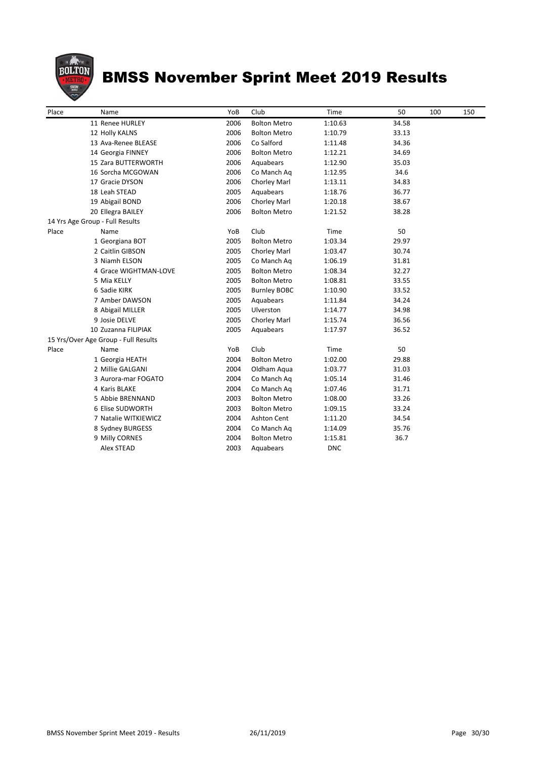# BMSS November Sprint Meet 2019 Results

| Place | Name | YoB | Club | Time | 50 | 100 | 150 |
|---|---|---|---|---|---|---|---|
| | 11 Renee HURLEY | 2006 | Bolton Metro | 1:10.63 | 34.58 | | |
| | 12 Holly KALNS | 2006 | Bolton Metro | 1:10.79 | 33.13 | | |
| | 13 Ava-Renee BLEASE | 2006 | Co Salford | 1:11.48 | 34.36 | | |
| | 14 Georgia FINNEY | 2006 | Bolton Metro | 1:12.21 | 34.69 | | |
| | 15 Zara BUTTERWORTH | 2006 | Aquabears | 1:12.90 | 35.03 | | |
| | 16 Sorcha MCGOWAN | 2006 | Co Manch Aq | 1:12.95 | 34.6 | | |
| | 17 Gracie DYSON | 2006 | Chorley Marl | 1:13.11 | 34.83 | | |
| | 18 Leah STEAD | 2005 | Aquabears | 1:18.76 | 36.77 | | |
| | 19 Abigail BOND | 2006 | Chorley Marl | 1:20.18 | 38.67 | | |
| | 20 Ellegra BAILEY | 2006 | Bolton Metro | 1:21.52 | 38.28 | | |

14 Yrs Age Group - Full Results

| Place | Name | YoB | Club | Time | 50 |
|---|---|---|---|---|---|
| | 1 Georgiana BOT | 2005 | Bolton Metro | 1:03.34 | 29.97 |
| | 2 Caitlin GIBSON | 2005 | Chorley Marl | 1:03.47 | 30.74 |
| | 3 Niamh ELSON | 2005 | Co Manch Aq | 1:06.19 | 31.81 |
| | 4 Grace WIGHTMAN-LOVE | 2005 | Bolton Metro | 1:08.34 | 32.27 |
| | 5 Mia KELLY | 2005 | Bolton Metro | 1:08.81 | 33.55 |
| | 6 Sadie KIRK | 2005 | Burnley BOBC | 1:10.90 | 33.52 |
| | 7 Amber DAWSON | 2005 | Aquabears | 1:11.84 | 34.24 |
| | 8 Abigail MILLER | 2005 | Ulverston | 1:14.77 | 34.98 |
| | 9 Josie DELVE | 2005 | Chorley Marl | 1:15.74 | 36.56 |
| | 10 Zuzanna FILIPIAK | 2005 | Aquabears | 1:17.97 | 36.52 |

15 Yrs/Over Age Group - Full Results

| Place | Name | YoB | Club | Time | 50 |
|---|---|---|---|---|---|
| | 1 Georgia HEATH | 2004 | Bolton Metro | 1:02.00 | 29.88 |
| | 2 Millie GALGANI | 2004 | Oldham Aqua | 1:03.77 | 31.03 |
| | 3 Aurora-mar FOGATO | 2004 | Co Manch Aq | 1:05.14 | 31.46 |
| | 4 Karis BLAKE | 2004 | Co Manch Aq | 1:07.46 | 31.71 |
| | 5 Abbie BRENNAND | 2003 | Bolton Metro | 1:08.00 | 33.26 |
| | 6 Elise SUDWORTH | 2003 | Bolton Metro | 1:09.15 | 33.24 |
| | 7 Natalie WITKIEWICZ | 2004 | Ashton Cent | 1:11.20 | 34.54 |
| | 8 Sydney BURGESS | 2004 | Co Manch Aq | 1:14.09 | 35.76 |
| | 9 Milly CORNES | 2004 | Bolton Metro | 1:15.81 | 36.7 |
| | Alex STEAD | 2003 | Aquabears | DNC | |